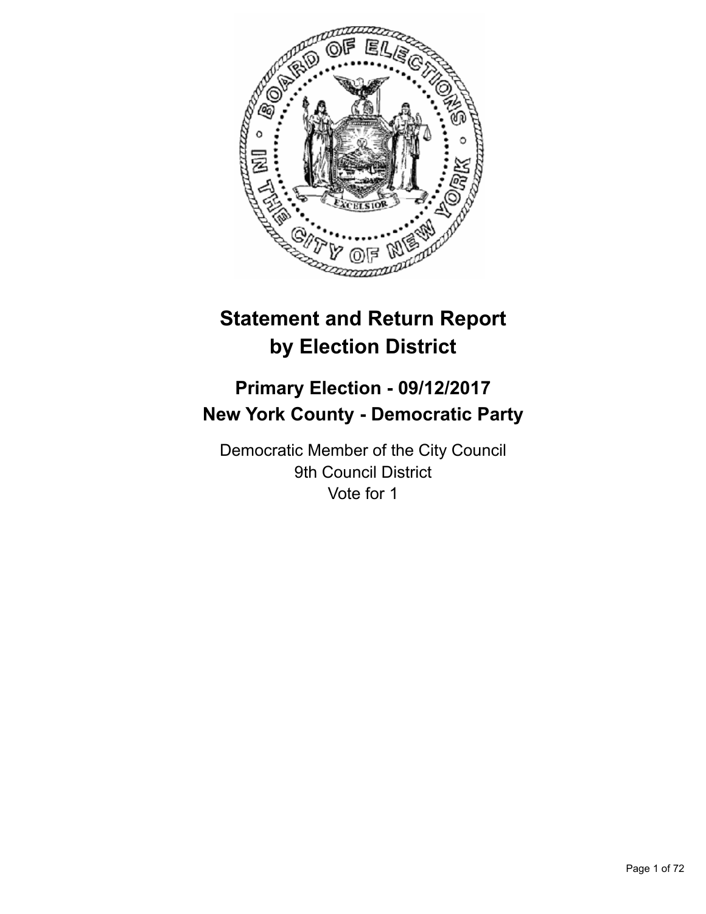# Statement and Return Report by Election District

## Primary Election - 09/12/2017
## New York County - Democratic Party

Democratic Member of the City Council
9th Council District
Vote for 1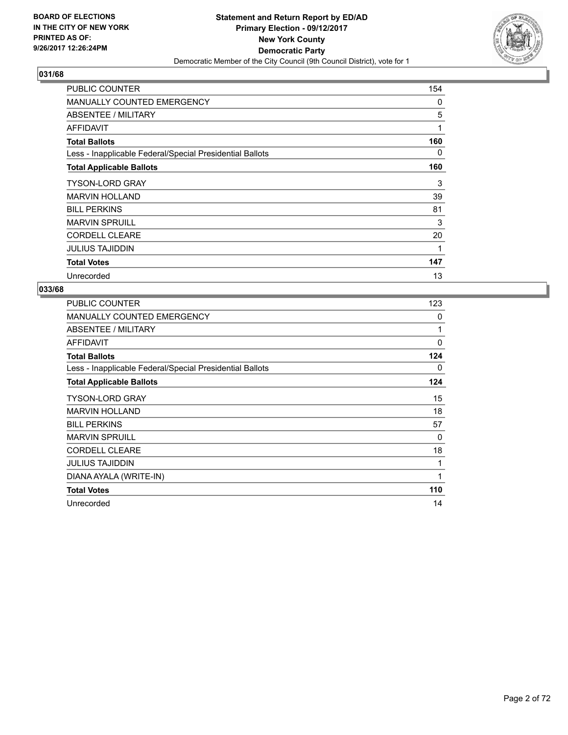**BOARD OF ELECTIONS IN THE CITY OF NEW YORK PRINTED AS OF: 9/26/2017 12:26:24PM**

**Statement and Return Report by ED/AD**
**Primary Election - 09/12/2017**
**New York County**
**Democratic Party**
Democratic Member of the City Council (9th Council District), vote for 1

## 031/68

| | |
|---|---|
| PUBLIC COUNTER | 154 |
| MANUALLY COUNTED EMERGENCY | 0 |
| ABSENTEE / MILITARY | 5 |
| AFFIDAVIT | 1 |
| **Total Ballots** | **160** |
| Less - Inapplicable Federal/Special Presidential Ballots | 0 |
| **Total Applicable Ballots** | **160** |
| TYSON-LORD GRAY | 3 |
| MARVIN HOLLAND | 39 |
| BILL PERKINS | 81 |
| MARVIN SPRUILL | 3 |
| CORDELL CLEARE | 20 |
| JULIUS TAJIDDIN | 1 |
| **Total Votes** | **147** |
| Unrecorded | 13 |

## 033/68

| | |
|---|---|
| PUBLIC COUNTER | 123 |
| MANUALLY COUNTED EMERGENCY | 0 |
| ABSENTEE / MILITARY | 1 |
| AFFIDAVIT | 0 |
| **Total Ballots** | **124** |
| Less - Inapplicable Federal/Special Presidential Ballots | 0 |
| **Total Applicable Ballots** | **124** |
| TYSON-LORD GRAY | 15 |
| MARVIN HOLLAND | 18 |
| BILL PERKINS | 57 |
| MARVIN SPRUILL | 0 |
| CORDELL CLEARE | 18 |
| JULIUS TAJIDDIN | 1 |
| DIANA AYALA (WRITE-IN) | 1 |
| **Total Votes** | **110** |
| Unrecorded | 14 |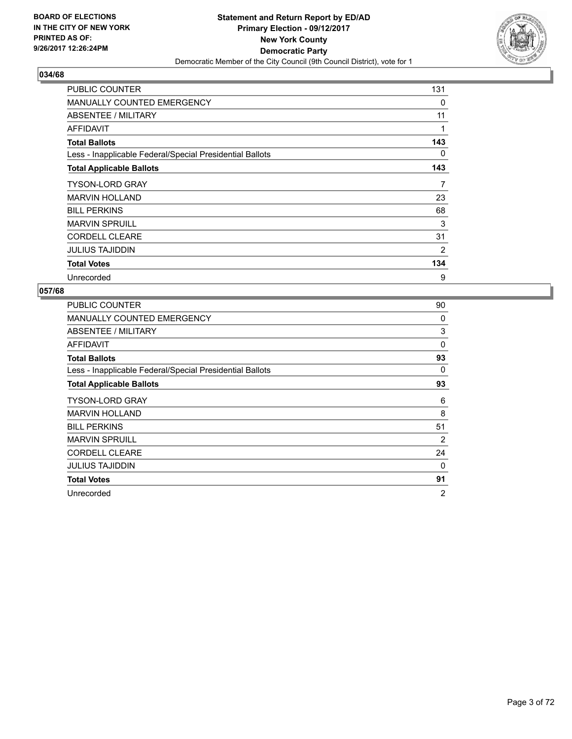## 034/68

| | |
|---|---|
| PUBLIC COUNTER | 131 |
| MANUALLY COUNTED EMERGENCY | 0 |
| ABSENTEE / MILITARY | 11 |
| AFFIDAVIT | 1 |
| **Total Ballots** | **143** |
| Less - Inapplicable Federal/Special Presidential Ballots | 0 |
| **Total Applicable Ballots** | **143** |
| TYSON-LORD GRAY | 7 |
| MARVIN HOLLAND | 23 |
| BILL PERKINS | 68 |
| MARVIN SPRUILL | 3 |
| CORDELL CLEARE | 31 |
| JULIUS TAJIDDIN | 2 |
| **Total Votes** | **134** |
| Unrecorded | 9 |

## 057/68

| | |
|---|---|
| PUBLIC COUNTER | 90 |
| MANUALLY COUNTED EMERGENCY | 0 |
| ABSENTEE / MILITARY | 3 |
| AFFIDAVIT | 0 |
| **Total Ballots** | **93** |
| Less - Inapplicable Federal/Special Presidential Ballots | 0 |
| **Total Applicable Ballots** | **93** |
| TYSON-LORD GRAY | 6 |
| MARVIN HOLLAND | 8 |
| BILL PERKINS | 51 |
| MARVIN SPRUILL | 2 |
| CORDELL CLEARE | 24 |
| JULIUS TAJIDDIN | 0 |
| **Total Votes** | **91** |
| Unrecorded | 2 |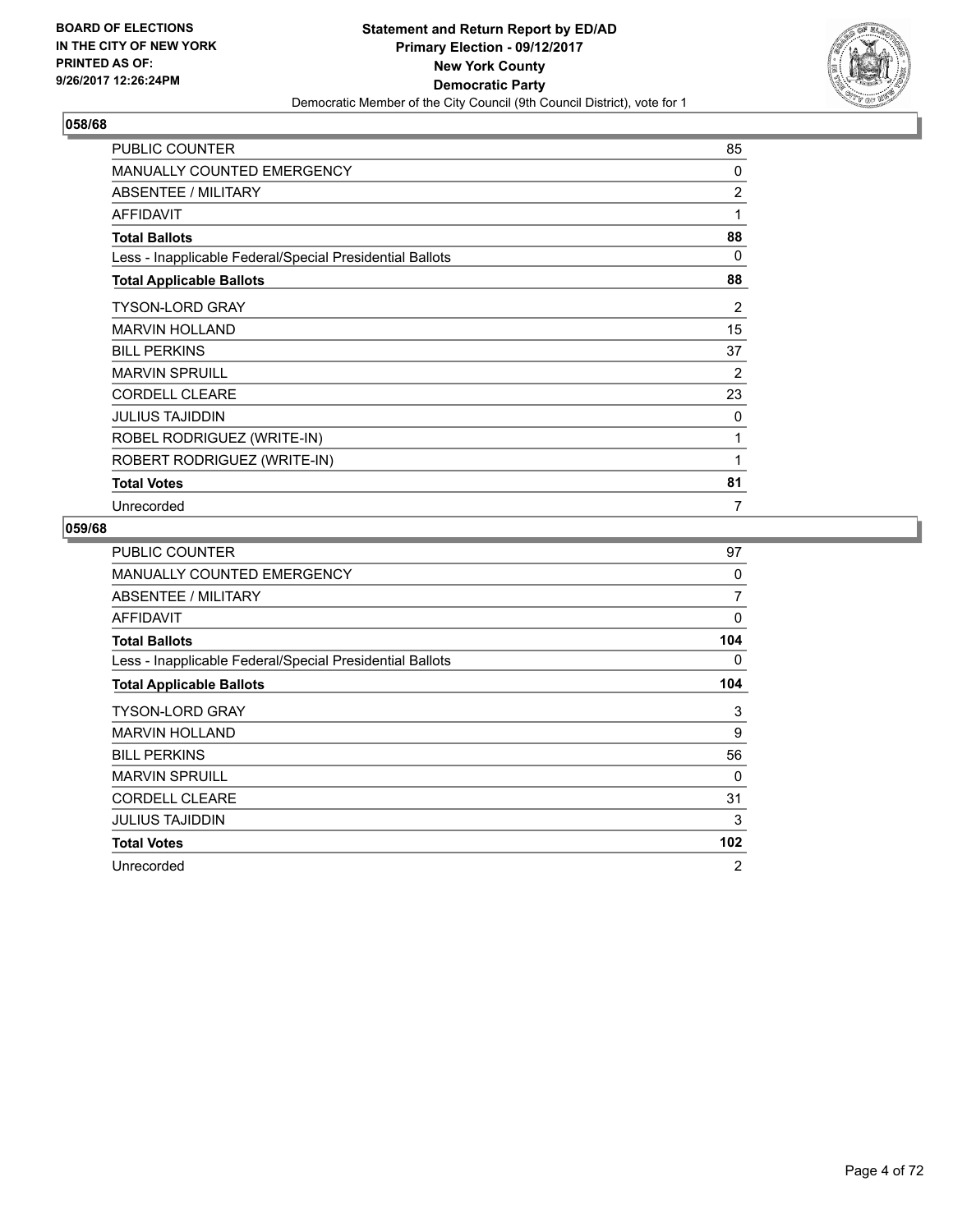BOARD OF ELECTIONS
IN THE CITY OF NEW YORK
PRINTED AS OF:
9/26/2017 12:26:24PM

**Statement and Return Report by ED/AD**
**Primary Election - 09/12/2017**
**New York County**
**Democratic Party**
Democratic Member of the City Council (9th Council District), vote for 1

### 058/68

| | |
|---|---|
| PUBLIC COUNTER | 85 |
| MANUALLY COUNTED EMERGENCY | 0 |
| ABSENTEE / MILITARY | 2 |
| AFFIDAVIT | 1 |
| **Total Ballots** | **88** |
| Less - Inapplicable Federal/Special Presidential Ballots | 0 |
| **Total Applicable Ballots** | **88** |
| TYSON-LORD GRAY | 2 |
| MARVIN HOLLAND | 15 |
| BILL PERKINS | 37 |
| MARVIN SPRUILL | 2 |
| CORDELL CLEARE | 23 |
| JULIUS TAJIDDIN | 0 |
| ROBEL RODRIGUEZ (WRITE-IN) | 1 |
| ROBERT RODRIGUEZ (WRITE-IN) | 1 |
| **Total Votes** | **81** |
| Unrecorded | 7 |

### 059/68

| | |
|---|---|
| PUBLIC COUNTER | 97 |
| MANUALLY COUNTED EMERGENCY | 0 |
| ABSENTEE / MILITARY | 7 |
| AFFIDAVIT | 0 |
| **Total Ballots** | **104** |
| Less - Inapplicable Federal/Special Presidential Ballots | 0 |
| **Total Applicable Ballots** | **104** |
| TYSON-LORD GRAY | 3 |
| MARVIN HOLLAND | 9 |
| BILL PERKINS | 56 |
| MARVIN SPRUILL | 0 |
| CORDELL CLEARE | 31 |
| JULIUS TAJIDDIN | 3 |
| **Total Votes** | **102** |
| Unrecorded | 2 |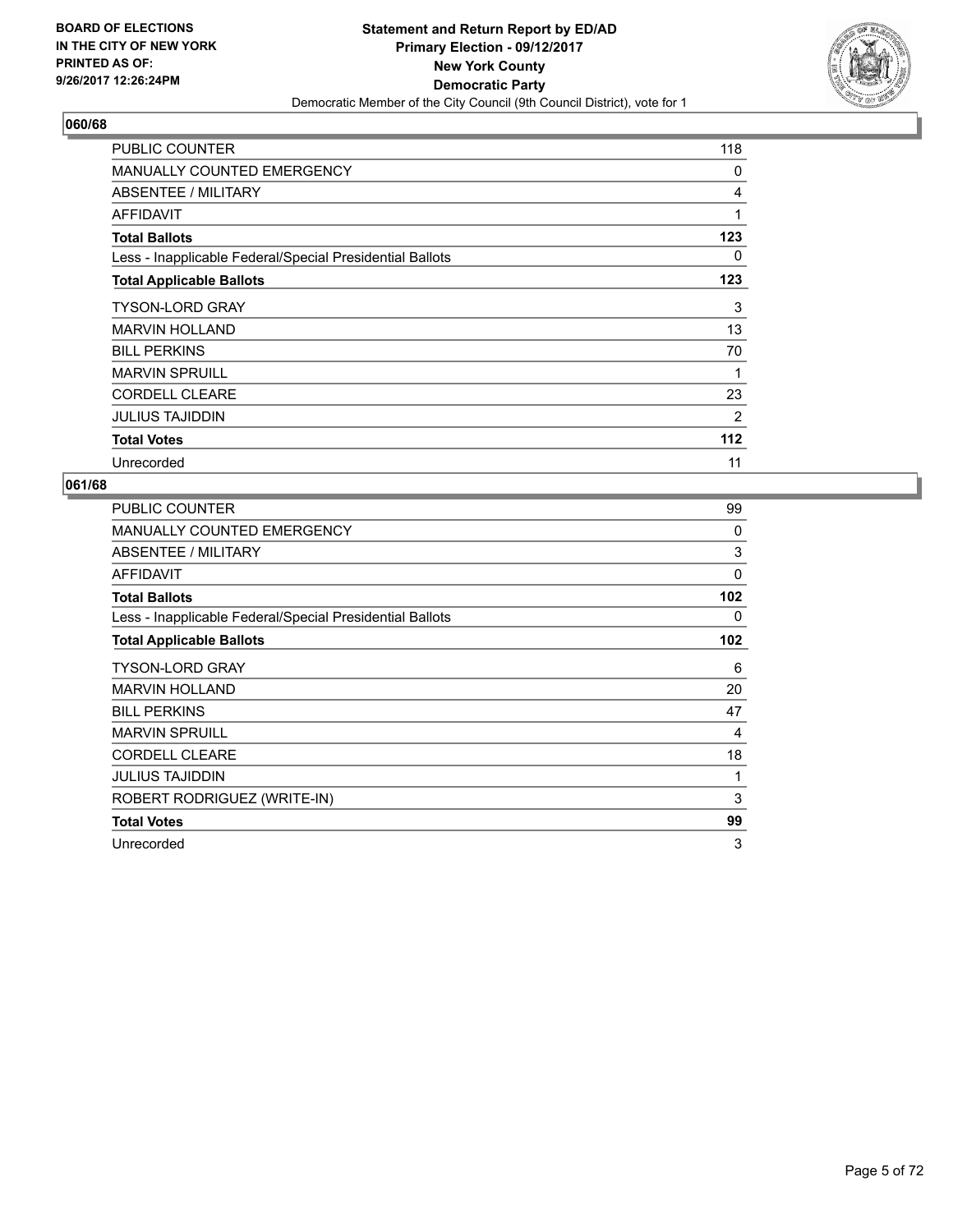BOARD OF ELECTIONS
IN THE CITY OF NEW YORK
PRINTED AS OF:
9/26/2017 12:26:24PM

**Statement and Return Report by ED/AD**
**Primary Election - 09/12/2017**
**New York County**
**Democratic Party**
Democratic Member of the City Council (9th Council District), vote for 1

## 060/68

| | |
|---|---|
| PUBLIC COUNTER | 118 |
| MANUALLY COUNTED EMERGENCY | 0 |
| ABSENTEE / MILITARY | 4 |
| AFFIDAVIT | 1 |
| **Total Ballots** | **123** |
| Less - Inapplicable Federal/Special Presidential Ballots | 0 |
| **Total Applicable Ballots** | **123** |
| TYSON-LORD GRAY | 3 |
| MARVIN HOLLAND | 13 |
| BILL PERKINS | 70 |
| MARVIN SPRUILL | 1 |
| CORDELL CLEARE | 23 |
| JULIUS TAJIDDIN | 2 |
| **Total Votes** | **112** |
| Unrecorded | 11 |

## 061/68

| | |
|---|---|
| PUBLIC COUNTER | 99 |
| MANUALLY COUNTED EMERGENCY | 0 |
| ABSENTEE / MILITARY | 3 |
| AFFIDAVIT | 0 |
| **Total Ballots** | **102** |
| Less - Inapplicable Federal/Special Presidential Ballots | 0 |
| **Total Applicable Ballots** | **102** |
| TYSON-LORD GRAY | 6 |
| MARVIN HOLLAND | 20 |
| BILL PERKINS | 47 |
| MARVIN SPRUILL | 4 |
| CORDELL CLEARE | 18 |
| JULIUS TAJIDDIN | 1 |
| ROBERT RODRIGUEZ (WRITE-IN) | 3 |
| **Total Votes** | **99** |
| Unrecorded | 3 |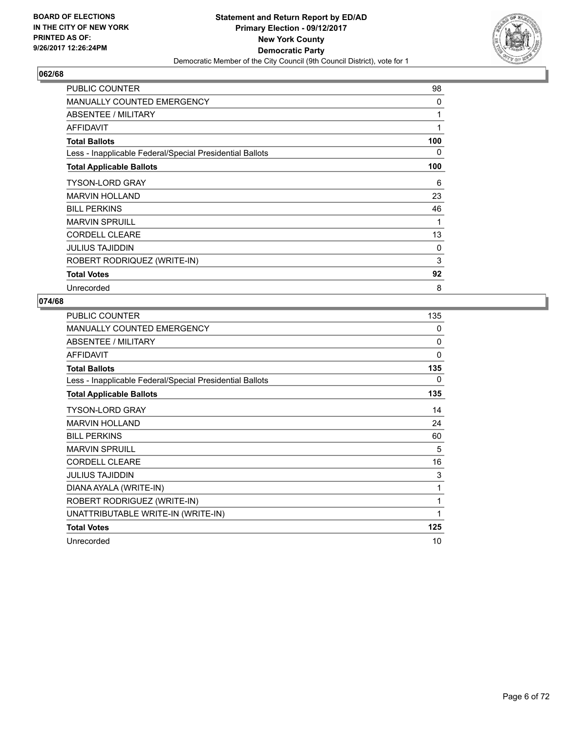**BOARD OF ELECTIONS IN THE CITY OF NEW YORK PRINTED AS OF: 9/26/2017 12:26:24PM**

**Statement and Return Report by ED/AD**
**Primary Election - 09/12/2017**
**New York County**
**Democratic Party**
Democratic Member of the City Council (9th Council District), vote for 1

## 062/68

| | |
|---|---|
| PUBLIC COUNTER | 98 |
| MANUALLY COUNTED EMERGENCY | 0 |
| ABSENTEE / MILITARY | 1 |
| AFFIDAVIT | 1 |
| **Total Ballots** | **100** |
| Less - Inapplicable Federal/Special Presidential Ballots | 0 |
| **Total Applicable Ballots** | **100** |
| TYSON-LORD GRAY | 6 |
| MARVIN HOLLAND | 23 |
| BILL PERKINS | 46 |
| MARVIN SPRUILL | 1 |
| CORDELL CLEARE | 13 |
| JULIUS TAJIDDIN | 0 |
| ROBERT RODRIQUEZ (WRITE-IN) | 3 |
| **Total Votes** | **92** |
| Unrecorded | 8 |

## 074/68

| | |
|---|---|
| PUBLIC COUNTER | 135 |
| MANUALLY COUNTED EMERGENCY | 0 |
| ABSENTEE / MILITARY | 0 |
| AFFIDAVIT | 0 |
| **Total Ballots** | **135** |
| Less - Inapplicable Federal/Special Presidential Ballots | 0 |
| **Total Applicable Ballots** | **135** |
| TYSON-LORD GRAY | 14 |
| MARVIN HOLLAND | 24 |
| BILL PERKINS | 60 |
| MARVIN SPRUILL | 5 |
| CORDELL CLEARE | 16 |
| JULIUS TAJIDDIN | 3 |
| DIANA AYALA (WRITE-IN) | 1 |
| ROBERT RODRIGUEZ (WRITE-IN) | 1 |
| UNATTRIBUTABLE WRITE-IN (WRITE-IN) | 1 |
| **Total Votes** | **125** |
| Unrecorded | 10 |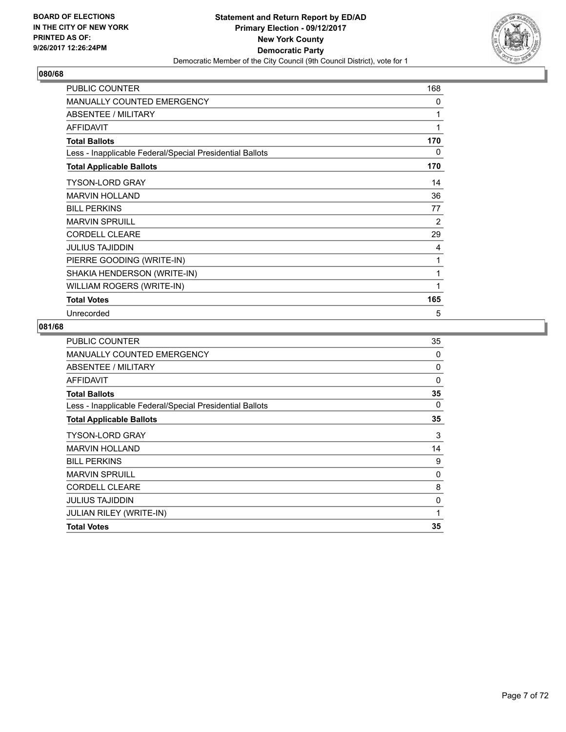**BOARD OF ELECTIONS IN THE CITY OF NEW YORK PRINTED AS OF: 9/26/2017 12:26:24PM**

**Statement and Return Report by ED/AD Primary Election - 09/12/2017 New York County Democratic Party**

Democratic Member of the City Council (9th Council District), vote for 1

## 080/68

| | |
|---|---|
| PUBLIC COUNTER | 168 |
| MANUALLY COUNTED EMERGENCY | 0 |
| ABSENTEE / MILITARY | 1 |
| AFFIDAVIT | 1 |
| **Total Ballots** | **170** |
| Less - Inapplicable Federal/Special Presidential Ballots | 0 |
| **Total Applicable Ballots** | **170** |
| TYSON-LORD GRAY | 14 |
| MARVIN HOLLAND | 36 |
| BILL PERKINS | 77 |
| MARVIN SPRUILL | 2 |
| CORDELL CLEARE | 29 |
| JULIUS TAJIDDIN | 4 |
| PIERRE GOODING (WRITE-IN) | 1 |
| SHAKIA HENDERSON (WRITE-IN) | 1 |
| WILLIAM ROGERS (WRITE-IN) | 1 |
| **Total Votes** | **165** |
| Unrecorded | 5 |

## 081/68

| | |
|---|---|
| PUBLIC COUNTER | 35 |
| MANUALLY COUNTED EMERGENCY | 0 |
| ABSENTEE / MILITARY | 0 |
| AFFIDAVIT | 0 |
| **Total Ballots** | **35** |
| Less - Inapplicable Federal/Special Presidential Ballots | 0 |
| **Total Applicable Ballots** | **35** |
| TYSON-LORD GRAY | 3 |
| MARVIN HOLLAND | 14 |
| BILL PERKINS | 9 |
| MARVIN SPRUILL | 0 |
| CORDELL CLEARE | 8 |
| JULIUS TAJIDDIN | 0 |
| JULIAN RILEY (WRITE-IN) | 1 |
| **Total Votes** | **35** |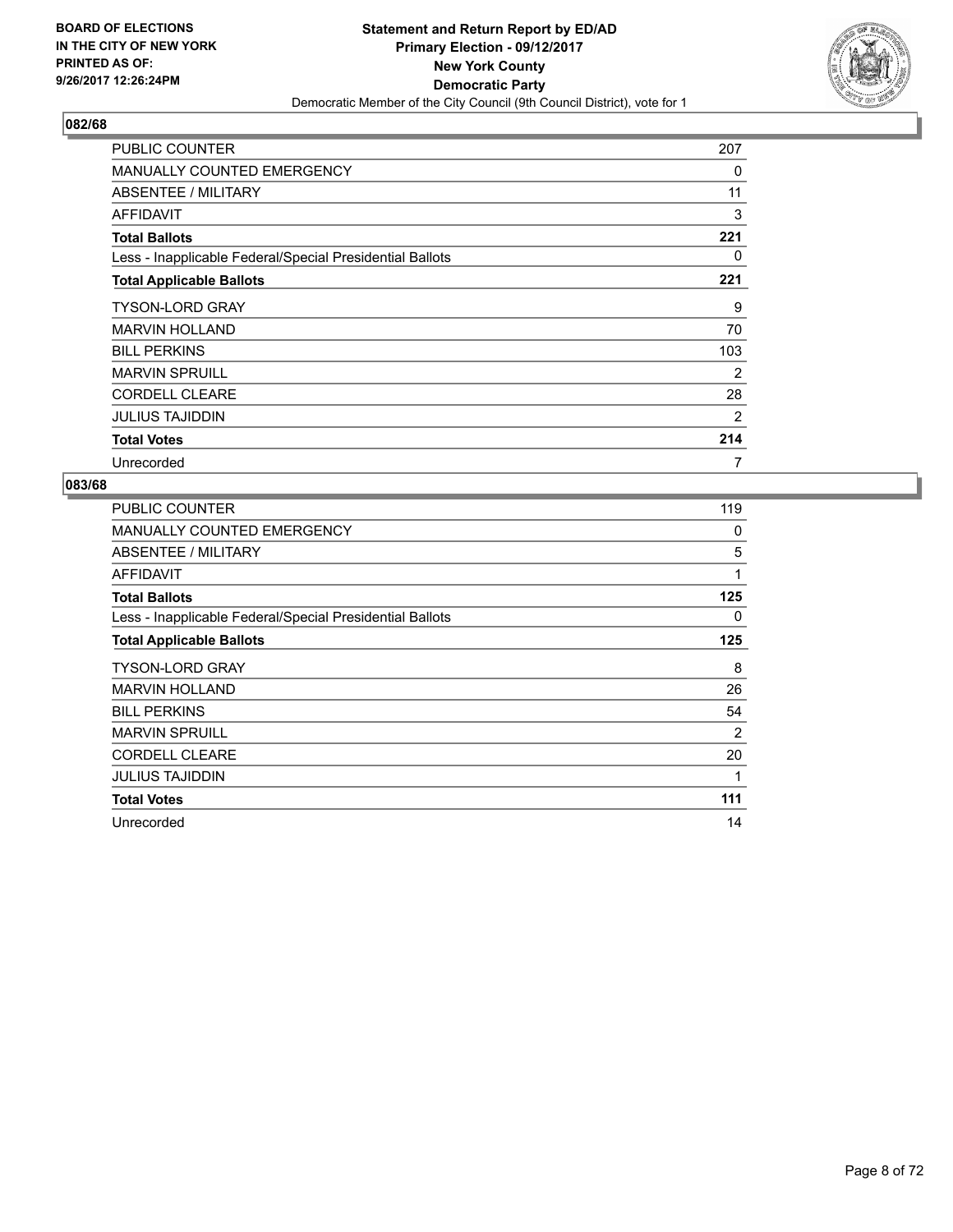BOARD OF ELECTIONS
IN THE CITY OF NEW YORK
PRINTED AS OF:
9/26/2017 12:26:24PM

**Statement and Return Report by ED/AD**
**Primary Election - 09/12/2017**
**New York County**
**Democratic Party**
Democratic Member of the City Council (9th Council District), vote for 1

## 082/68

| | |
|---|---|
| PUBLIC COUNTER | 207 |
| MANUALLY COUNTED EMERGENCY | 0 |
| ABSENTEE / MILITARY | 11 |
| AFFIDAVIT | 3 |
| **Total Ballots** | **221** |
| Less - Inapplicable Federal/Special Presidential Ballots | 0 |
| **Total Applicable Ballots** | **221** |
| TYSON-LORD GRAY | 9 |
| MARVIN HOLLAND | 70 |
| BILL PERKINS | 103 |
| MARVIN SPRUILL | 2 |
| CORDELL CLEARE | 28 |
| JULIUS TAJIDDIN | 2 |
| **Total Votes** | **214** |
| Unrecorded | 7 |

## 083/68

| | |
|---|---|
| PUBLIC COUNTER | 119 |
| MANUALLY COUNTED EMERGENCY | 0 |
| ABSENTEE / MILITARY | 5 |
| AFFIDAVIT | 1 |
| **Total Ballots** | **125** |
| Less - Inapplicable Federal/Special Presidential Ballots | 0 |
| **Total Applicable Ballots** | **125** |
| TYSON-LORD GRAY | 8 |
| MARVIN HOLLAND | 26 |
| BILL PERKINS | 54 |
| MARVIN SPRUILL | 2 |
| CORDELL CLEARE | 20 |
| JULIUS TAJIDDIN | 1 |
| **Total Votes** | **111** |
| Unrecorded | 14 |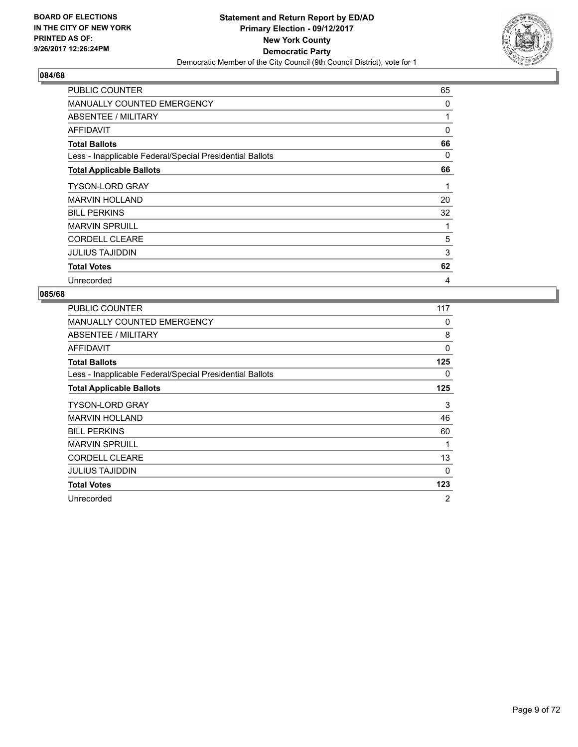BOARD OF ELECTIONS
IN THE CITY OF NEW YORK
PRINTED AS OF:
9/26/2017 12:26:24PM

**Statement and Return Report by ED/AD**
**Primary Election - 09/12/2017**
**New York County**
**Democratic Party**
Democratic Member of the City Council (9th Council District), vote for 1

## 084/68

| | |
|---|---|
| PUBLIC COUNTER | 65 |
| MANUALLY COUNTED EMERGENCY | 0 |
| ABSENTEE / MILITARY | 1 |
| AFFIDAVIT | 0 |
| **Total Ballots** | **66** |
| Less - Inapplicable Federal/Special Presidential Ballots | 0 |
| **Total Applicable Ballots** | **66** |
| TYSON-LORD GRAY | 1 |
| MARVIN HOLLAND | 20 |
| BILL PERKINS | 32 |
| MARVIN SPRUILL | 1 |
| CORDELL CLEARE | 5 |
| JULIUS TAJIDDIN | 3 |
| **Total Votes** | **62** |
| Unrecorded | 4 |

## 085/68

| | |
|---|---|
| PUBLIC COUNTER | 117 |
| MANUALLY COUNTED EMERGENCY | 0 |
| ABSENTEE / MILITARY | 8 |
| AFFIDAVIT | 0 |
| **Total Ballots** | **125** |
| Less - Inapplicable Federal/Special Presidential Ballots | 0 |
| **Total Applicable Ballots** | **125** |
| TYSON-LORD GRAY | 3 |
| MARVIN HOLLAND | 46 |
| BILL PERKINS | 60 |
| MARVIN SPRUILL | 1 |
| CORDELL CLEARE | 13 |
| JULIUS TAJIDDIN | 0 |
| **Total Votes** | **123** |
| Unrecorded | 2 |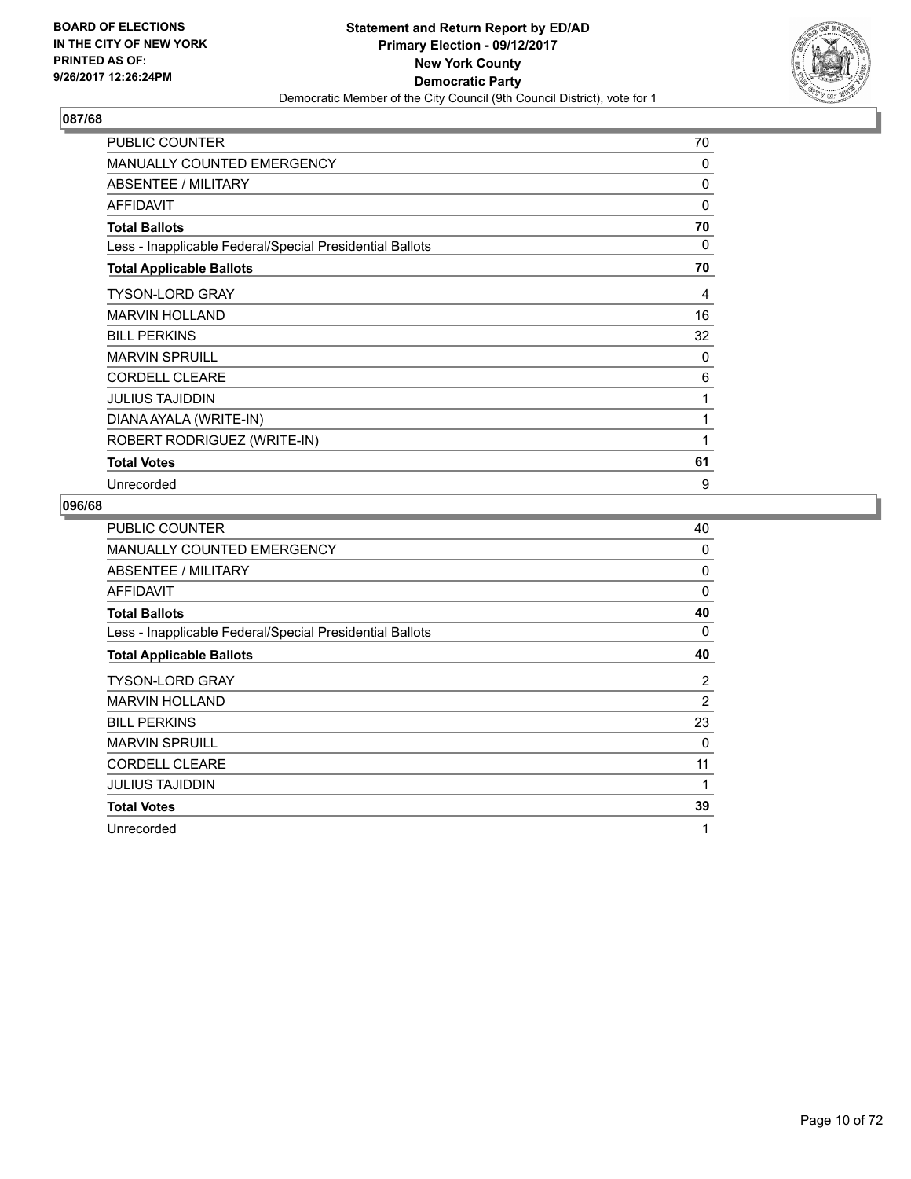**BOARD OF ELECTIONS IN THE CITY OF NEW YORK PRINTED AS OF: 9/26/2017 12:26:24PM**

**Statement and Return Report by ED/AD**
**Primary Election - 09/12/2017**
**New York County**
**Democratic Party**
Democratic Member of the City Council (9th Council District), vote for 1

## 087/68

| | |
|---|---|
| PUBLIC COUNTER | 70 |
| MANUALLY COUNTED EMERGENCY | 0 |
| ABSENTEE / MILITARY | 0 |
| AFFIDAVIT | 0 |
| **Total Ballots** | **70** |
| Less - Inapplicable Federal/Special Presidential Ballots | 0 |
| **Total Applicable Ballots** | **70** |
| TYSON-LORD GRAY | 4 |
| MARVIN HOLLAND | 16 |
| BILL PERKINS | 32 |
| MARVIN SPRUILL | 0 |
| CORDELL CLEARE | 6 |
| JULIUS TAJIDDIN | 1 |
| DIANA AYALA (WRITE-IN) | 1 |
| ROBERT RODRIGUEZ (WRITE-IN) | 1 |
| **Total Votes** | **61** |
| Unrecorded | 9 |

## 096/68

| | |
|---|---|
| PUBLIC COUNTER | 40 |
| MANUALLY COUNTED EMERGENCY | 0 |
| ABSENTEE / MILITARY | 0 |
| AFFIDAVIT | 0 |
| **Total Ballots** | **40** |
| Less - Inapplicable Federal/Special Presidential Ballots | 0 |
| **Total Applicable Ballots** | **40** |
| TYSON-LORD GRAY | 2 |
| MARVIN HOLLAND | 2 |
| BILL PERKINS | 23 |
| MARVIN SPRUILL | 0 |
| CORDELL CLEARE | 11 |
| JULIUS TAJIDDIN | 1 |
| **Total Votes** | **39** |
| Unrecorded | 1 |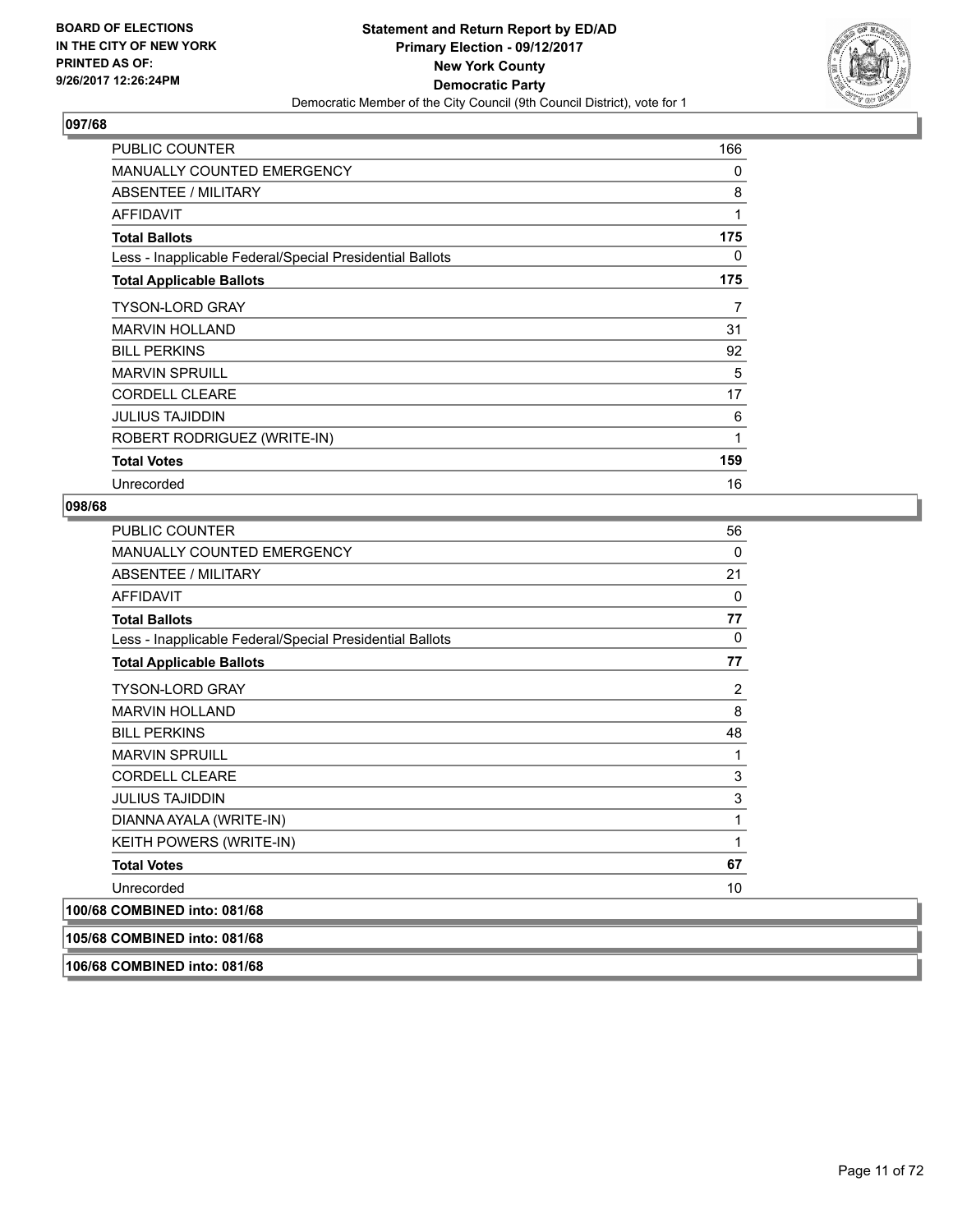**BOARD OF ELECTIONS IN THE CITY OF NEW YORK PRINTED AS OF: 9/26/2017 12:26:24PM**

**Statement and Return Report by ED/AD**
**Primary Election - 09/12/2017**
**New York County**
**Democratic Party**
Democratic Member of the City Council (9th Council District), vote for 1

### 097/68

| | |
|---|---|
| PUBLIC COUNTER | 166 |
| MANUALLY COUNTED EMERGENCY | 0 |
| ABSENTEE / MILITARY | 8 |
| AFFIDAVIT | 1 |
| **Total Ballots** | **175** |
| Less - Inapplicable Federal/Special Presidential Ballots | 0 |
| **Total Applicable Ballots** | **175** |
| TYSON-LORD GRAY | 7 |
| MARVIN HOLLAND | 31 |
| BILL PERKINS | 92 |
| MARVIN SPRUILL | 5 |
| CORDELL CLEARE | 17 |
| JULIUS TAJIDDIN | 6 |
| ROBERT RODRIGUEZ (WRITE-IN) | 1 |
| **Total Votes** | **159** |
| Unrecorded | 16 |

### 098/68

| | |
|---|---|
| PUBLIC COUNTER | 56 |
| MANUALLY COUNTED EMERGENCY | 0 |
| ABSENTEE / MILITARY | 21 |
| AFFIDAVIT | 0 |
| **Total Ballots** | **77** |
| Less - Inapplicable Federal/Special Presidential Ballots | 0 |
| **Total Applicable Ballots** | **77** |
| TYSON-LORD GRAY | 2 |
| MARVIN HOLLAND | 8 |
| BILL PERKINS | 48 |
| MARVIN SPRUILL | 1 |
| CORDELL CLEARE | 3 |
| JULIUS TAJIDDIN | 3 |
| DIANNA AYALA (WRITE-IN) | 1 |
| KEITH POWERS (WRITE-IN) | 1 |
| **Total Votes** | **67** |
| Unrecorded | 10 |

**100/68 COMBINED into: 081/68**

**105/68 COMBINED into: 081/68**

**106/68 COMBINED into: 081/68**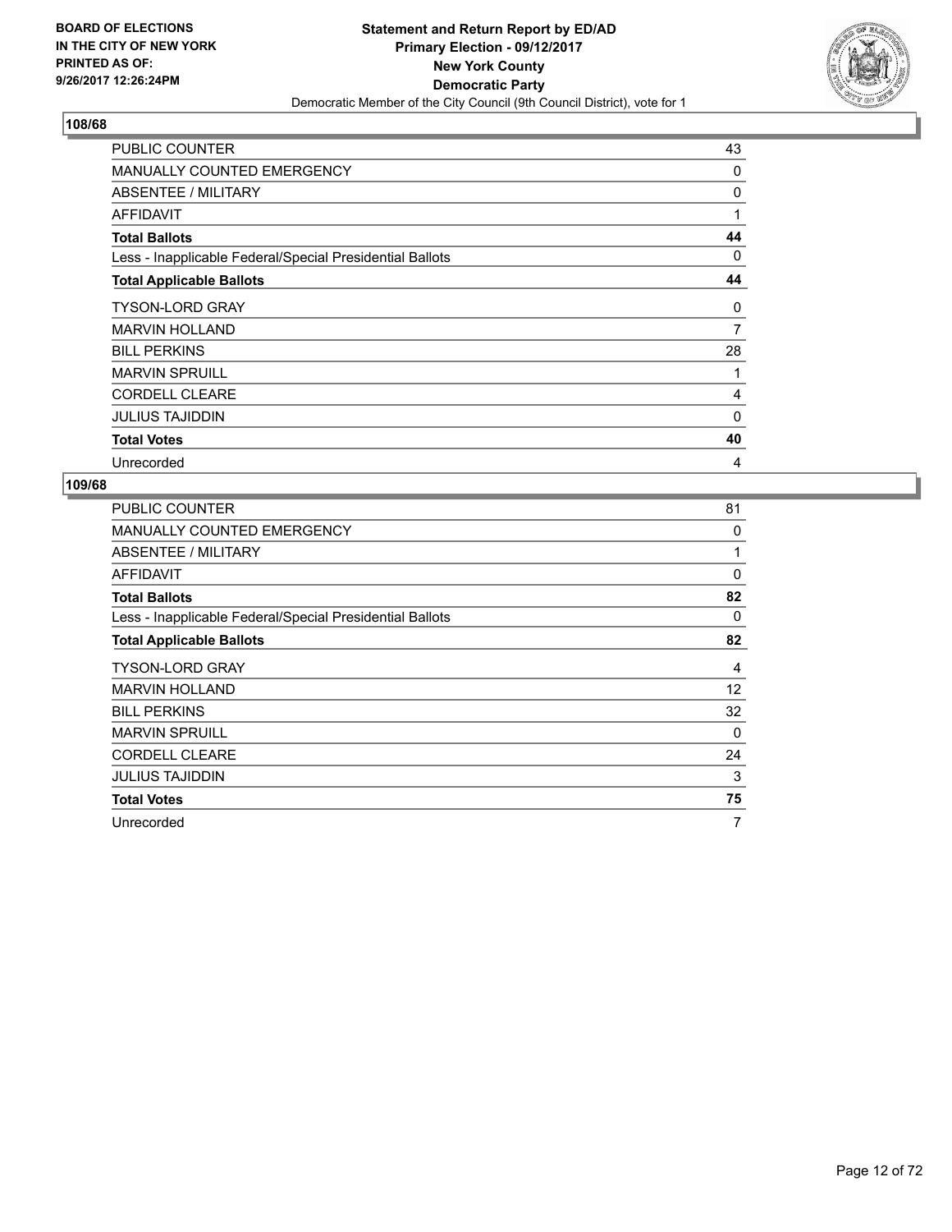**BOARD OF ELECTIONS IN THE CITY OF NEW YORK PRINTED AS OF: 9/26/2017 12:26:24PM**

**Statement and Return Report by ED/AD**
**Primary Election - 09/12/2017**
**New York County**
**Democratic Party**
Democratic Member of the City Council (9th Council District), vote for 1

## 108/68

| | |
|---|---|
| PUBLIC COUNTER | 43 |
| MANUALLY COUNTED EMERGENCY | 0 |
| ABSENTEE / MILITARY | 0 |
| AFFIDAVIT | 1 |
| **Total Ballots** | **44** |
| Less - Inapplicable Federal/Special Presidential Ballots | 0 |
| **Total Applicable Ballots** | **44** |
| TYSON-LORD GRAY | 0 |
| MARVIN HOLLAND | 7 |
| BILL PERKINS | 28 |
| MARVIN SPRUILL | 1 |
| CORDELL CLEARE | 4 |
| JULIUS TAJIDDIN | 0 |
| **Total Votes** | **40** |
| Unrecorded | 4 |

## 109/68

| | |
|---|---|
| PUBLIC COUNTER | 81 |
| MANUALLY COUNTED EMERGENCY | 0 |
| ABSENTEE / MILITARY | 1 |
| AFFIDAVIT | 0 |
| **Total Ballots** | **82** |
| Less - Inapplicable Federal/Special Presidential Ballots | 0 |
| **Total Applicable Ballots** | **82** |
| TYSON-LORD GRAY | 4 |
| MARVIN HOLLAND | 12 |
| BILL PERKINS | 32 |
| MARVIN SPRUILL | 0 |
| CORDELL CLEARE | 24 |
| JULIUS TAJIDDIN | 3 |
| **Total Votes** | **75** |
| Unrecorded | 7 |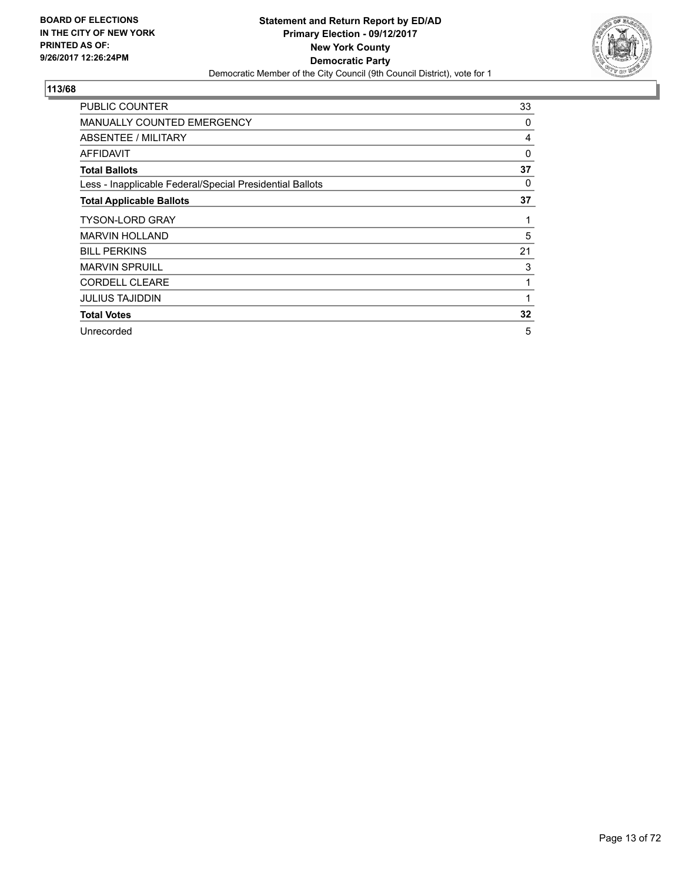**BOARD OF ELECTIONS IN THE CITY OF NEW YORK PRINTED AS OF: 9/26/2017 12:26:24PM**

**Statement and Return Report by ED/AD**
**Primary Election - 09/12/2017**
**New York County**
**Democratic Party**
Democratic Member of the City Council (9th Council District), vote for 1

## 113/68

| | |
|---|---|
| PUBLIC COUNTER | 33 |
| MANUALLY COUNTED EMERGENCY | 0 |
| ABSENTEE / MILITARY | 4 |
| AFFIDAVIT | 0 |
| **Total Ballots** | **37** |
| Less - Inapplicable Federal/Special Presidential Ballots | 0 |
| **Total Applicable Ballots** | **37** |
| TYSON-LORD GRAY | 1 |
| MARVIN HOLLAND | 5 |
| BILL PERKINS | 21 |
| MARVIN SPRUILL | 3 |
| CORDELL CLEARE | 1 |
| JULIUS TAJIDDIN | 1 |
| **Total Votes** | **32** |
| Unrecorded | 5 |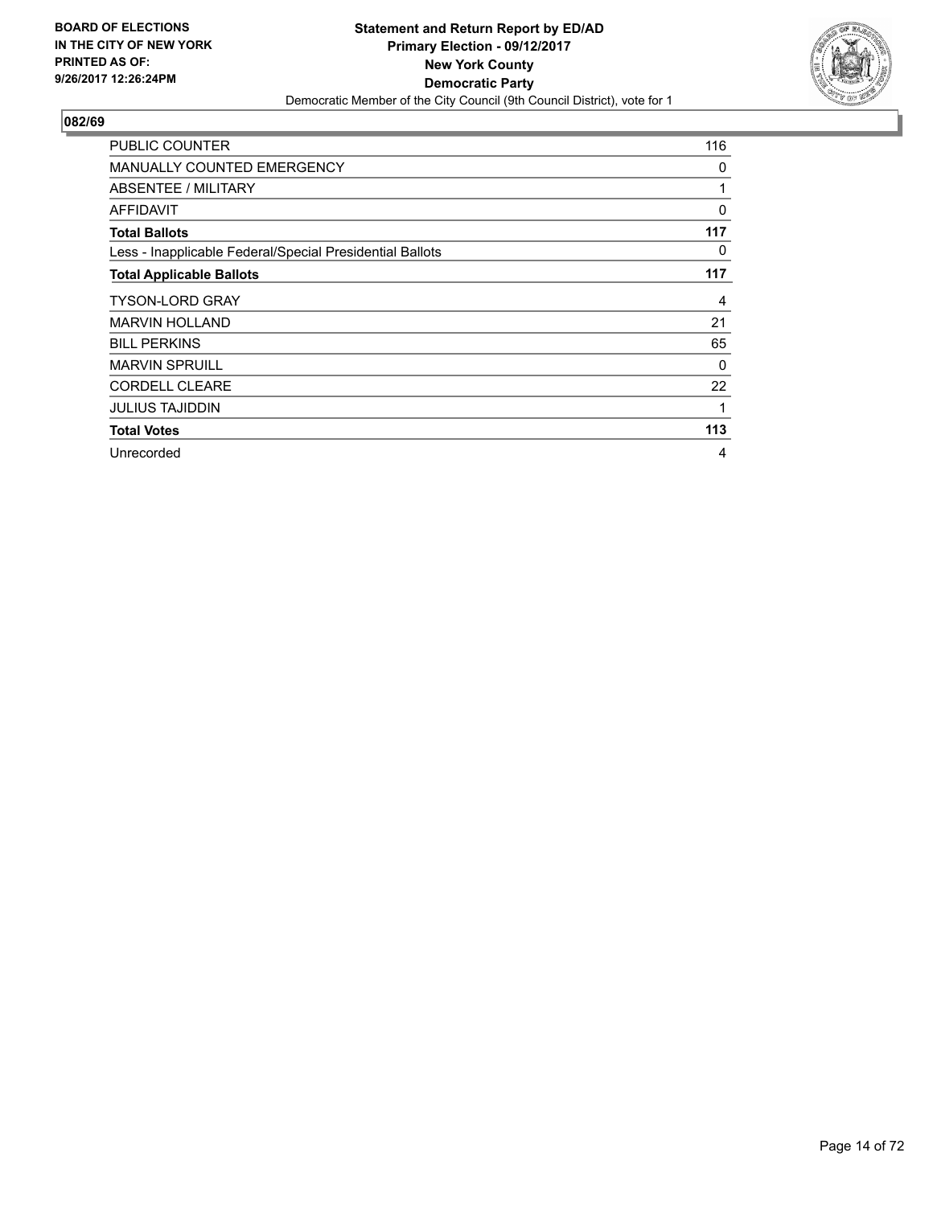BOARD OF ELECTIONS
IN THE CITY OF NEW YORK
PRINTED AS OF:
9/26/2017 12:26:24PM

**Statement and Return Report by ED/AD**
**Primary Election - 09/12/2017**
**New York County**
**Democratic Party**
Democratic Member of the City Council (9th Council District), vote for 1

## 082/69

| | |
|---|---|
| PUBLIC COUNTER | 116 |
| MANUALLY COUNTED EMERGENCY | 0 |
| ABSENTEE / MILITARY | 1 |
| AFFIDAVIT | 0 |
| **Total Ballots** | **117** |
| Less - Inapplicable Federal/Special Presidential Ballots | 0 |
| **Total Applicable Ballots** | **117** |
| TYSON-LORD GRAY | 4 |
| MARVIN HOLLAND | 21 |
| BILL PERKINS | 65 |
| MARVIN SPRUILL | 0 |
| CORDELL CLEARE | 22 |
| JULIUS TAJIDDIN | 1 |
| **Total Votes** | **113** |
| Unrecorded | 4 |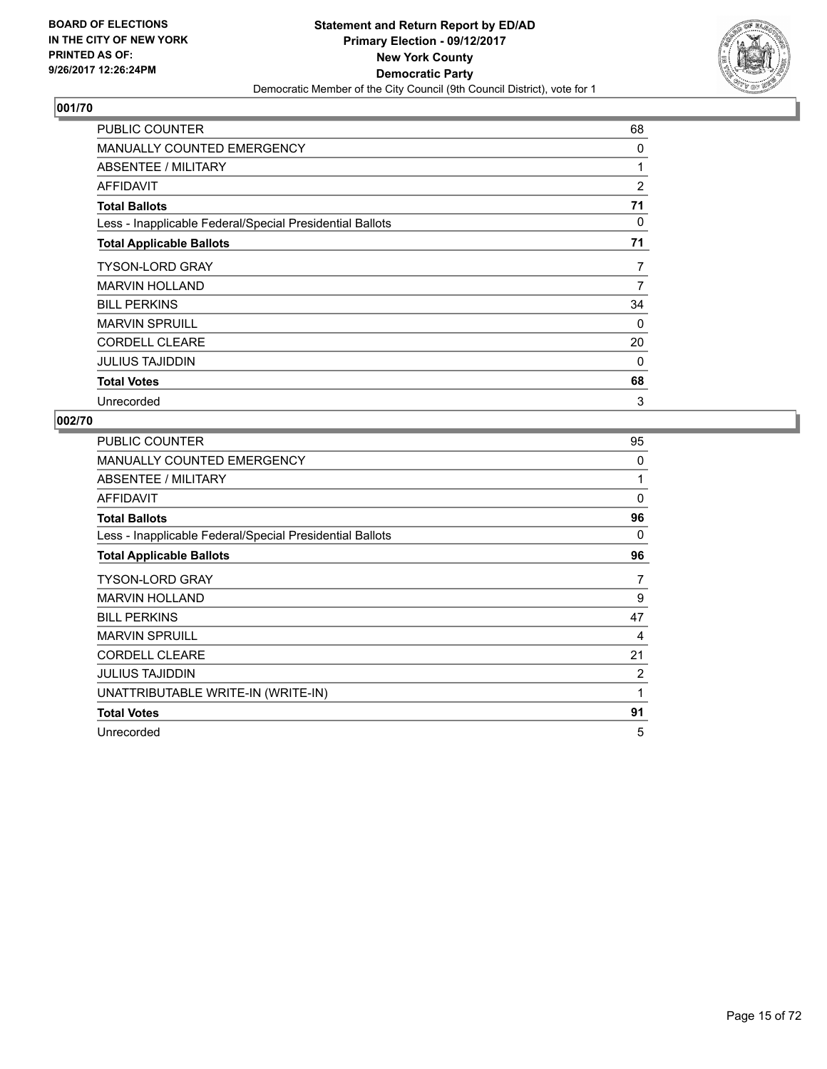BOARD OF ELECTIONS
IN THE CITY OF NEW YORK
PRINTED AS OF:
9/26/2017 12:26:24PM

**Statement and Return Report by ED/AD**
**Primary Election - 09/12/2017**
**New York County**
**Democratic Party**
Democratic Member of the City Council (9th Council District), vote for 1

## 001/70

| | |
|---|---|
| PUBLIC COUNTER | 68 |
| MANUALLY COUNTED EMERGENCY | 0 |
| ABSENTEE / MILITARY | 1 |
| AFFIDAVIT | 2 |
| **Total Ballots** | **71** |
| Less - Inapplicable Federal/Special Presidential Ballots | 0 |
| **Total Applicable Ballots** | **71** |
| TYSON-LORD GRAY | 7 |
| MARVIN HOLLAND | 7 |
| BILL PERKINS | 34 |
| MARVIN SPRUILL | 0 |
| CORDELL CLEARE | 20 |
| JULIUS TAJIDDIN | 0 |
| **Total Votes** | **68** |
| Unrecorded | 3 |

## 002/70

| | |
|---|---|
| PUBLIC COUNTER | 95 |
| MANUALLY COUNTED EMERGENCY | 0 |
| ABSENTEE / MILITARY | 1 |
| AFFIDAVIT | 0 |
| **Total Ballots** | **96** |
| Less - Inapplicable Federal/Special Presidential Ballots | 0 |
| **Total Applicable Ballots** | **96** |
| TYSON-LORD GRAY | 7 |
| MARVIN HOLLAND | 9 |
| BILL PERKINS | 47 |
| MARVIN SPRUILL | 4 |
| CORDELL CLEARE | 21 |
| JULIUS TAJIDDIN | 2 |
| UNATTRIBUTABLE WRITE-IN (WRITE-IN) | 1 |
| **Total Votes** | **91** |
| Unrecorded | 5 |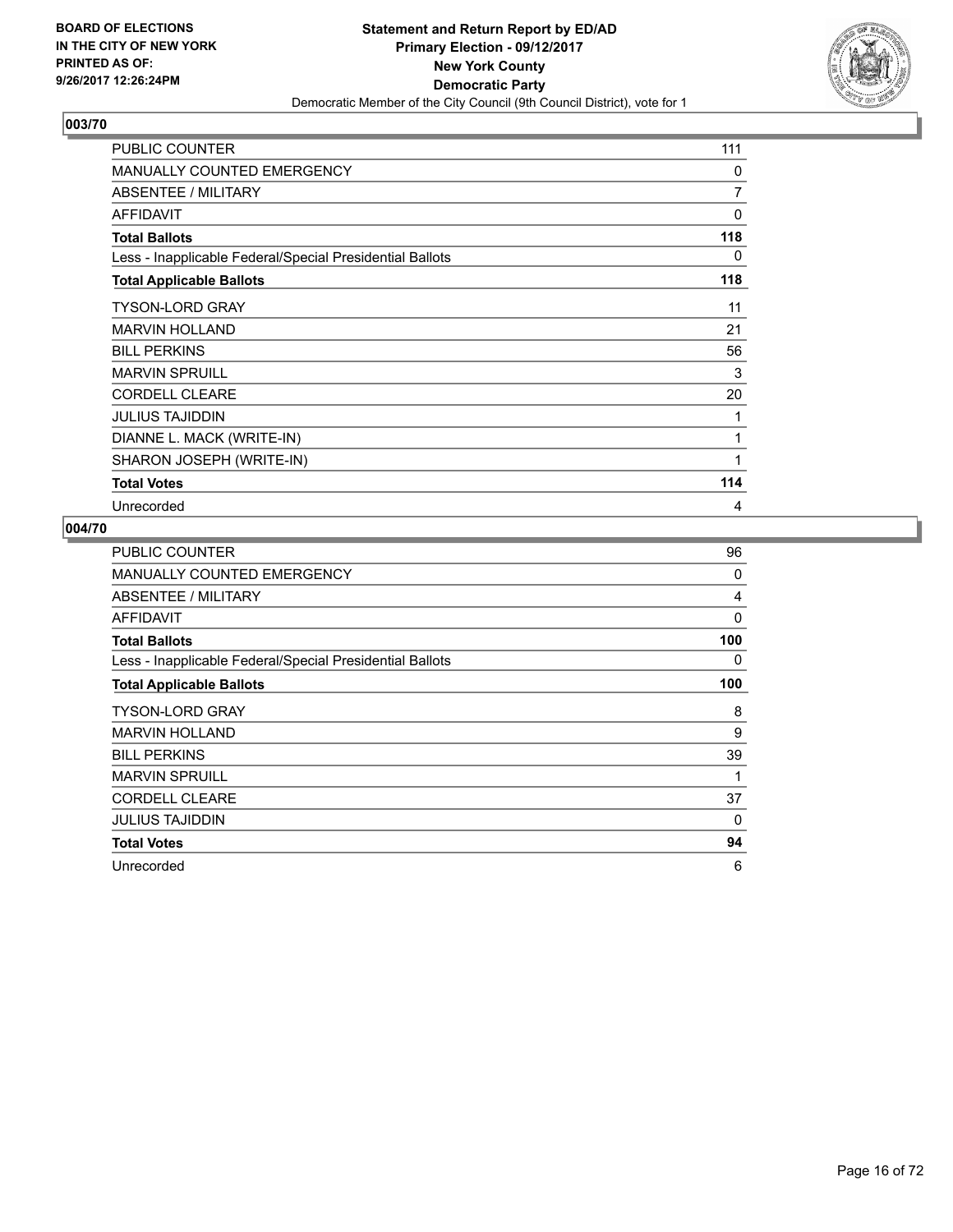BOARD OF ELECTIONS
IN THE CITY OF NEW YORK
PRINTED AS OF:
9/26/2017 12:26:24PM

**Statement and Return Report by ED/AD**
**Primary Election - 09/12/2017**
**New York County**
**Democratic Party**
Democratic Member of the City Council (9th Council District), vote for 1

## 003/70

| | |
|---|---|
| PUBLIC COUNTER | 111 |
| MANUALLY COUNTED EMERGENCY | 0 |
| ABSENTEE / MILITARY | 7 |
| AFFIDAVIT | 0 |
| **Total Ballots** | **118** |
| Less - Inapplicable Federal/Special Presidential Ballots | 0 |
| **Total Applicable Ballots** | **118** |
| TYSON-LORD GRAY | 11 |
| MARVIN HOLLAND | 21 |
| BILL PERKINS | 56 |
| MARVIN SPRUILL | 3 |
| CORDELL CLEARE | 20 |
| JULIUS TAJIDDIN | 1 |
| DIANNE L. MACK (WRITE-IN) | 1 |
| SHARON JOSEPH (WRITE-IN) | 1 |
| **Total Votes** | **114** |
| Unrecorded | 4 |

## 004/70

| | |
|---|---|
| PUBLIC COUNTER | 96 |
| MANUALLY COUNTED EMERGENCY | 0 |
| ABSENTEE / MILITARY | 4 |
| AFFIDAVIT | 0 |
| **Total Ballots** | **100** |
| Less - Inapplicable Federal/Special Presidential Ballots | 0 |
| **Total Applicable Ballots** | **100** |
| TYSON-LORD GRAY | 8 |
| MARVIN HOLLAND | 9 |
| BILL PERKINS | 39 |
| MARVIN SPRUILL | 1 |
| CORDELL CLEARE | 37 |
| JULIUS TAJIDDIN | 0 |
| **Total Votes** | **94** |
| Unrecorded | 6 |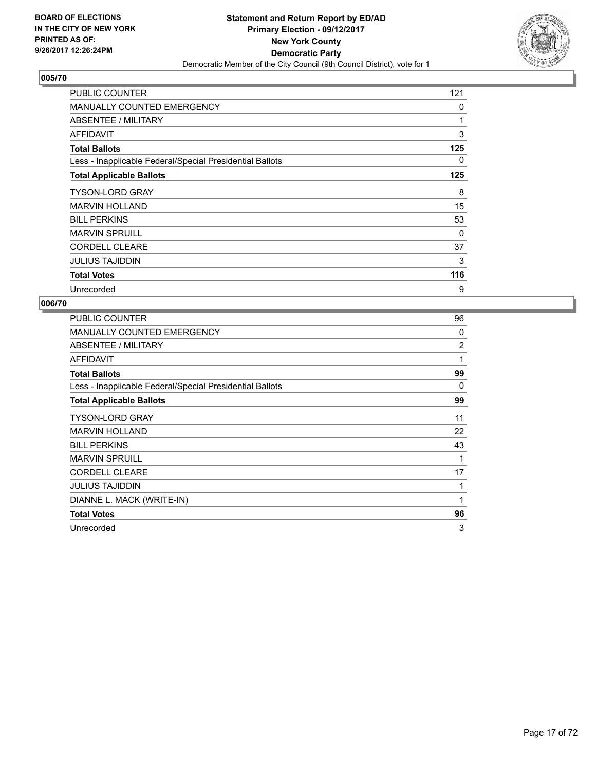BOARD OF ELECTIONS
IN THE CITY OF NEW YORK
PRINTED AS OF:
9/26/2017 12:26:24PM

**Statement and Return Report by ED/AD**
**Primary Election - 09/12/2017**
**New York County**
**Democratic Party**
Democratic Member of the City Council (9th Council District), vote for 1

## 005/70

| | |
|---|---|
| PUBLIC COUNTER | 121 |
| MANUALLY COUNTED EMERGENCY | 0 |
| ABSENTEE / MILITARY | 1 |
| AFFIDAVIT | 3 |
| **Total Ballots** | **125** |
| Less - Inapplicable Federal/Special Presidential Ballots | 0 |
| **Total Applicable Ballots** | **125** |
| TYSON-LORD GRAY | 8 |
| MARVIN HOLLAND | 15 |
| BILL PERKINS | 53 |
| MARVIN SPRUILL | 0 |
| CORDELL CLEARE | 37 |
| JULIUS TAJIDDIN | 3 |
| **Total Votes** | **116** |
| Unrecorded | 9 |

## 006/70

| | |
|---|---|
| PUBLIC COUNTER | 96 |
| MANUALLY COUNTED EMERGENCY | 0 |
| ABSENTEE / MILITARY | 2 |
| AFFIDAVIT | 1 |
| **Total Ballots** | **99** |
| Less - Inapplicable Federal/Special Presidential Ballots | 0 |
| **Total Applicable Ballots** | **99** |
| TYSON-LORD GRAY | 11 |
| MARVIN HOLLAND | 22 |
| BILL PERKINS | 43 |
| MARVIN SPRUILL | 1 |
| CORDELL CLEARE | 17 |
| JULIUS TAJIDDIN | 1 |
| DIANNE L. MACK (WRITE-IN) | 1 |
| **Total Votes** | **96** |
| Unrecorded | 3 |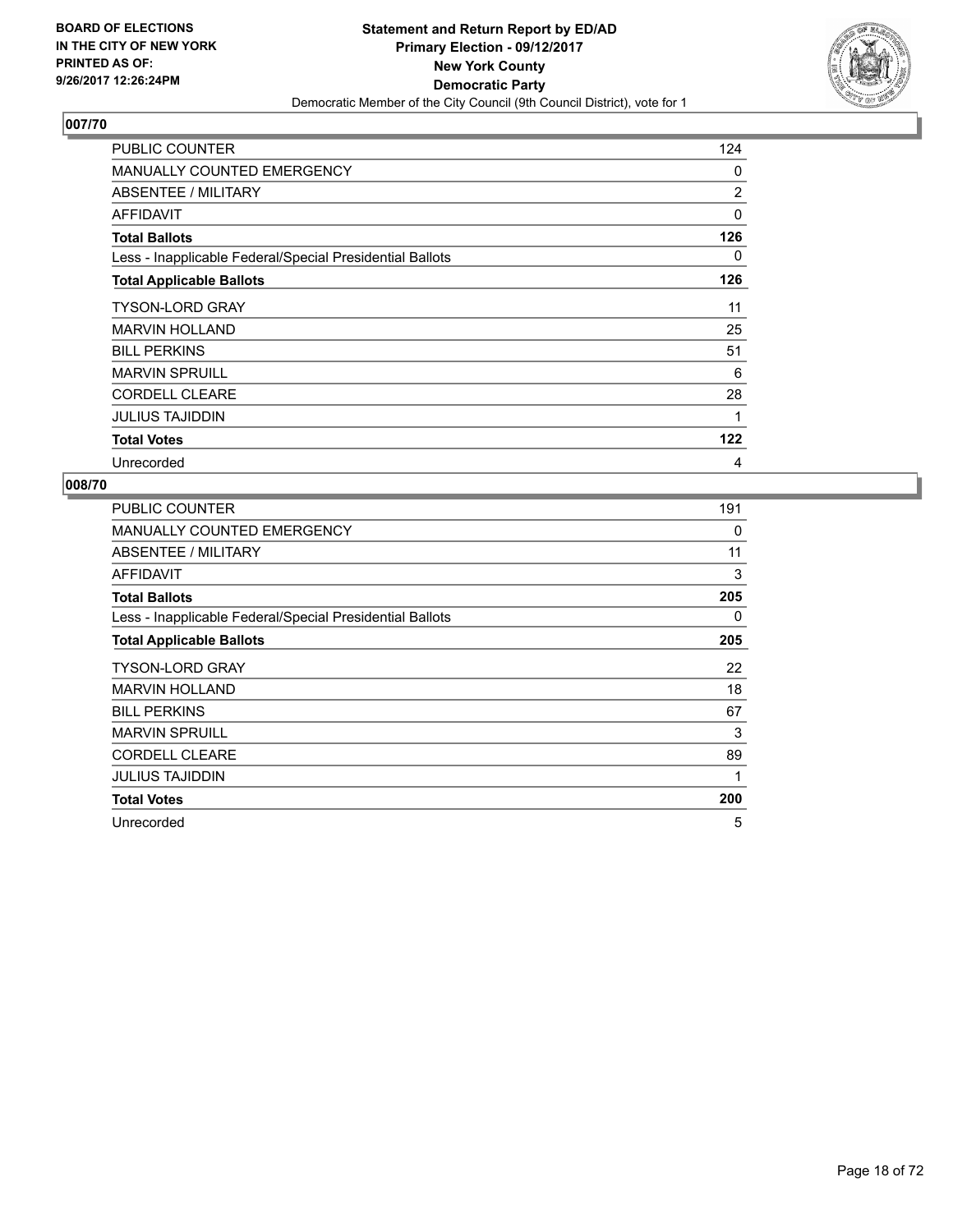BOARD OF ELECTIONS
IN THE CITY OF NEW YORK
PRINTED AS OF:
9/26/2017 12:26:24PM

**Statement and Return Report by ED/AD**
**Primary Election - 09/12/2017**
**New York County**
**Democratic Party**
Democratic Member of the City Council (9th Council District), vote for 1

## 007/70

| | |
|---|---|
| PUBLIC COUNTER | 124 |
| MANUALLY COUNTED EMERGENCY | 0 |
| ABSENTEE / MILITARY | 2 |
| AFFIDAVIT | 0 |
| **Total Ballots** | **126** |
| Less - Inapplicable Federal/Special Presidential Ballots | 0 |
| **Total Applicable Ballots** | **126** |
| TYSON-LORD GRAY | 11 |
| MARVIN HOLLAND | 25 |
| BILL PERKINS | 51 |
| MARVIN SPRUILL | 6 |
| CORDELL CLEARE | 28 |
| JULIUS TAJIDDIN | 1 |
| **Total Votes** | **122** |
| Unrecorded | 4 |

## 008/70

| | |
|---|---|
| PUBLIC COUNTER | 191 |
| MANUALLY COUNTED EMERGENCY | 0 |
| ABSENTEE / MILITARY | 11 |
| AFFIDAVIT | 3 |
| **Total Ballots** | **205** |
| Less - Inapplicable Federal/Special Presidential Ballots | 0 |
| **Total Applicable Ballots** | **205** |
| TYSON-LORD GRAY | 22 |
| MARVIN HOLLAND | 18 |
| BILL PERKINS | 67 |
| MARVIN SPRUILL | 3 |
| CORDELL CLEARE | 89 |
| JULIUS TAJIDDIN | 1 |
| **Total Votes** | **200** |
| Unrecorded | 5 |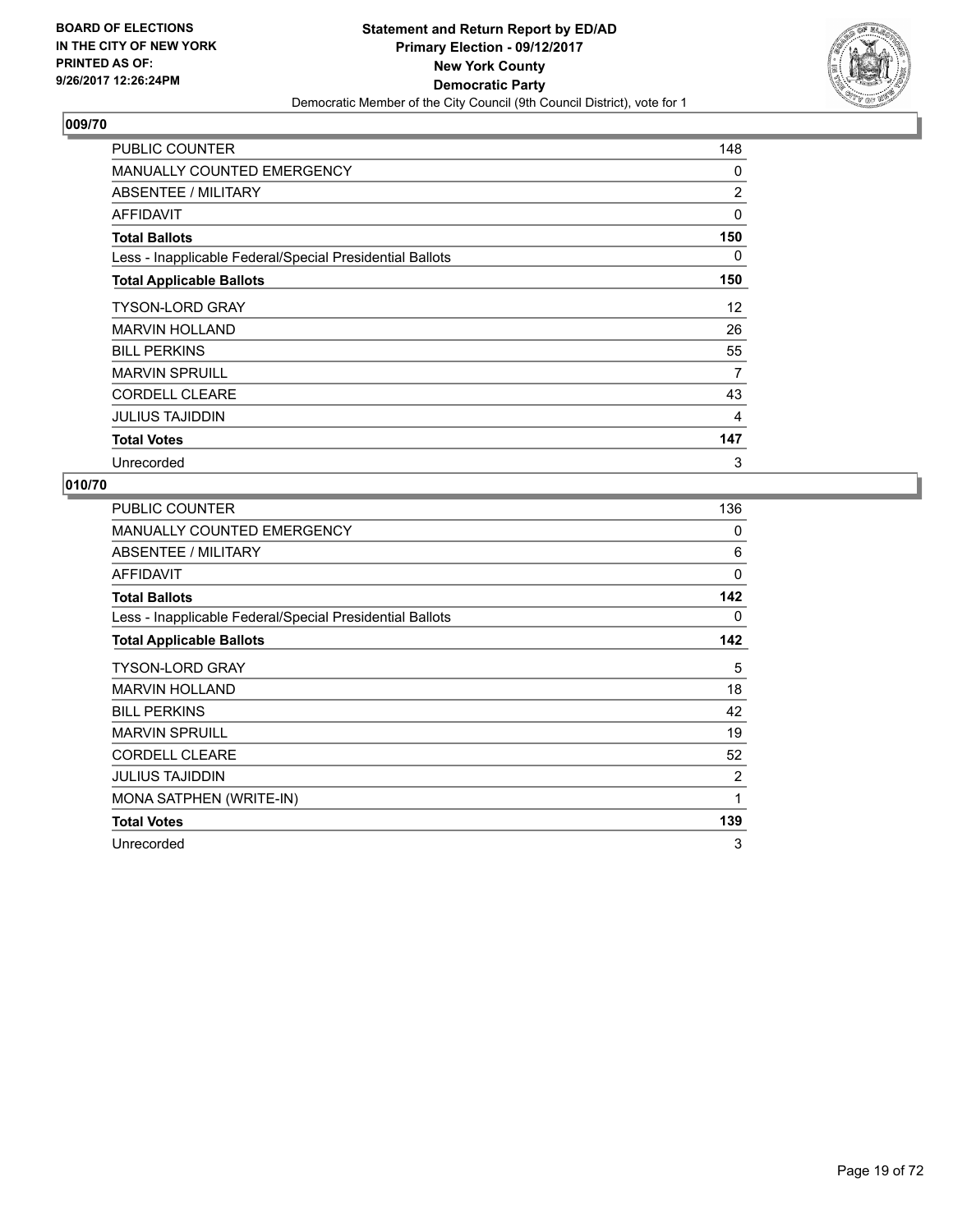BOARD OF ELECTIONS
IN THE CITY OF NEW YORK
PRINTED AS OF:
9/26/2017 12:26:24PM

**Statement and Return Report by ED/AD**
**Primary Election - 09/12/2017**
**New York County**
**Democratic Party**
Democratic Member of the City Council (9th Council District), vote for 1

## 009/70

| | |
|---|---|
| PUBLIC COUNTER | 148 |
| MANUALLY COUNTED EMERGENCY | 0 |
| ABSENTEE / MILITARY | 2 |
| AFFIDAVIT | 0 |
| **Total Ballots** | **150** |
| Less - Inapplicable Federal/Special Presidential Ballots | 0 |
| **Total Applicable Ballots** | **150** |
| TYSON-LORD GRAY | 12 |
| MARVIN HOLLAND | 26 |
| BILL PERKINS | 55 |
| MARVIN SPRUILL | 7 |
| CORDELL CLEARE | 43 |
| JULIUS TAJIDDIN | 4 |
| **Total Votes** | **147** |
| Unrecorded | 3 |

## 010/70

| | |
|---|---|
| PUBLIC COUNTER | 136 |
| MANUALLY COUNTED EMERGENCY | 0 |
| ABSENTEE / MILITARY | 6 |
| AFFIDAVIT | 0 |
| **Total Ballots** | **142** |
| Less - Inapplicable Federal/Special Presidential Ballots | 0 |
| **Total Applicable Ballots** | **142** |
| TYSON-LORD GRAY | 5 |
| MARVIN HOLLAND | 18 |
| BILL PERKINS | 42 |
| MARVIN SPRUILL | 19 |
| CORDELL CLEARE | 52 |
| JULIUS TAJIDDIN | 2 |
| MONA SATPHEN (WRITE-IN) | 1 |
| **Total Votes** | **139** |
| Unrecorded | 3 |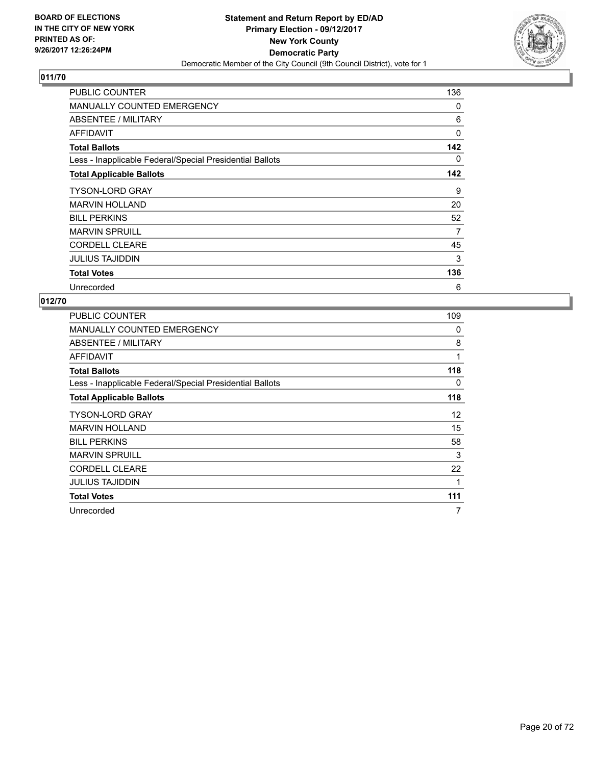**BOARD OF ELECTIONS IN THE CITY OF NEW YORK PRINTED AS OF: 9/26/2017 12:26:24PM**

**Statement and Return Report by ED/AD**
**Primary Election - 09/12/2017**
**New York County**
**Democratic Party**
Democratic Member of the City Council (9th Council District), vote for 1

## 011/70

| | |
|---|---|
| PUBLIC COUNTER | 136 |
| MANUALLY COUNTED EMERGENCY | 0 |
| ABSENTEE / MILITARY | 6 |
| AFFIDAVIT | 0 |
| **Total Ballots** | **142** |
| Less - Inapplicable Federal/Special Presidential Ballots | 0 |
| **Total Applicable Ballots** | **142** |
| TYSON-LORD GRAY | 9 |
| MARVIN HOLLAND | 20 |
| BILL PERKINS | 52 |
| MARVIN SPRUILL | 7 |
| CORDELL CLEARE | 45 |
| JULIUS TAJIDDIN | 3 |
| **Total Votes** | **136** |
| Unrecorded | 6 |

## 012/70

| | |
|---|---|
| PUBLIC COUNTER | 109 |
| MANUALLY COUNTED EMERGENCY | 0 |
| ABSENTEE / MILITARY | 8 |
| AFFIDAVIT | 1 |
| **Total Ballots** | **118** |
| Less - Inapplicable Federal/Special Presidential Ballots | 0 |
| **Total Applicable Ballots** | **118** |
| TYSON-LORD GRAY | 12 |
| MARVIN HOLLAND | 15 |
| BILL PERKINS | 58 |
| MARVIN SPRUILL | 3 |
| CORDELL CLEARE | 22 |
| JULIUS TAJIDDIN | 1 |
| **Total Votes** | **111** |
| Unrecorded | 7 |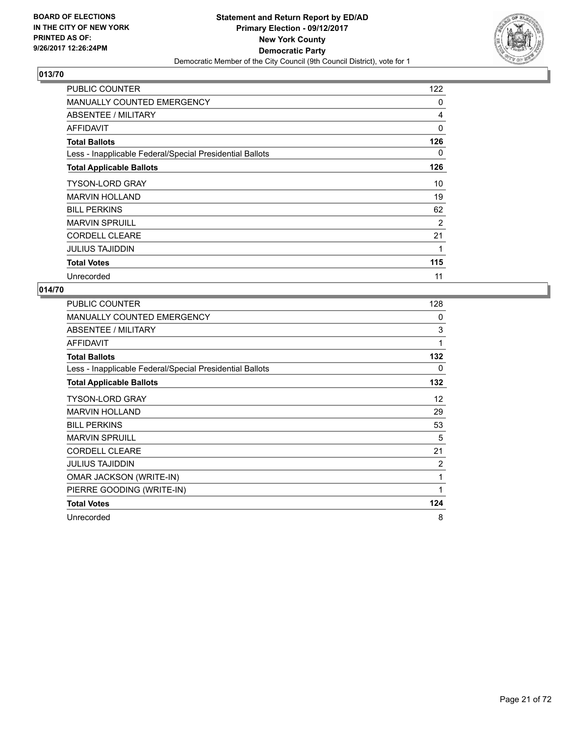**BOARD OF ELECTIONS IN THE CITY OF NEW YORK PRINTED AS OF: 9/26/2017 12:26:24PM**

**Statement and Return Report by ED/AD**
**Primary Election - 09/12/2017**
**New York County**
**Democratic Party**
Democratic Member of the City Council (9th Council District), vote for 1

## 013/70

| | |
|---|---|
| PUBLIC COUNTER | 122 |
| MANUALLY COUNTED EMERGENCY | 0 |
| ABSENTEE / MILITARY | 4 |
| AFFIDAVIT | 0 |
| **Total Ballots** | **126** |
| Less - Inapplicable Federal/Special Presidential Ballots | 0 |
| **Total Applicable Ballots** | **126** |
| TYSON-LORD GRAY | 10 |
| MARVIN HOLLAND | 19 |
| BILL PERKINS | 62 |
| MARVIN SPRUILL | 2 |
| CORDELL CLEARE | 21 |
| JULIUS TAJIDDIN | 1 |
| **Total Votes** | **115** |
| Unrecorded | 11 |

## 014/70

| | |
|---|---|
| PUBLIC COUNTER | 128 |
| MANUALLY COUNTED EMERGENCY | 0 |
| ABSENTEE / MILITARY | 3 |
| AFFIDAVIT | 1 |
| **Total Ballots** | **132** |
| Less - Inapplicable Federal/Special Presidential Ballots | 0 |
| **Total Applicable Ballots** | **132** |
| TYSON-LORD GRAY | 12 |
| MARVIN HOLLAND | 29 |
| BILL PERKINS | 53 |
| MARVIN SPRUILL | 5 |
| CORDELL CLEARE | 21 |
| JULIUS TAJIDDIN | 2 |
| OMAR JACKSON (WRITE-IN) | 1 |
| PIERRE GOODING (WRITE-IN) | 1 |
| **Total Votes** | **124** |
| Unrecorded | 8 |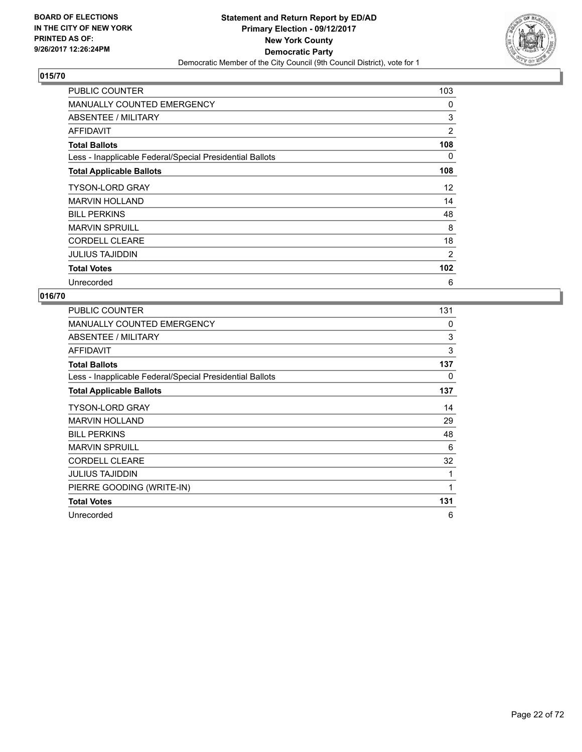BOARD OF ELECTIONS
IN THE CITY OF NEW YORK
PRINTED AS OF:
9/26/2017 12:26:24PM

**Statement and Return Report by ED/AD**
**Primary Election - 09/12/2017**
**New York County**
**Democratic Party**
Democratic Member of the City Council (9th Council District), vote for 1

## 015/70

| | |
|---|---|
| PUBLIC COUNTER | 103 |
| MANUALLY COUNTED EMERGENCY | 0 |
| ABSENTEE / MILITARY | 3 |
| AFFIDAVIT | 2 |
| **Total Ballots** | **108** |
| Less - Inapplicable Federal/Special Presidential Ballots | 0 |
| **Total Applicable Ballots** | **108** |
| TYSON-LORD GRAY | 12 |
| MARVIN HOLLAND | 14 |
| BILL PERKINS | 48 |
| MARVIN SPRUILL | 8 |
| CORDELL CLEARE | 18 |
| JULIUS TAJIDDIN | 2 |
| **Total Votes** | **102** |
| Unrecorded | 6 |

## 016/70

| | |
|---|---|
| PUBLIC COUNTER | 131 |
| MANUALLY COUNTED EMERGENCY | 0 |
| ABSENTEE / MILITARY | 3 |
| AFFIDAVIT | 3 |
| **Total Ballots** | **137** |
| Less - Inapplicable Federal/Special Presidential Ballots | 0 |
| **Total Applicable Ballots** | **137** |
| TYSON-LORD GRAY | 14 |
| MARVIN HOLLAND | 29 |
| BILL PERKINS | 48 |
| MARVIN SPRUILL | 6 |
| CORDELL CLEARE | 32 |
| JULIUS TAJIDDIN | 1 |
| PIERRE GOODING (WRITE-IN) | 1 |
| **Total Votes** | **131** |
| Unrecorded | 6 |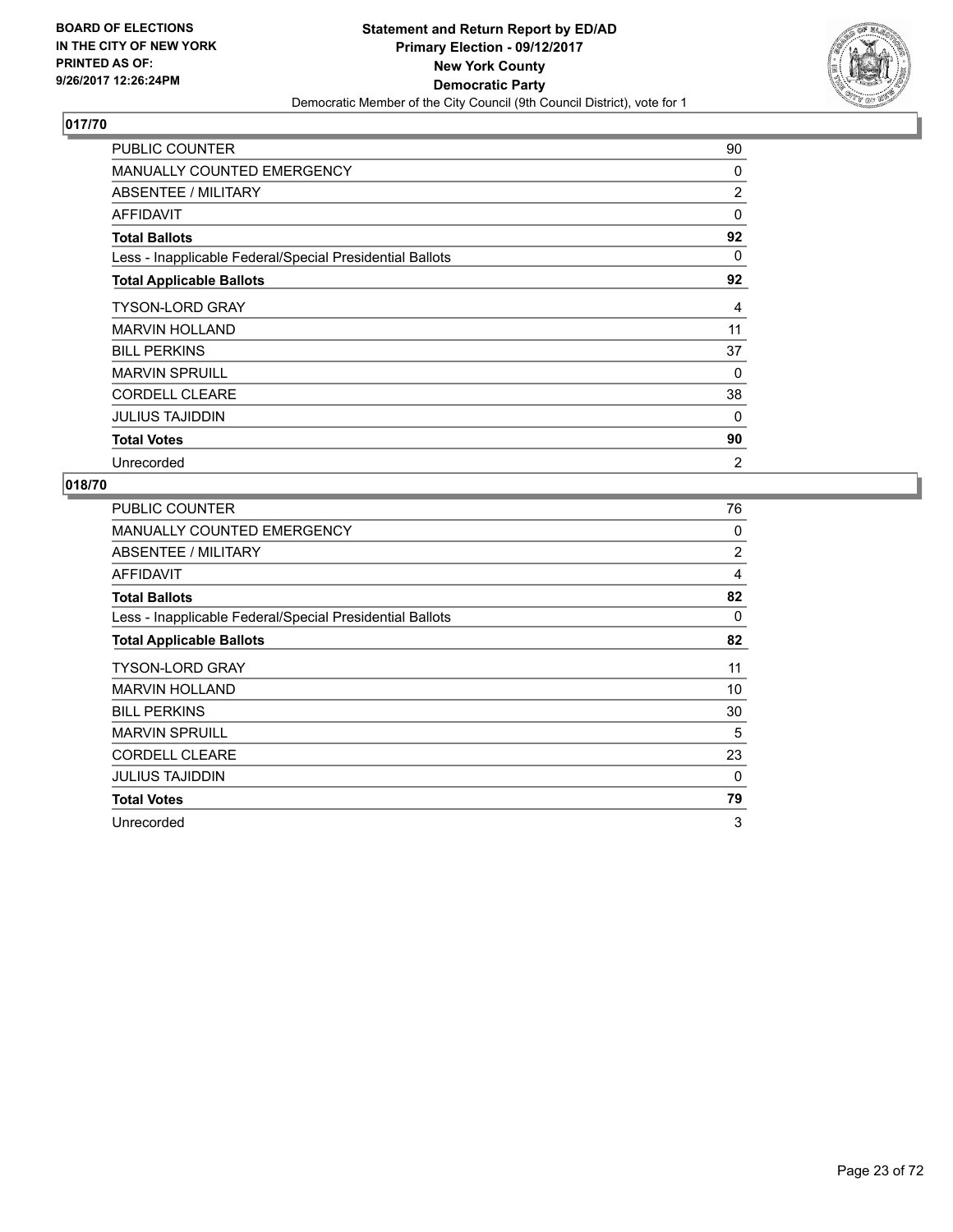**BOARD OF ELECTIONS IN THE CITY OF NEW YORK PRINTED AS OF: 9/26/2017 12:26:24PM**

**Statement and Return Report by ED/AD**
**Primary Election - 09/12/2017**
**New York County**
**Democratic Party**
Democratic Member of the City Council (9th Council District), vote for 1

## 017/70

| | |
|---|---|
| PUBLIC COUNTER | 90 |
| MANUALLY COUNTED EMERGENCY | 0 |
| ABSENTEE / MILITARY | 2 |
| AFFIDAVIT | 0 |
| **Total Ballots** | **92** |
| Less - Inapplicable Federal/Special Presidential Ballots | 0 |
| **Total Applicable Ballots** | **92** |
| TYSON-LORD GRAY | 4 |
| MARVIN HOLLAND | 11 |
| BILL PERKINS | 37 |
| MARVIN SPRUILL | 0 |
| CORDELL CLEARE | 38 |
| JULIUS TAJIDDIN | 0 |
| **Total Votes** | **90** |
| Unrecorded | 2 |

## 018/70

| | |
|---|---|
| PUBLIC COUNTER | 76 |
| MANUALLY COUNTED EMERGENCY | 0 |
| ABSENTEE / MILITARY | 2 |
| AFFIDAVIT | 4 |
| **Total Ballots** | **82** |
| Less - Inapplicable Federal/Special Presidential Ballots | 0 |
| **Total Applicable Ballots** | **82** |
| TYSON-LORD GRAY | 11 |
| MARVIN HOLLAND | 10 |
| BILL PERKINS | 30 |
| MARVIN SPRUILL | 5 |
| CORDELL CLEARE | 23 |
| JULIUS TAJIDDIN | 0 |
| **Total Votes** | **79** |
| Unrecorded | 3 |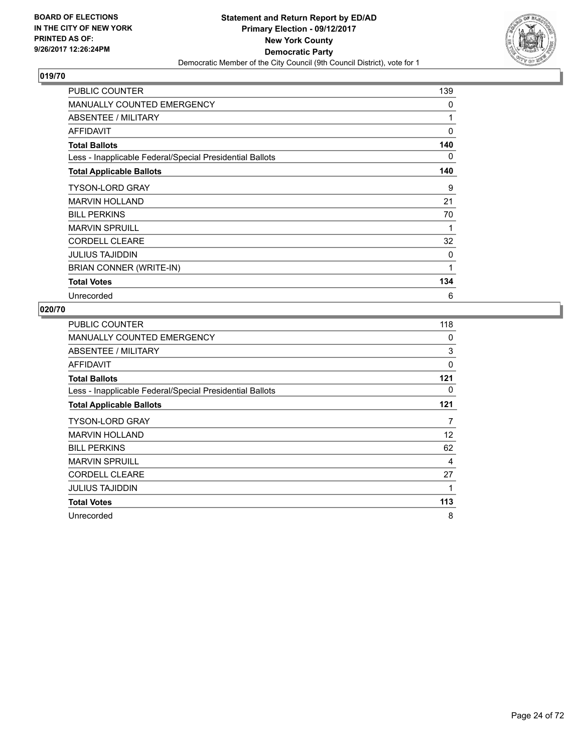**BOARD OF ELECTIONS IN THE CITY OF NEW YORK PRINTED AS OF: 9/26/2017 12:26:24PM**

**Statement and Return Report by ED/AD**
**Primary Election - 09/12/2017**
**New York County**
**Democratic Party**
Democratic Member of the City Council (9th Council District), vote for 1

## 019/70

| | |
|---|---|
| PUBLIC COUNTER | 139 |
| MANUALLY COUNTED EMERGENCY | 0 |
| ABSENTEE / MILITARY | 1 |
| AFFIDAVIT | 0 |
| **Total Ballots** | **140** |
| Less - Inapplicable Federal/Special Presidential Ballots | 0 |
| **Total Applicable Ballots** | **140** |
| TYSON-LORD GRAY | 9 |
| MARVIN HOLLAND | 21 |
| BILL PERKINS | 70 |
| MARVIN SPRUILL | 1 |
| CORDELL CLEARE | 32 |
| JULIUS TAJIDDIN | 0 |
| BRIAN CONNER (WRITE-IN) | 1 |
| **Total Votes** | **134** |
| Unrecorded | 6 |

## 020/70

| | |
|---|---|
| PUBLIC COUNTER | 118 |
| MANUALLY COUNTED EMERGENCY | 0 |
| ABSENTEE / MILITARY | 3 |
| AFFIDAVIT | 0 |
| **Total Ballots** | **121** |
| Less - Inapplicable Federal/Special Presidential Ballots | 0 |
| **Total Applicable Ballots** | **121** |
| TYSON-LORD GRAY | 7 |
| MARVIN HOLLAND | 12 |
| BILL PERKINS | 62 |
| MARVIN SPRUILL | 4 |
| CORDELL CLEARE | 27 |
| JULIUS TAJIDDIN | 1 |
| **Total Votes** | **113** |
| Unrecorded | 8 |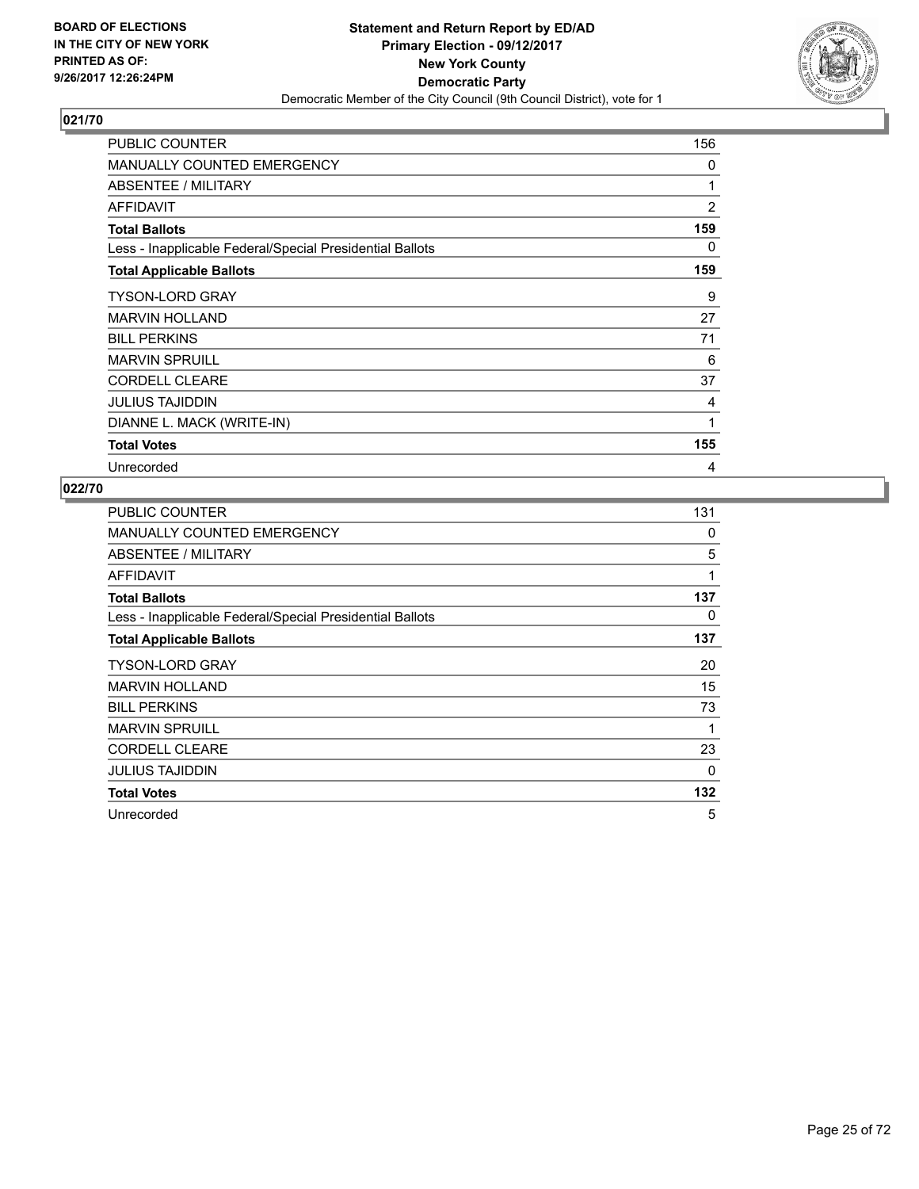**BOARD OF ELECTIONS IN THE CITY OF NEW YORK PRINTED AS OF: 9/26/2017 12:26:24PM**

**Statement and Return Report by ED/AD**
**Primary Election - 09/12/2017**
**New York County**
**Democratic Party**
Democratic Member of the City Council (9th Council District), vote for 1

## 021/70

| | |
|---|---|
| PUBLIC COUNTER | 156 |
| MANUALLY COUNTED EMERGENCY | 0 |
| ABSENTEE / MILITARY | 1 |
| AFFIDAVIT | 2 |
| **Total Ballots** | **159** |
| Less - Inapplicable Federal/Special Presidential Ballots | 0 |
| **Total Applicable Ballots** | **159** |
| TYSON-LORD GRAY | 9 |
| MARVIN HOLLAND | 27 |
| BILL PERKINS | 71 |
| MARVIN SPRUILL | 6 |
| CORDELL CLEARE | 37 |
| JULIUS TAJIDDIN | 4 |
| DIANNE L. MACK (WRITE-IN) | 1 |
| **Total Votes** | **155** |
| Unrecorded | 4 |

## 022/70

| | |
|---|---|
| PUBLIC COUNTER | 131 |
| MANUALLY COUNTED EMERGENCY | 0 |
| ABSENTEE / MILITARY | 5 |
| AFFIDAVIT | 1 |
| **Total Ballots** | **137** |
| Less - Inapplicable Federal/Special Presidential Ballots | 0 |
| **Total Applicable Ballots** | **137** |
| TYSON-LORD GRAY | 20 |
| MARVIN HOLLAND | 15 |
| BILL PERKINS | 73 |
| MARVIN SPRUILL | 1 |
| CORDELL CLEARE | 23 |
| JULIUS TAJIDDIN | 0 |
| **Total Votes** | **132** |
| Unrecorded | 5 |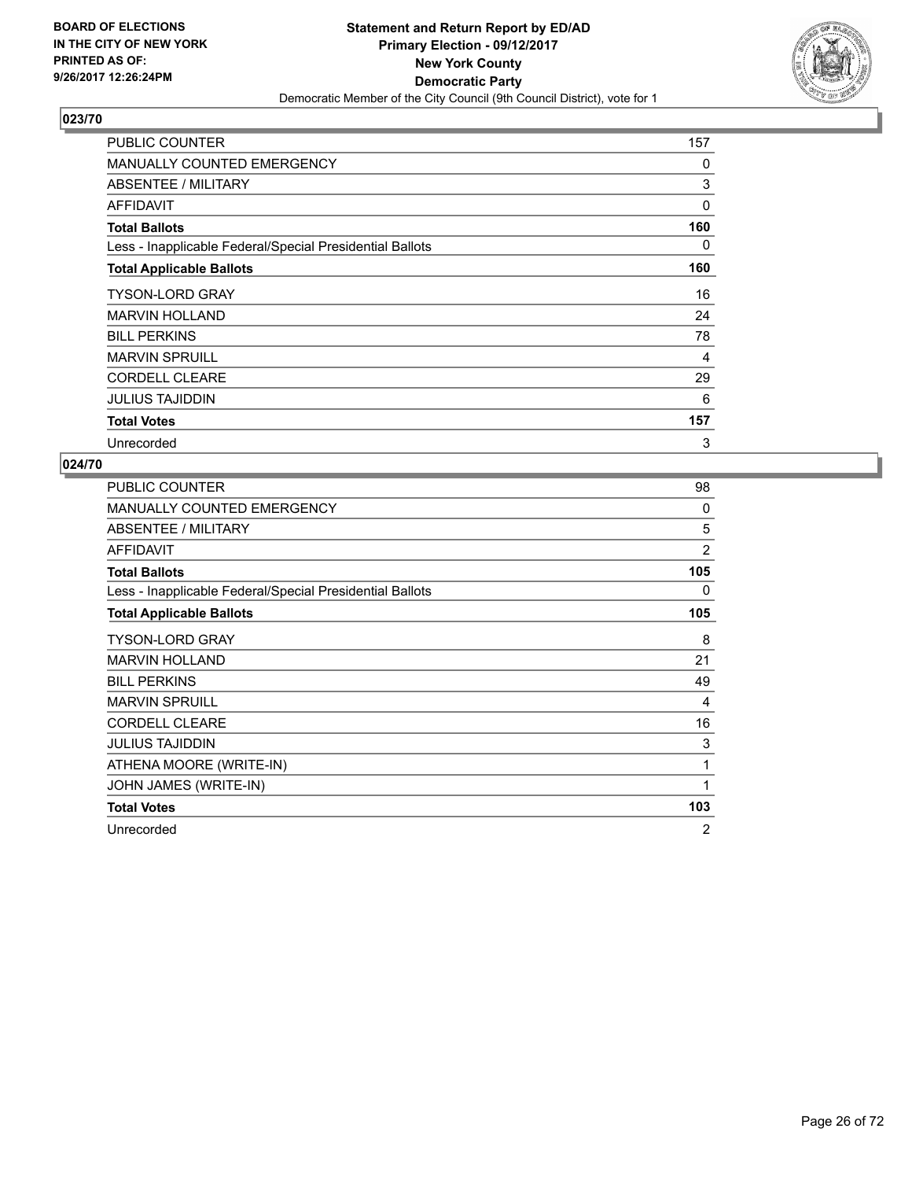**BOARD OF ELECTIONS IN THE CITY OF NEW YORK PRINTED AS OF: 9/26/2017 12:26:24PM**

**Statement and Return Report by ED/AD**
**Primary Election - 09/12/2017**
**New York County**
**Democratic Party**
Democratic Member of the City Council (9th Council District), vote for 1

## 023/70

| | |
|---|---|
| PUBLIC COUNTER | 157 |
| MANUALLY COUNTED EMERGENCY | 0 |
| ABSENTEE / MILITARY | 3 |
| AFFIDAVIT | 0 |
| **Total Ballots** | **160** |
| Less - Inapplicable Federal/Special Presidential Ballots | 0 |
| **Total Applicable Ballots** | **160** |
| TYSON-LORD GRAY | 16 |
| MARVIN HOLLAND | 24 |
| BILL PERKINS | 78 |
| MARVIN SPRUILL | 4 |
| CORDELL CLEARE | 29 |
| JULIUS TAJIDDIN | 6 |
| **Total Votes** | **157** |
| Unrecorded | 3 |

## 024/70

| | |
|---|---|
| PUBLIC COUNTER | 98 |
| MANUALLY COUNTED EMERGENCY | 0 |
| ABSENTEE / MILITARY | 5 |
| AFFIDAVIT | 2 |
| **Total Ballots** | **105** |
| Less - Inapplicable Federal/Special Presidential Ballots | 0 |
| **Total Applicable Ballots** | **105** |
| TYSON-LORD GRAY | 8 |
| MARVIN HOLLAND | 21 |
| BILL PERKINS | 49 |
| MARVIN SPRUILL | 4 |
| CORDELL CLEARE | 16 |
| JULIUS TAJIDDIN | 3 |
| ATHENA MOORE (WRITE-IN) | 1 |
| JOHN JAMES (WRITE-IN) | 1 |
| **Total Votes** | **103** |
| Unrecorded | 2 |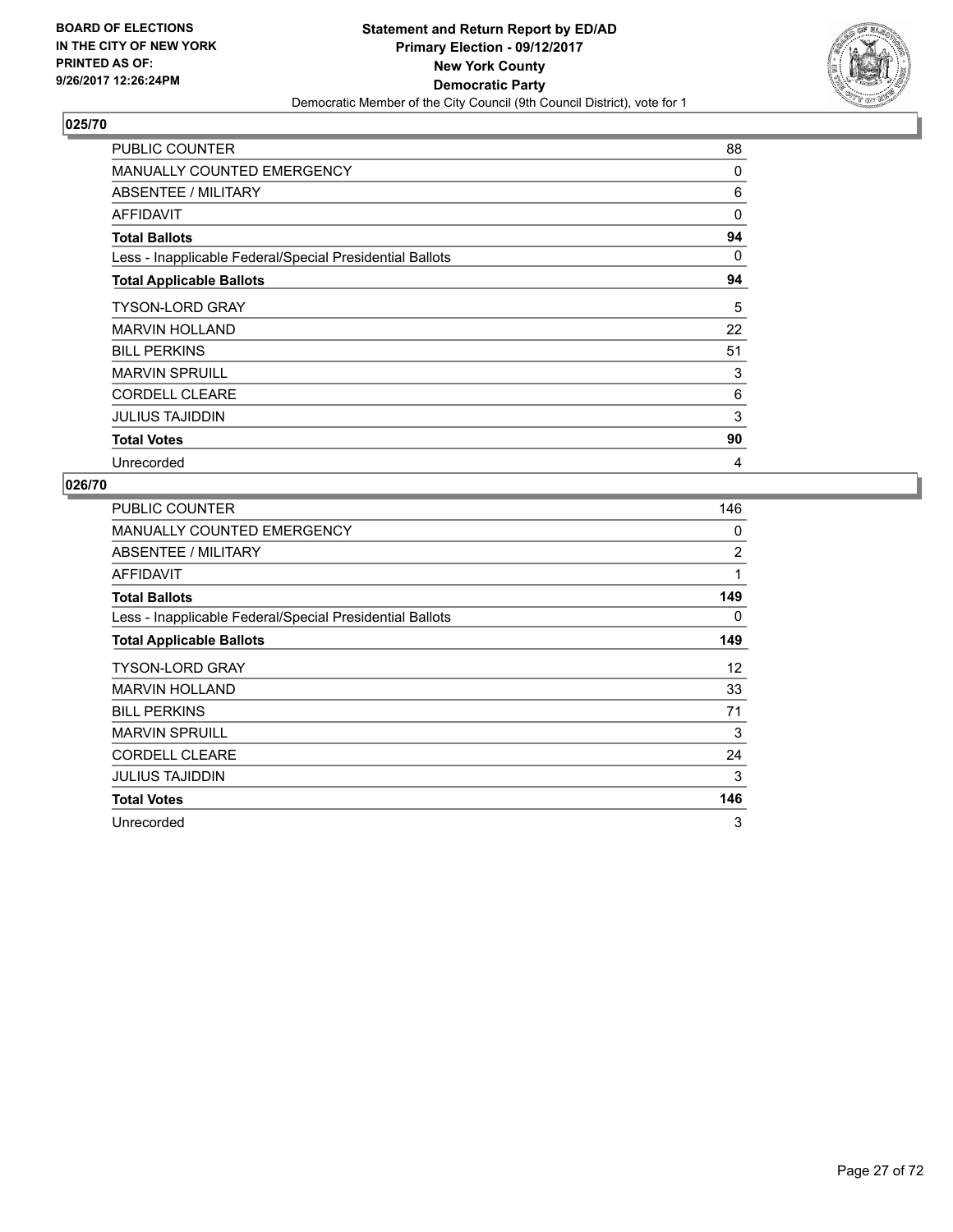BOARD OF ELECTIONS
IN THE CITY OF NEW YORK
PRINTED AS OF:
9/26/2017 12:26:24PM

**Statement and Return Report by ED/AD**
**Primary Election - 09/12/2017**
**New York County**
**Democratic Party**
Democratic Member of the City Council (9th Council District), vote for 1

## 025/70

| | |
|---|---|
| PUBLIC COUNTER | 88 |
| MANUALLY COUNTED EMERGENCY | 0 |
| ABSENTEE / MILITARY | 6 |
| AFFIDAVIT | 0 |
| **Total Ballots** | **94** |
| Less - Inapplicable Federal/Special Presidential Ballots | 0 |
| **Total Applicable Ballots** | **94** |
| TYSON-LORD GRAY | 5 |
| MARVIN HOLLAND | 22 |
| BILL PERKINS | 51 |
| MARVIN SPRUILL | 3 |
| CORDELL CLEARE | 6 |
| JULIUS TAJIDDIN | 3 |
| **Total Votes** | **90** |
| Unrecorded | 4 |

## 026/70

| | |
|---|---|
| PUBLIC COUNTER | 146 |
| MANUALLY COUNTED EMERGENCY | 0 |
| ABSENTEE / MILITARY | 2 |
| AFFIDAVIT | 1 |
| **Total Ballots** | **149** |
| Less - Inapplicable Federal/Special Presidential Ballots | 0 |
| **Total Applicable Ballots** | **149** |
| TYSON-LORD GRAY | 12 |
| MARVIN HOLLAND | 33 |
| BILL PERKINS | 71 |
| MARVIN SPRUILL | 3 |
| CORDELL CLEARE | 24 |
| JULIUS TAJIDDIN | 3 |
| **Total Votes** | **146** |
| Unrecorded | 3 |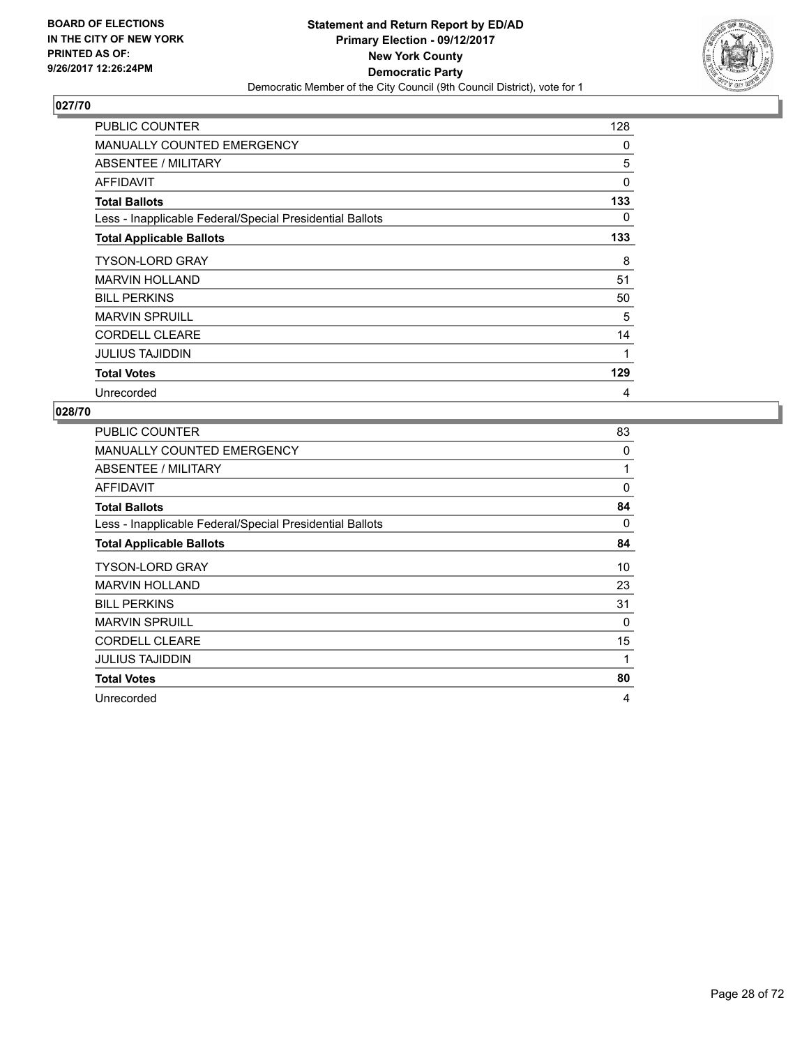**BOARD OF ELECTIONS
IN THE CITY OF NEW YORK
PRINTED AS OF:
9/26/2017 12:26:24PM**

**Statement and Return Report by ED/AD
Primary Election - 09/12/2017
New York County
Democratic Party**
Democratic Member of the City Council (9th Council District), vote for 1

### 027/70

| | |
|---|---|
| PUBLIC COUNTER | 128 |
| MANUALLY COUNTED EMERGENCY | 0 |
| ABSENTEE / MILITARY | 5 |
| AFFIDAVIT | 0 |
| **Total Ballots** | **133** |
| Less - Inapplicable Federal/Special Presidential Ballots | 0 |
| **Total Applicable Ballots** | **133** |
| TYSON-LORD GRAY | 8 |
| MARVIN HOLLAND | 51 |
| BILL PERKINS | 50 |
| MARVIN SPRUILL | 5 |
| CORDELL CLEARE | 14 |
| JULIUS TAJIDDIN | 1 |
| **Total Votes** | **129** |
| Unrecorded | 4 |

### 028/70

| | |
|---|---|
| PUBLIC COUNTER | 83 |
| MANUALLY COUNTED EMERGENCY | 0 |
| ABSENTEE / MILITARY | 1 |
| AFFIDAVIT | 0 |
| **Total Ballots** | **84** |
| Less - Inapplicable Federal/Special Presidential Ballots | 0 |
| **Total Applicable Ballots** | **84** |
| TYSON-LORD GRAY | 10 |
| MARVIN HOLLAND | 23 |
| BILL PERKINS | 31 |
| MARVIN SPRUILL | 0 |
| CORDELL CLEARE | 15 |
| JULIUS TAJIDDIN | 1 |
| **Total Votes** | **80** |
| Unrecorded | 4 |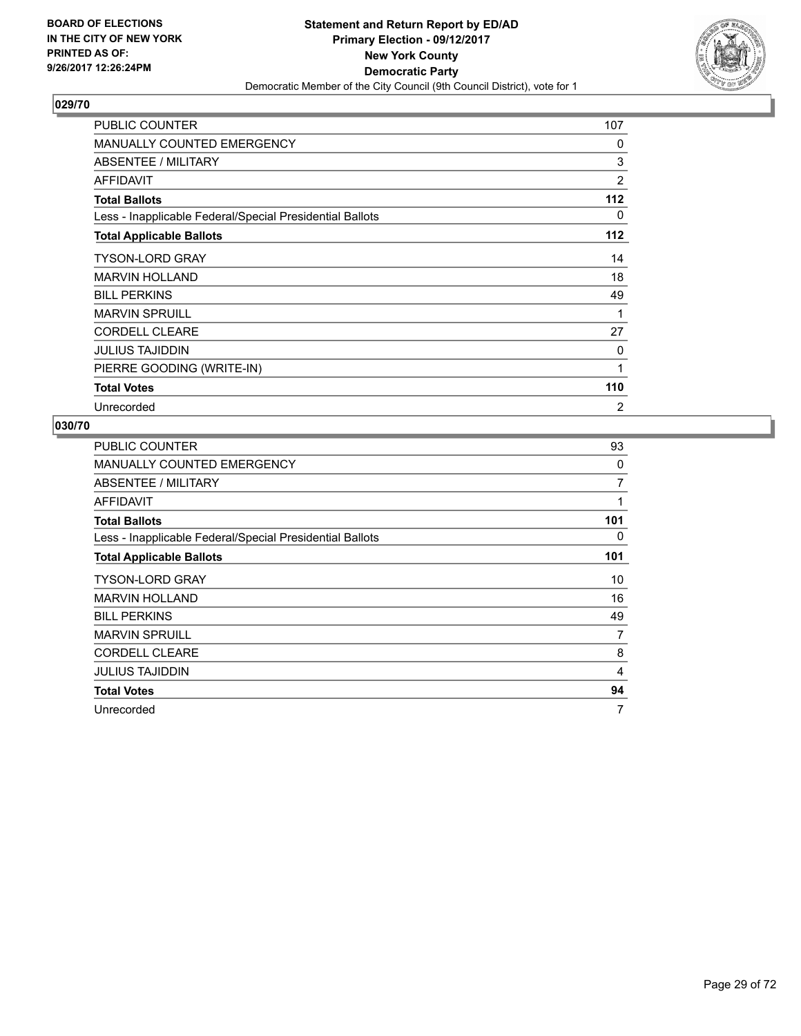BOARD OF ELECTIONS
IN THE CITY OF NEW YORK
PRINTED AS OF:
9/26/2017 12:26:24PM

**Statement and Return Report by ED/AD**
**Primary Election - 09/12/2017**
**New York County**
**Democratic Party**
Democratic Member of the City Council (9th Council District), vote for 1

## 029/70

| | |
|---|---|
| PUBLIC COUNTER | 107 |
| MANUALLY COUNTED EMERGENCY | 0 |
| ABSENTEE / MILITARY | 3 |
| AFFIDAVIT | 2 |
| **Total Ballots** | **112** |
| Less - Inapplicable Federal/Special Presidential Ballots | 0 |
| **Total Applicable Ballots** | **112** |
| TYSON-LORD GRAY | 14 |
| MARVIN HOLLAND | 18 |
| BILL PERKINS | 49 |
| MARVIN SPRUILL | 1 |
| CORDELL CLEARE | 27 |
| JULIUS TAJIDDIN | 0 |
| PIERRE GOODING (WRITE-IN) | 1 |
| **Total Votes** | **110** |
| Unrecorded | 2 |

## 030/70

| | |
|---|---|
| PUBLIC COUNTER | 93 |
| MANUALLY COUNTED EMERGENCY | 0 |
| ABSENTEE / MILITARY | 7 |
| AFFIDAVIT | 1 |
| **Total Ballots** | **101** |
| Less - Inapplicable Federal/Special Presidential Ballots | 0 |
| **Total Applicable Ballots** | **101** |
| TYSON-LORD GRAY | 10 |
| MARVIN HOLLAND | 16 |
| BILL PERKINS | 49 |
| MARVIN SPRUILL | 7 |
| CORDELL CLEARE | 8 |
| JULIUS TAJIDDIN | 4 |
| **Total Votes** | **94** |
| Unrecorded | 7 |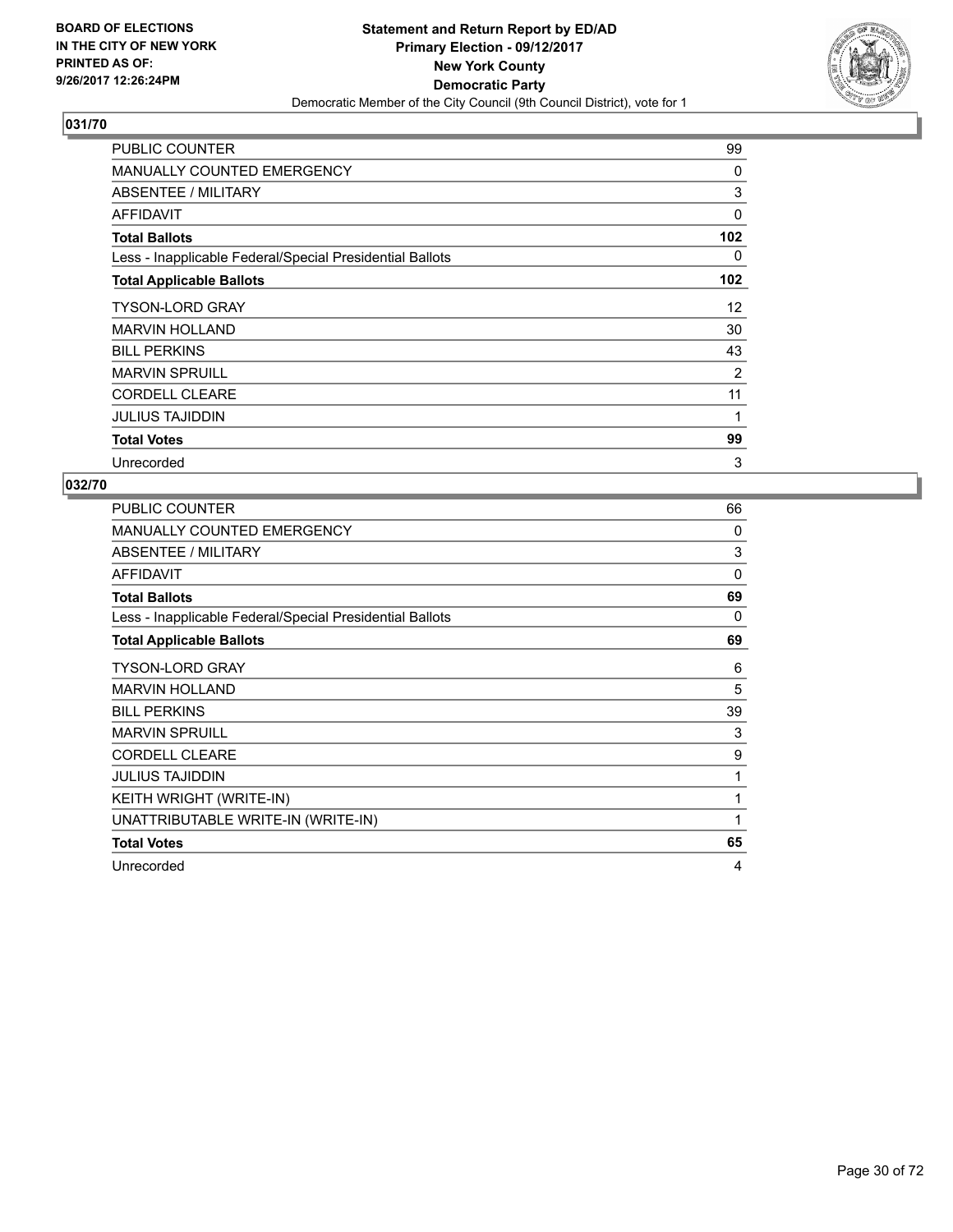**BOARD OF ELECTIONS IN THE CITY OF NEW YORK PRINTED AS OF: 9/26/2017 12:26:24PM**

**Statement and Return Report by ED/AD**
**Primary Election - 09/12/2017**
**New York County**
**Democratic Party**
Democratic Member of the City Council (9th Council District), vote for 1

## 031/70

| | |
|---|---|
| PUBLIC COUNTER | 99 |
| MANUALLY COUNTED EMERGENCY | 0 |
| ABSENTEE / MILITARY | 3 |
| AFFIDAVIT | 0 |
| **Total Ballots** | **102** |
| Less - Inapplicable Federal/Special Presidential Ballots | 0 |
| **Total Applicable Ballots** | **102** |
| TYSON-LORD GRAY | 12 |
| MARVIN HOLLAND | 30 |
| BILL PERKINS | 43 |
| MARVIN SPRUILL | 2 |
| CORDELL CLEARE | 11 |
| JULIUS TAJIDDIN | 1 |
| **Total Votes** | **99** |
| Unrecorded | 3 |

## 032/70

| | |
|---|---|
| PUBLIC COUNTER | 66 |
| MANUALLY COUNTED EMERGENCY | 0 |
| ABSENTEE / MILITARY | 3 |
| AFFIDAVIT | 0 |
| **Total Ballots** | **69** |
| Less - Inapplicable Federal/Special Presidential Ballots | 0 |
| **Total Applicable Ballots** | **69** |
| TYSON-LORD GRAY | 6 |
| MARVIN HOLLAND | 5 |
| BILL PERKINS | 39 |
| MARVIN SPRUILL | 3 |
| CORDELL CLEARE | 9 |
| JULIUS TAJIDDIN | 1 |
| KEITH WRIGHT (WRITE-IN) | 1 |
| UNATTRIBUTABLE WRITE-IN (WRITE-IN) | 1 |
| **Total Votes** | **65** |
| Unrecorded | 4 |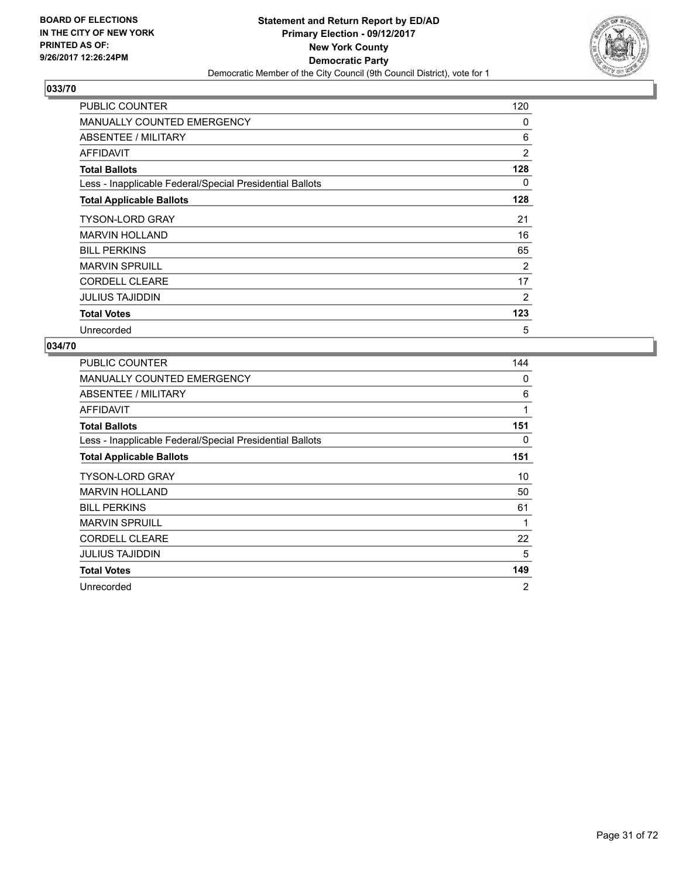**BOARD OF ELECTIONS IN THE CITY OF NEW YORK PRINTED AS OF: 9/26/2017 12:26:24PM**

**Statement and Return Report by ED/AD**
**Primary Election - 09/12/2017**
**New York County**
**Democratic Party**
Democratic Member of the City Council (9th Council District), vote for 1

## 033/70

| | |
|---|---|
| PUBLIC COUNTER | 120 |
| MANUALLY COUNTED EMERGENCY | 0 |
| ABSENTEE / MILITARY | 6 |
| AFFIDAVIT | 2 |
| **Total Ballots** | **128** |
| Less - Inapplicable Federal/Special Presidential Ballots | 0 |
| **Total Applicable Ballots** | **128** |
| TYSON-LORD GRAY | 21 |
| MARVIN HOLLAND | 16 |
| BILL PERKINS | 65 |
| MARVIN SPRUILL | 2 |
| CORDELL CLEARE | 17 |
| JULIUS TAJIDDIN | 2 |
| **Total Votes** | **123** |
| Unrecorded | 5 |

## 034/70

| | |
|---|---|
| PUBLIC COUNTER | 144 |
| MANUALLY COUNTED EMERGENCY | 0 |
| ABSENTEE / MILITARY | 6 |
| AFFIDAVIT | 1 |
| **Total Ballots** | **151** |
| Less - Inapplicable Federal/Special Presidential Ballots | 0 |
| **Total Applicable Ballots** | **151** |
| TYSON-LORD GRAY | 10 |
| MARVIN HOLLAND | 50 |
| BILL PERKINS | 61 |
| MARVIN SPRUILL | 1 |
| CORDELL CLEARE | 22 |
| JULIUS TAJIDDIN | 5 |
| **Total Votes** | **149** |
| Unrecorded | 2 |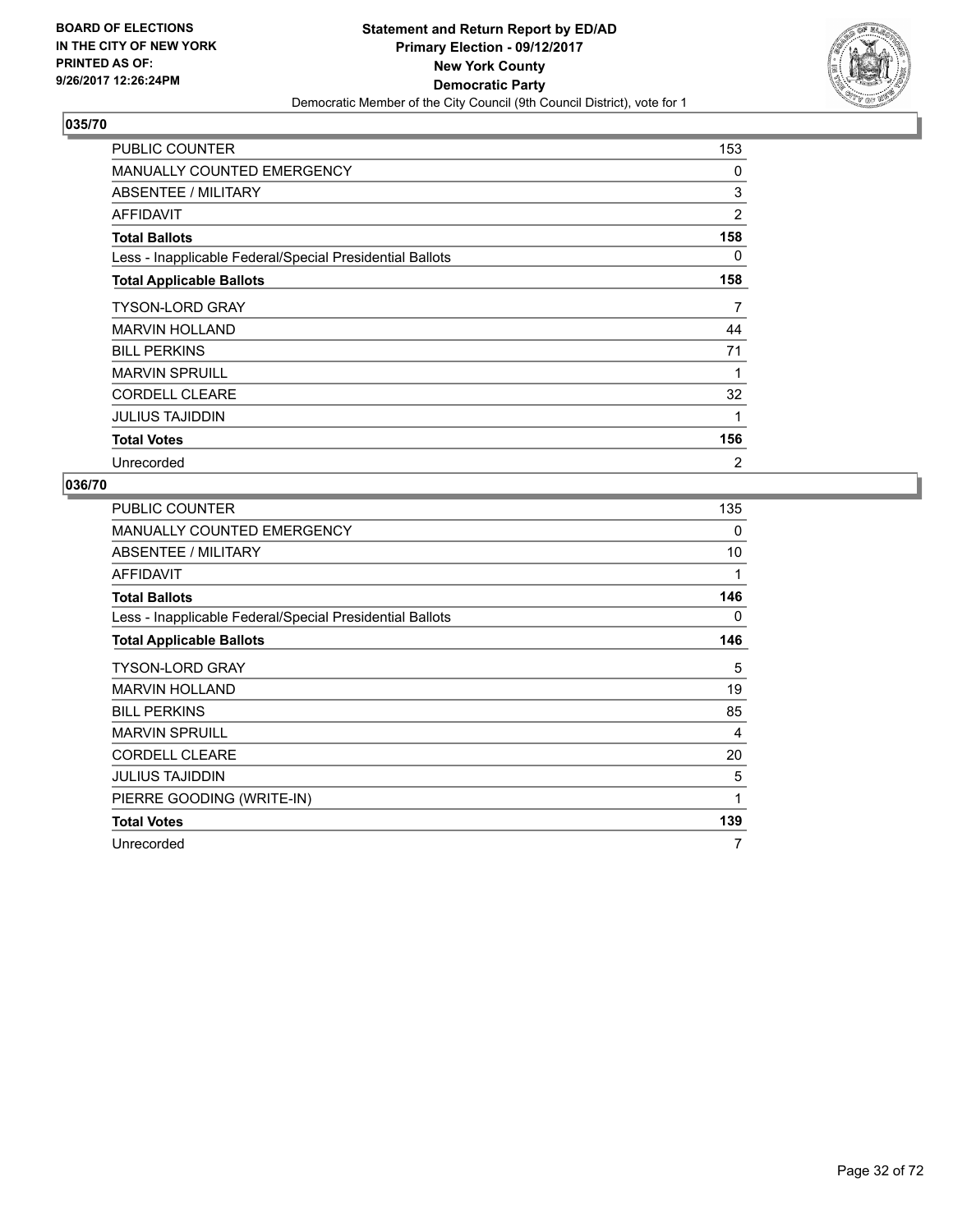BOARD OF ELECTIONS
IN THE CITY OF NEW YORK
PRINTED AS OF:
9/26/2017 12:26:24PM

**Statement and Return Report by ED/AD**
**Primary Election - 09/12/2017**
**New York County**
**Democratic Party**
Democratic Member of the City Council (9th Council District), vote for 1

### 035/70

| | |
|---|---|
| PUBLIC COUNTER | 153 |
| MANUALLY COUNTED EMERGENCY | 0 |
| ABSENTEE / MILITARY | 3 |
| AFFIDAVIT | 2 |
| **Total Ballots** | **158** |
| Less - Inapplicable Federal/Special Presidential Ballots | 0 |
| **Total Applicable Ballots** | **158** |
| TYSON-LORD GRAY | 7 |
| MARVIN HOLLAND | 44 |
| BILL PERKINS | 71 |
| MARVIN SPRUILL | 1 |
| CORDELL CLEARE | 32 |
| JULIUS TAJIDDIN | 1 |
| **Total Votes** | **156** |
| Unrecorded | 2 |

### 036/70

| | |
|---|---|
| PUBLIC COUNTER | 135 |
| MANUALLY COUNTED EMERGENCY | 0 |
| ABSENTEE / MILITARY | 10 |
| AFFIDAVIT | 1 |
| **Total Ballots** | **146** |
| Less - Inapplicable Federal/Special Presidential Ballots | 0 |
| **Total Applicable Ballots** | **146** |
| TYSON-LORD GRAY | 5 |
| MARVIN HOLLAND | 19 |
| BILL PERKINS | 85 |
| MARVIN SPRUILL | 4 |
| CORDELL CLEARE | 20 |
| JULIUS TAJIDDIN | 5 |
| PIERRE GOODING (WRITE-IN) | 1 |
| **Total Votes** | **139** |
| Unrecorded | 7 |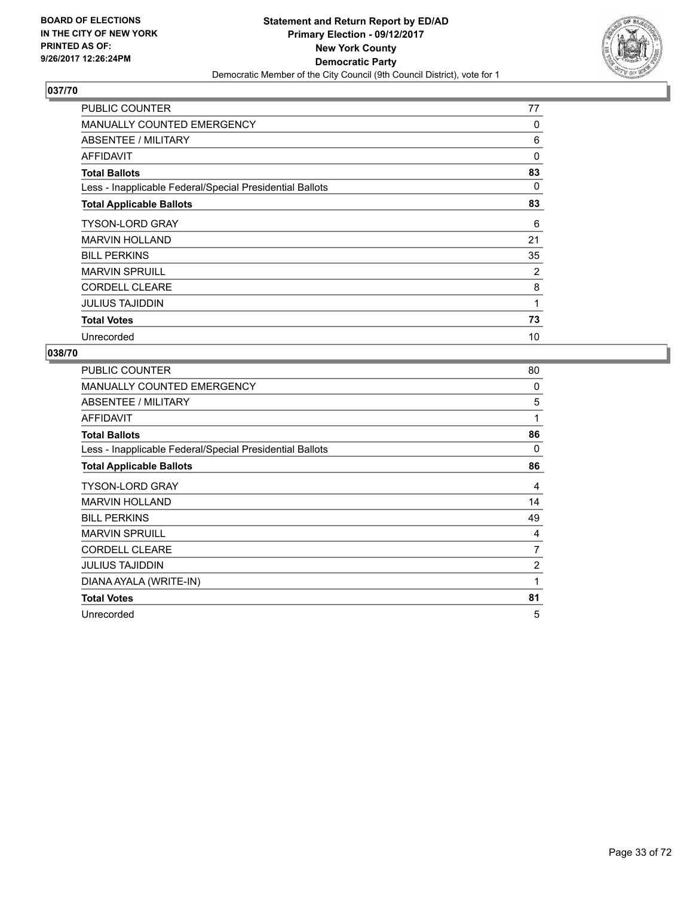BOARD OF ELECTIONS
IN THE CITY OF NEW YORK
PRINTED AS OF:
9/26/2017 12:26:24PM

**Statement and Return Report by ED/AD**
**Primary Election - 09/12/2017**
**New York County**
**Democratic Party**
Democratic Member of the City Council (9th Council District), vote for 1

## 037/70

| | |
|---|---|
| PUBLIC COUNTER | 77 |
| MANUALLY COUNTED EMERGENCY | 0 |
| ABSENTEE / MILITARY | 6 |
| AFFIDAVIT | 0 |
| **Total Ballots** | **83** |
| Less - Inapplicable Federal/Special Presidential Ballots | 0 |
| **Total Applicable Ballots** | **83** |
| TYSON-LORD GRAY | 6 |
| MARVIN HOLLAND | 21 |
| BILL PERKINS | 35 |
| MARVIN SPRUILL | 2 |
| CORDELL CLEARE | 8 |
| JULIUS TAJIDDIN | 1 |
| **Total Votes** | **73** |
| Unrecorded | 10 |

## 038/70

| | |
|---|---|
| PUBLIC COUNTER | 80 |
| MANUALLY COUNTED EMERGENCY | 0 |
| ABSENTEE / MILITARY | 5 |
| AFFIDAVIT | 1 |
| **Total Ballots** | **86** |
| Less - Inapplicable Federal/Special Presidential Ballots | 0 |
| **Total Applicable Ballots** | **86** |
| TYSON-LORD GRAY | 4 |
| MARVIN HOLLAND | 14 |
| BILL PERKINS | 49 |
| MARVIN SPRUILL | 4 |
| CORDELL CLEARE | 7 |
| JULIUS TAJIDDIN | 2 |
| DIANA AYALA (WRITE-IN) | 1 |
| **Total Votes** | **81** |
| Unrecorded | 5 |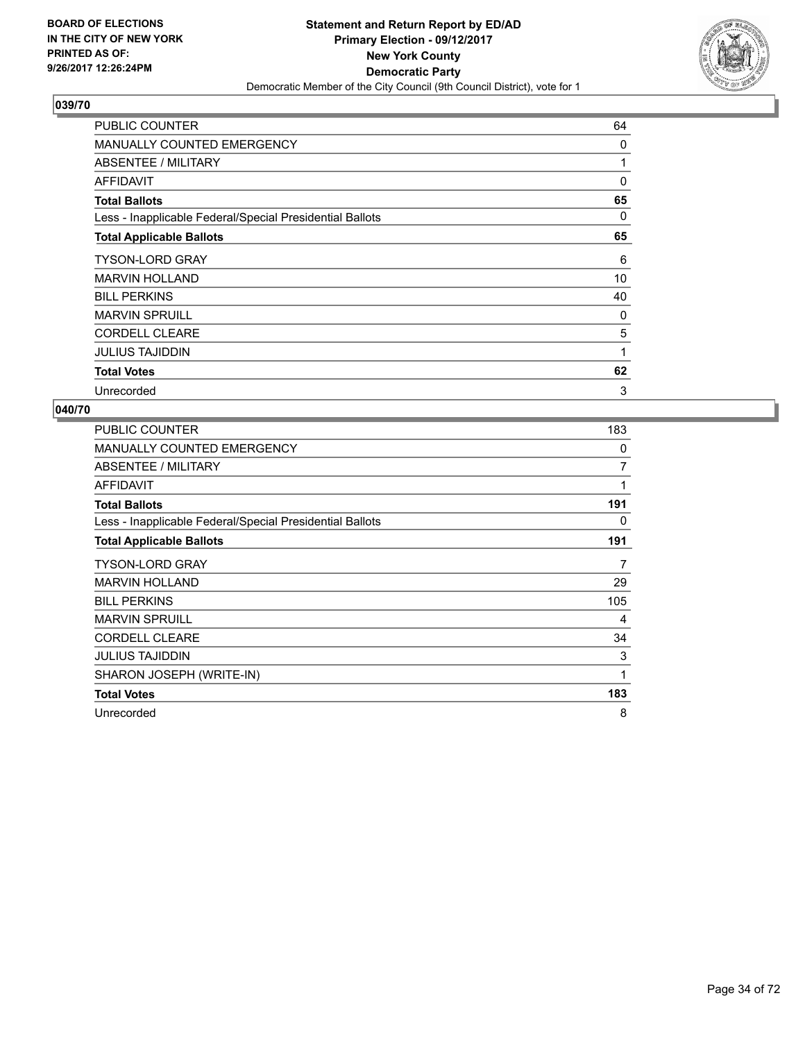BOARD OF ELECTIONS
IN THE CITY OF NEW YORK
PRINTED AS OF:
9/26/2017 12:26:24PM

**Statement and Return Report by ED/AD**
**Primary Election - 09/12/2017**
**New York County**
**Democratic Party**
Democratic Member of the City Council (9th Council District), vote for 1

## 039/70

| | |
|---|---|
| PUBLIC COUNTER | 64 |
| MANUALLY COUNTED EMERGENCY | 0 |
| ABSENTEE / MILITARY | 1 |
| AFFIDAVIT | 0 |
| **Total Ballots** | **65** |
| Less - Inapplicable Federal/Special Presidential Ballots | 0 |
| **Total Applicable Ballots** | **65** |
| TYSON-LORD GRAY | 6 |
| MARVIN HOLLAND | 10 |
| BILL PERKINS | 40 |
| MARVIN SPRUILL | 0 |
| CORDELL CLEARE | 5 |
| JULIUS TAJIDDIN | 1 |
| **Total Votes** | **62** |
| Unrecorded | 3 |

## 040/70

| | |
|---|---|
| PUBLIC COUNTER | 183 |
| MANUALLY COUNTED EMERGENCY | 0 |
| ABSENTEE / MILITARY | 7 |
| AFFIDAVIT | 1 |
| **Total Ballots** | **191** |
| Less - Inapplicable Federal/Special Presidential Ballots | 0 |
| **Total Applicable Ballots** | **191** |
| TYSON-LORD GRAY | 7 |
| MARVIN HOLLAND | 29 |
| BILL PERKINS | 105 |
| MARVIN SPRUILL | 4 |
| CORDELL CLEARE | 34 |
| JULIUS TAJIDDIN | 3 |
| SHARON JOSEPH (WRITE-IN) | 1 |
| **Total Votes** | **183** |
| Unrecorded | 8 |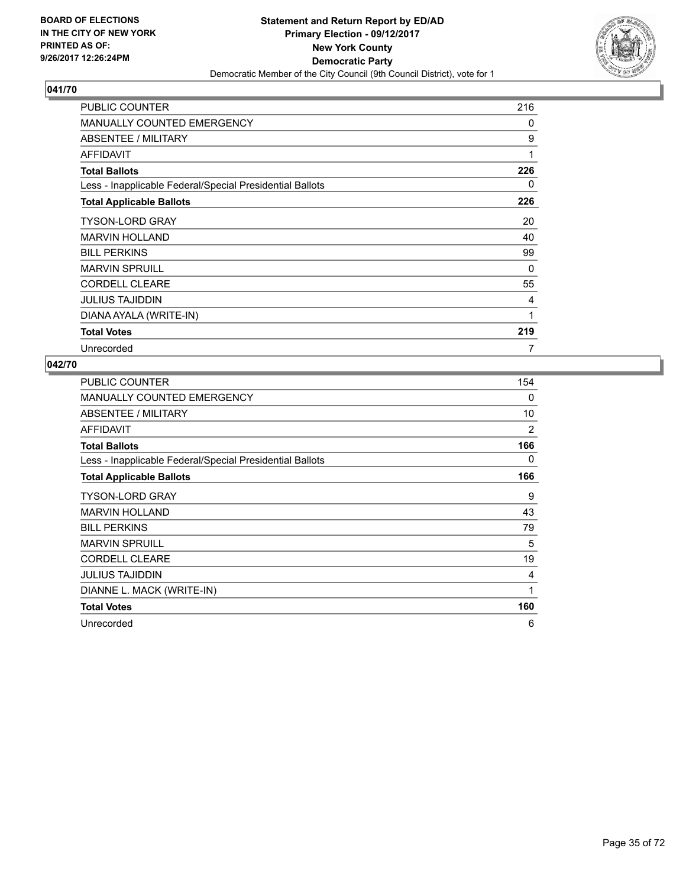**BOARD OF ELECTIONS IN THE CITY OF NEW YORK PRINTED AS OF: 9/26/2017 12:26:24PM**

**Statement and Return Report by ED/AD**
**Primary Election - 09/12/2017**
**New York County**
**Democratic Party**
Democratic Member of the City Council (9th Council District), vote for 1

## 041/70

| | |
|---|---|
| PUBLIC COUNTER | 216 |
| MANUALLY COUNTED EMERGENCY | 0 |
| ABSENTEE / MILITARY | 9 |
| AFFIDAVIT | 1 |
| **Total Ballots** | **226** |
| Less - Inapplicable Federal/Special Presidential Ballots | 0 |
| **Total Applicable Ballots** | **226** |
| TYSON-LORD GRAY | 20 |
| MARVIN HOLLAND | 40 |
| BILL PERKINS | 99 |
| MARVIN SPRUILL | 0 |
| CORDELL CLEARE | 55 |
| JULIUS TAJIDDIN | 4 |
| DIANA AYALA (WRITE-IN) | 1 |
| **Total Votes** | **219** |
| Unrecorded | 7 |

## 042/70

| | |
|---|---|
| PUBLIC COUNTER | 154 |
| MANUALLY COUNTED EMERGENCY | 0 |
| ABSENTEE / MILITARY | 10 |
| AFFIDAVIT | 2 |
| **Total Ballots** | **166** |
| Less - Inapplicable Federal/Special Presidential Ballots | 0 |
| **Total Applicable Ballots** | **166** |
| TYSON-LORD GRAY | 9 |
| MARVIN HOLLAND | 43 |
| BILL PERKINS | 79 |
| MARVIN SPRUILL | 5 |
| CORDELL CLEARE | 19 |
| JULIUS TAJIDDIN | 4 |
| DIANNE L. MACK (WRITE-IN) | 1 |
| **Total Votes** | **160** |
| Unrecorded | 6 |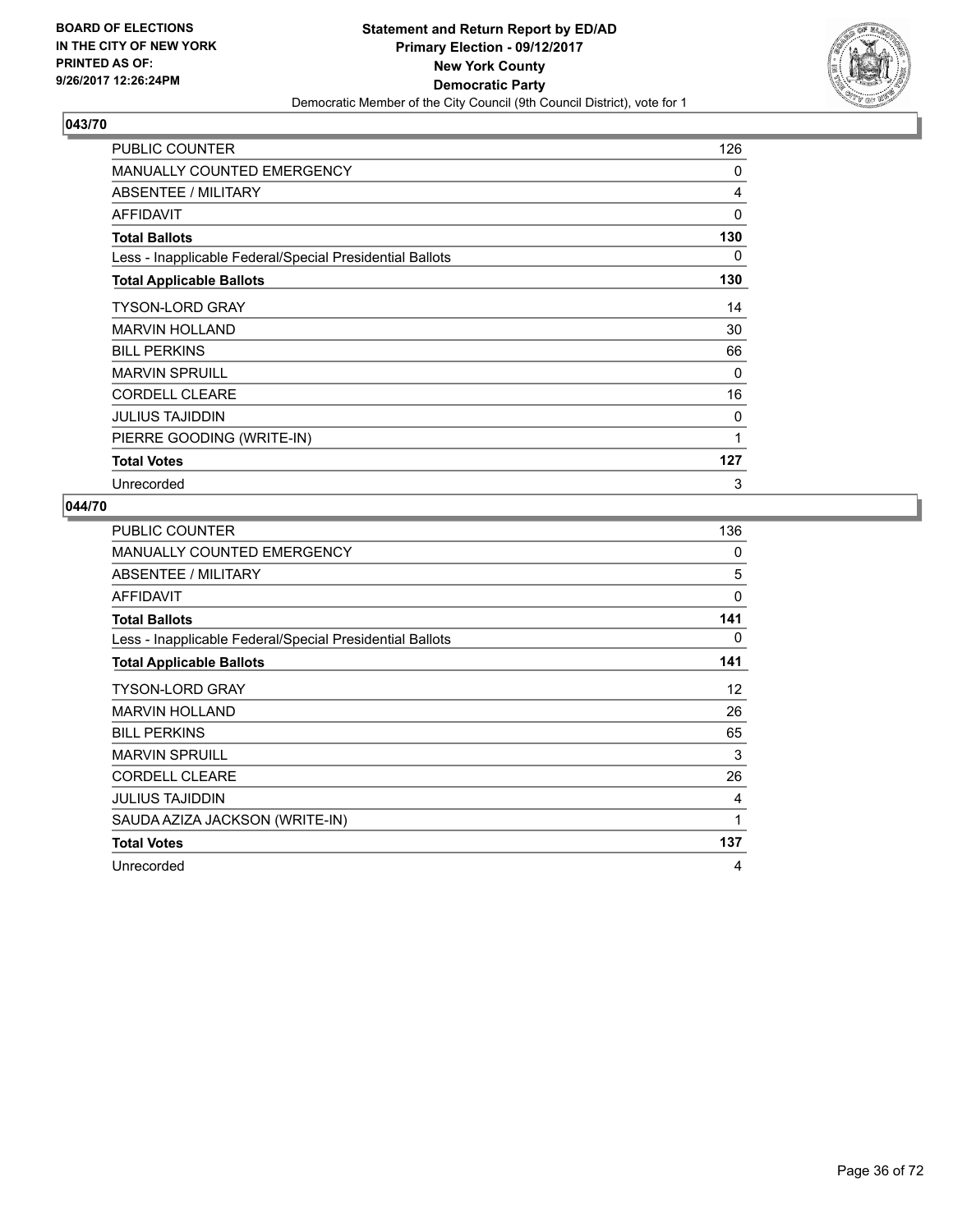BOARD OF ELECTIONS
IN THE CITY OF NEW YORK
PRINTED AS OF:
9/26/2017 12:26:24PM

**Statement and Return Report by ED/AD**
**Primary Election - 09/12/2017**
**New York County**
**Democratic Party**
Democratic Member of the City Council (9th Council District), vote for 1

## 043/70

| | |
|---|---|
| PUBLIC COUNTER | 126 |
| MANUALLY COUNTED EMERGENCY | 0 |
| ABSENTEE / MILITARY | 4 |
| AFFIDAVIT | 0 |
| **Total Ballots** | **130** |
| Less - Inapplicable Federal/Special Presidential Ballots | 0 |
| **Total Applicable Ballots** | **130** |
| TYSON-LORD GRAY | 14 |
| MARVIN HOLLAND | 30 |
| BILL PERKINS | 66 |
| MARVIN SPRUILL | 0 |
| CORDELL CLEARE | 16 |
| JULIUS TAJIDDIN | 0 |
| PIERRE GOODING (WRITE-IN) | 1 |
| **Total Votes** | **127** |
| Unrecorded | 3 |

## 044/70

| | |
|---|---|
| PUBLIC COUNTER | 136 |
| MANUALLY COUNTED EMERGENCY | 0 |
| ABSENTEE / MILITARY | 5 |
| AFFIDAVIT | 0 |
| **Total Ballots** | **141** |
| Less - Inapplicable Federal/Special Presidential Ballots | 0 |
| **Total Applicable Ballots** | **141** |
| TYSON-LORD GRAY | 12 |
| MARVIN HOLLAND | 26 |
| BILL PERKINS | 65 |
| MARVIN SPRUILL | 3 |
| CORDELL CLEARE | 26 |
| JULIUS TAJIDDIN | 4 |
| SAUDA AZIZA JACKSON (WRITE-IN) | 1 |
| **Total Votes** | **137** |
| Unrecorded | 4 |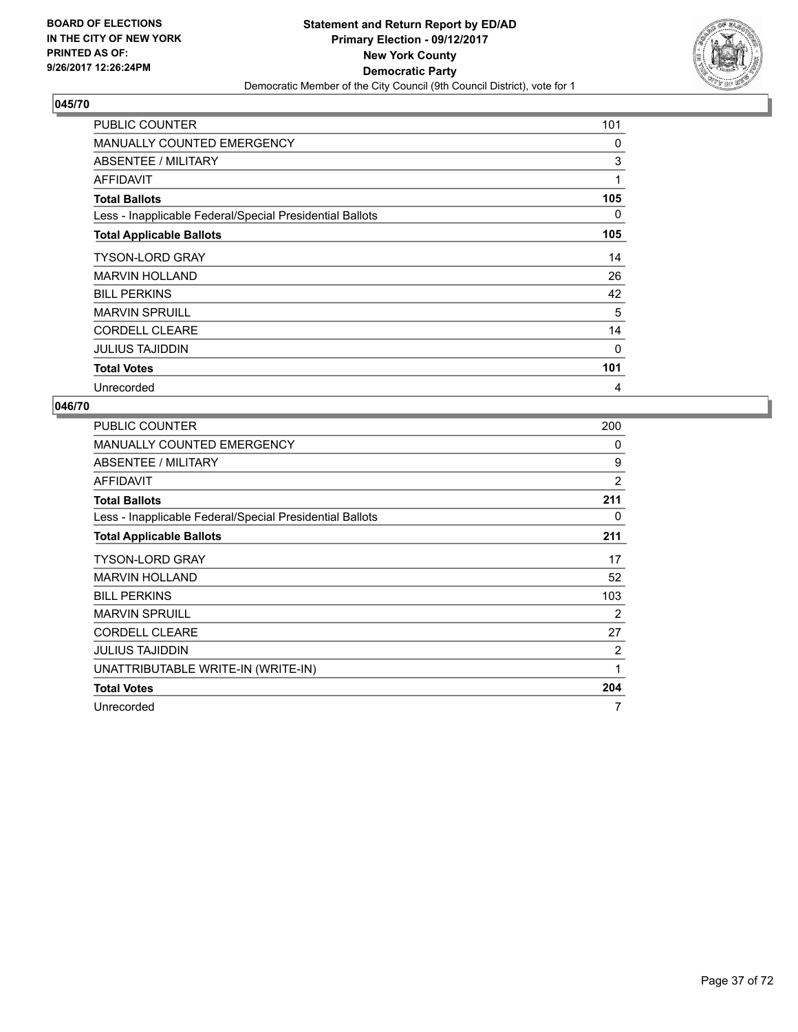**BOARD OF ELECTIONS IN THE CITY OF NEW YORK PRINTED AS OF: 9/26/2017 12:26:24PM**

**Statement and Return Report by ED/AD**
**Primary Election - 09/12/2017**
**New York County**
**Democratic Party**
Democratic Member of the City Council (9th Council District), vote for 1

### 045/70

| | |
|---|---|
| PUBLIC COUNTER | 101 |
| MANUALLY COUNTED EMERGENCY | 0 |
| ABSENTEE / MILITARY | 3 |
| AFFIDAVIT | 1 |
| **Total Ballots** | **105** |
| Less - Inapplicable Federal/Special Presidential Ballots | 0 |
| **Total Applicable Ballots** | **105** |
| TYSON-LORD GRAY | 14 |
| MARVIN HOLLAND | 26 |
| BILL PERKINS | 42 |
| MARVIN SPRUILL | 5 |
| CORDELL CLEARE | 14 |
| JULIUS TAJIDDIN | 0 |
| **Total Votes** | **101** |
| Unrecorded | 4 |

### 046/70

| | |
|---|---|
| PUBLIC COUNTER | 200 |
| MANUALLY COUNTED EMERGENCY | 0 |
| ABSENTEE / MILITARY | 9 |
| AFFIDAVIT | 2 |
| **Total Ballots** | **211** |
| Less - Inapplicable Federal/Special Presidential Ballots | 0 |
| **Total Applicable Ballots** | **211** |
| TYSON-LORD GRAY | 17 |
| MARVIN HOLLAND | 52 |
| BILL PERKINS | 103 |
| MARVIN SPRUILL | 2 |
| CORDELL CLEARE | 27 |
| JULIUS TAJIDDIN | 2 |
| UNATTRIBUTABLE WRITE-IN (WRITE-IN) | 1 |
| **Total Votes** | **204** |
| Unrecorded | 7 |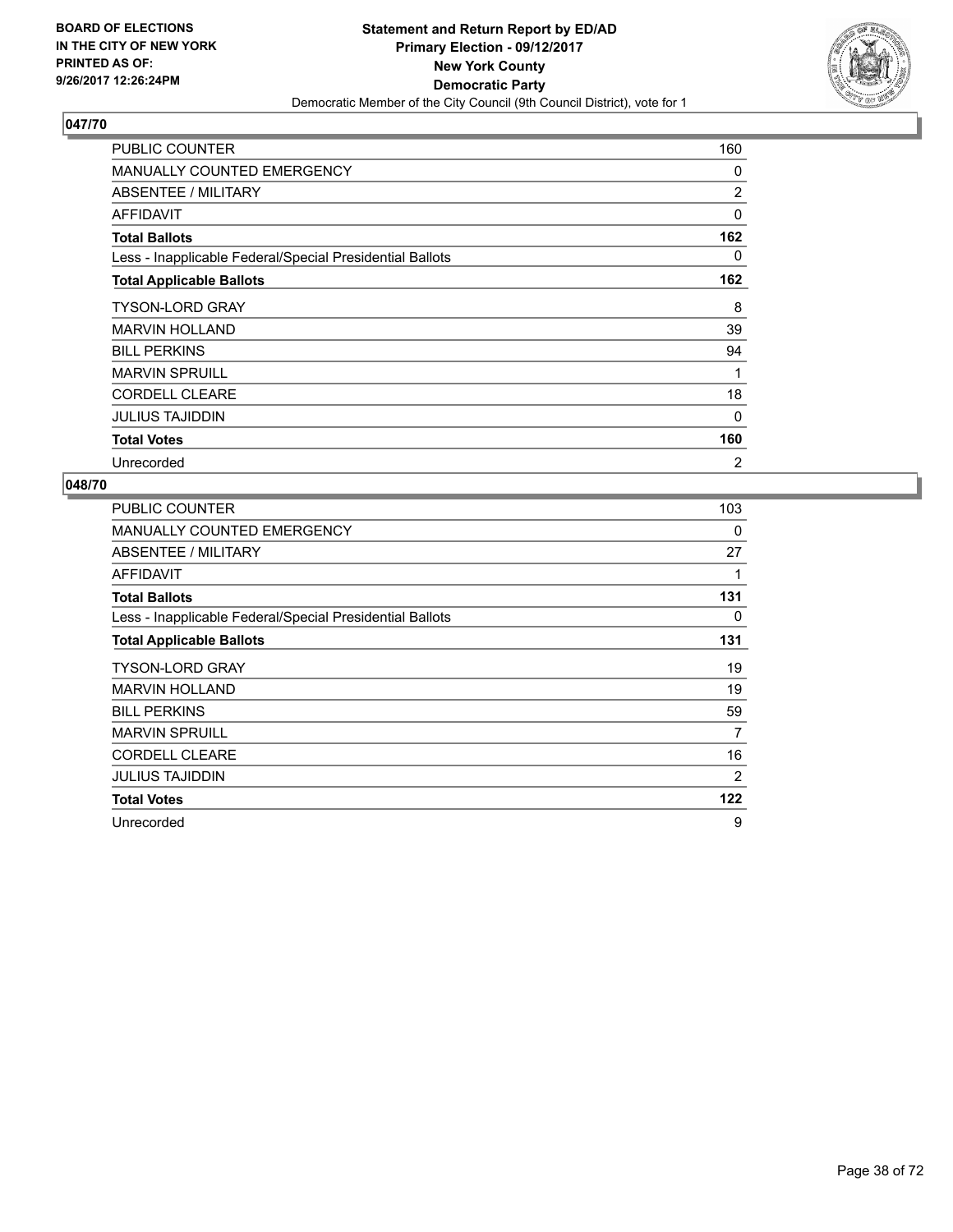**BOARD OF ELECTIONS IN THE CITY OF NEW YORK PRINTED AS OF: 9/26/2017 12:26:24PM**

**Statement and Return Report by ED/AD**
**Primary Election - 09/12/2017**
**New York County**
**Democratic Party**
Democratic Member of the City Council (9th Council District), vote for 1

## 047/70

| | |
|---|---|
| PUBLIC COUNTER | 160 |
| MANUALLY COUNTED EMERGENCY | 0 |
| ABSENTEE / MILITARY | 2 |
| AFFIDAVIT | 0 |
| **Total Ballots** | **162** |
| Less - Inapplicable Federal/Special Presidential Ballots | 0 |
| **Total Applicable Ballots** | **162** |
| TYSON-LORD GRAY | 8 |
| MARVIN HOLLAND | 39 |
| BILL PERKINS | 94 |
| MARVIN SPRUILL | 1 |
| CORDELL CLEARE | 18 |
| JULIUS TAJIDDIN | 0 |
| **Total Votes** | **160** |
| Unrecorded | 2 |

## 048/70

| | |
|---|---|
| PUBLIC COUNTER | 103 |
| MANUALLY COUNTED EMERGENCY | 0 |
| ABSENTEE / MILITARY | 27 |
| AFFIDAVIT | 1 |
| **Total Ballots** | **131** |
| Less - Inapplicable Federal/Special Presidential Ballots | 0 |
| **Total Applicable Ballots** | **131** |
| TYSON-LORD GRAY | 19 |
| MARVIN HOLLAND | 19 |
| BILL PERKINS | 59 |
| MARVIN SPRUILL | 7 |
| CORDELL CLEARE | 16 |
| JULIUS TAJIDDIN | 2 |
| **Total Votes** | **122** |
| Unrecorded | 9 |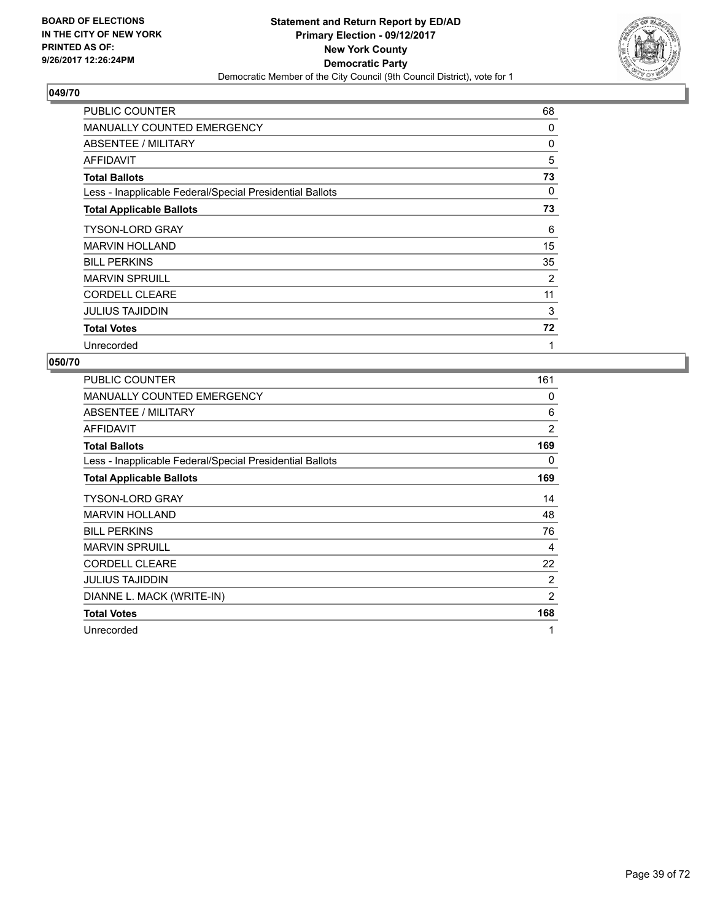BOARD OF ELECTIONS IN THE CITY OF NEW YORK PRINTED AS OF: 9/26/2017 12:26:24PM

**Statement and Return Report by ED/AD**
**Primary Election - 09/12/2017**
**New York County**
**Democratic Party**
Democratic Member of the City Council (9th Council District), vote for 1

## 049/70

| | |
|---|---|
| PUBLIC COUNTER | 68 |
| MANUALLY COUNTED EMERGENCY | 0 |
| ABSENTEE / MILITARY | 0 |
| AFFIDAVIT | 5 |
| **Total Ballots** | **73** |
| Less - Inapplicable Federal/Special Presidential Ballots | 0 |
| **Total Applicable Ballots** | **73** |
| TYSON-LORD GRAY | 6 |
| MARVIN HOLLAND | 15 |
| BILL PERKINS | 35 |
| MARVIN SPRUILL | 2 |
| CORDELL CLEARE | 11 |
| JULIUS TAJIDDIN | 3 |
| **Total Votes** | **72** |
| Unrecorded | 1 |

## 050/70

| | |
|---|---|
| PUBLIC COUNTER | 161 |
| MANUALLY COUNTED EMERGENCY | 0 |
| ABSENTEE / MILITARY | 6 |
| AFFIDAVIT | 2 |
| **Total Ballots** | **169** |
| Less - Inapplicable Federal/Special Presidential Ballots | 0 |
| **Total Applicable Ballots** | **169** |
| TYSON-LORD GRAY | 14 |
| MARVIN HOLLAND | 48 |
| BILL PERKINS | 76 |
| MARVIN SPRUILL | 4 |
| CORDELL CLEARE | 22 |
| JULIUS TAJIDDIN | 2 |
| DIANNE L. MACK (WRITE-IN) | 2 |
| **Total Votes** | **168** |
| Unrecorded | 1 |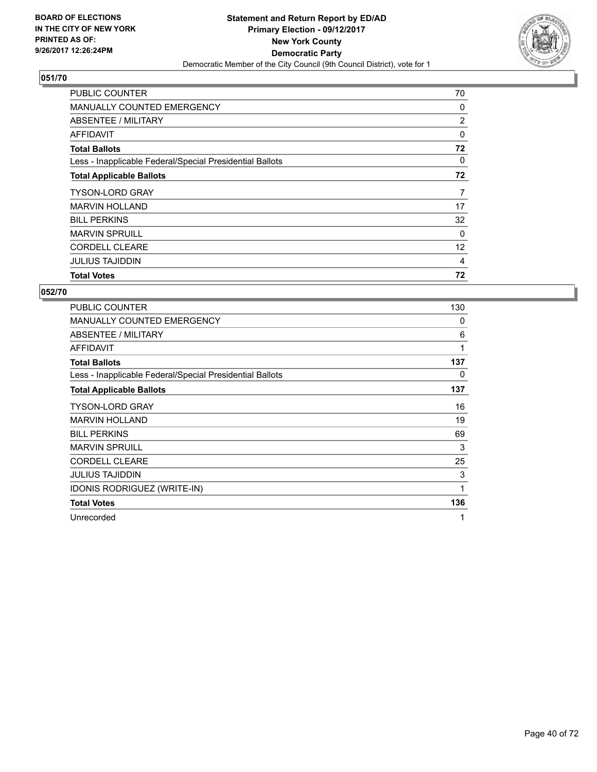BOARD OF ELECTIONS
IN THE CITY OF NEW YORK
PRINTED AS OF:
9/26/2017 12:26:24PM

**Statement and Return Report by ED/AD**
**Primary Election - 09/12/2017**
**New York County**
**Democratic Party**
Democratic Member of the City Council (9th Council District), vote for 1

## 051/70

| | |
|---|---|
| PUBLIC COUNTER | 70 |
| MANUALLY COUNTED EMERGENCY | 0 |
| ABSENTEE / MILITARY | 2 |
| AFFIDAVIT | 0 |
| **Total Ballots** | **72** |
| Less - Inapplicable Federal/Special Presidential Ballots | 0 |
| **Total Applicable Ballots** | **72** |
| TYSON-LORD GRAY | 7 |
| MARVIN HOLLAND | 17 |
| BILL PERKINS | 32 |
| MARVIN SPRUILL | 0 |
| CORDELL CLEARE | 12 |
| JULIUS TAJIDDIN | 4 |
| **Total Votes** | **72** |

## 052/70

| | |
|---|---|
| PUBLIC COUNTER | 130 |
| MANUALLY COUNTED EMERGENCY | 0 |
| ABSENTEE / MILITARY | 6 |
| AFFIDAVIT | 1 |
| **Total Ballots** | **137** |
| Less - Inapplicable Federal/Special Presidential Ballots | 0 |
| **Total Applicable Ballots** | **137** |
| TYSON-LORD GRAY | 16 |
| MARVIN HOLLAND | 19 |
| BILL PERKINS | 69 |
| MARVIN SPRUILL | 3 |
| CORDELL CLEARE | 25 |
| JULIUS TAJIDDIN | 3 |
| IDONIS RODRIGUEZ (WRITE-IN) | 1 |
| **Total Votes** | **136** |
| Unrecorded | 1 |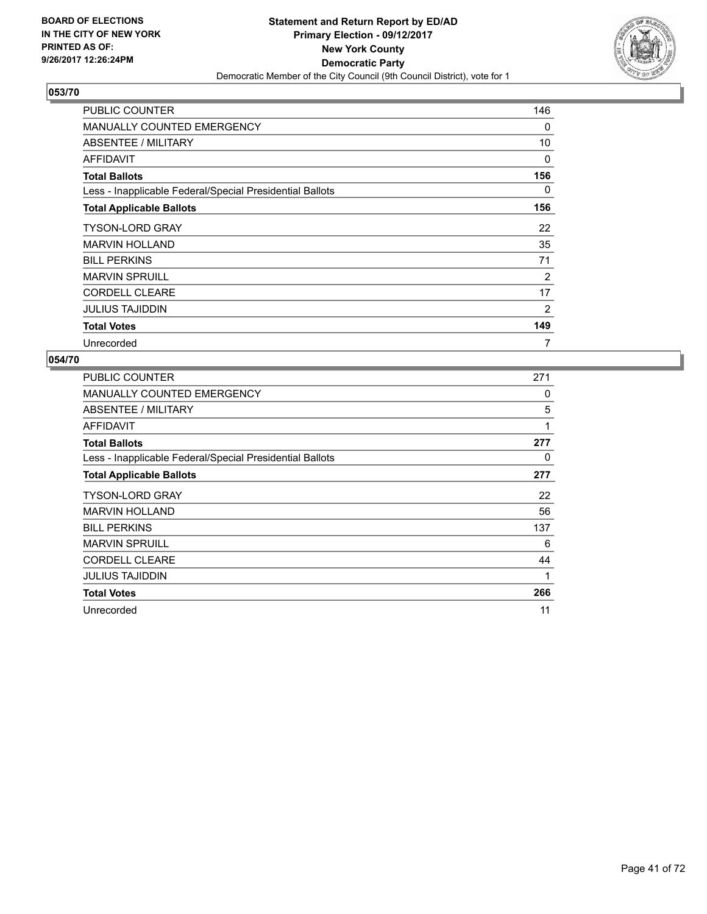BOARD OF ELECTIONS
IN THE CITY OF NEW YORK
PRINTED AS OF:
9/26/2017 12:26:24PM

**Statement and Return Report by ED/AD**
**Primary Election - 09/12/2017**
**New York County**
**Democratic Party**
Democratic Member of the City Council (9th Council District), vote for 1

## 053/70

| | |
|---|---|
| PUBLIC COUNTER | 146 |
| MANUALLY COUNTED EMERGENCY | 0 |
| ABSENTEE / MILITARY | 10 |
| AFFIDAVIT | 0 |
| **Total Ballots** | **156** |
| Less - Inapplicable Federal/Special Presidential Ballots | 0 |
| **Total Applicable Ballots** | **156** |
| TYSON-LORD GRAY | 22 |
| MARVIN HOLLAND | 35 |
| BILL PERKINS | 71 |
| MARVIN SPRUILL | 2 |
| CORDELL CLEARE | 17 |
| JULIUS TAJIDDIN | 2 |
| **Total Votes** | **149** |
| Unrecorded | 7 |

## 054/70

| | |
|---|---|
| PUBLIC COUNTER | 271 |
| MANUALLY COUNTED EMERGENCY | 0 |
| ABSENTEE / MILITARY | 5 |
| AFFIDAVIT | 1 |
| **Total Ballots** | **277** |
| Less - Inapplicable Federal/Special Presidential Ballots | 0 |
| **Total Applicable Ballots** | **277** |
| TYSON-LORD GRAY | 22 |
| MARVIN HOLLAND | 56 |
| BILL PERKINS | 137 |
| MARVIN SPRUILL | 6 |
| CORDELL CLEARE | 44 |
| JULIUS TAJIDDIN | 1 |
| **Total Votes** | **266** |
| Unrecorded | 11 |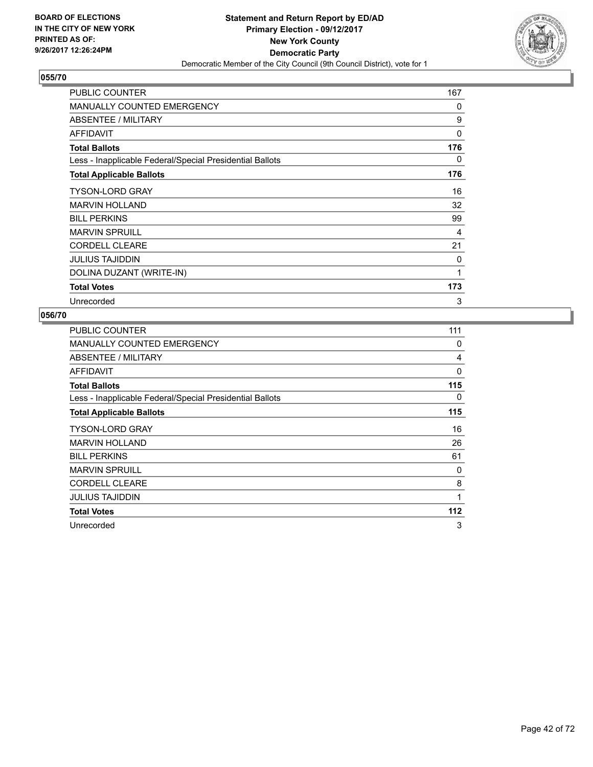**BOARD OF ELECTIONS IN THE CITY OF NEW YORK PRINTED AS OF: 9/26/2017 12:26:24PM**

**Statement and Return Report by ED/AD**
**Primary Election - 09/12/2017**
**New York County**
**Democratic Party**
Democratic Member of the City Council (9th Council District), vote for 1

## 055/70

| | |
|---|---|
| PUBLIC COUNTER | 167 |
| MANUALLY COUNTED EMERGENCY | 0 |
| ABSENTEE / MILITARY | 9 |
| AFFIDAVIT | 0 |
| **Total Ballots** | **176** |
| Less - Inapplicable Federal/Special Presidential Ballots | 0 |
| **Total Applicable Ballots** | **176** |
| TYSON-LORD GRAY | 16 |
| MARVIN HOLLAND | 32 |
| BILL PERKINS | 99 |
| MARVIN SPRUILL | 4 |
| CORDELL CLEARE | 21 |
| JULIUS TAJIDDIN | 0 |
| DOLINA DUZANT (WRITE-IN) | 1 |
| **Total Votes** | **173** |
| Unrecorded | 3 |

## 056/70

| | |
|---|---|
| PUBLIC COUNTER | 111 |
| MANUALLY COUNTED EMERGENCY | 0 |
| ABSENTEE / MILITARY | 4 |
| AFFIDAVIT | 0 |
| **Total Ballots** | **115** |
| Less - Inapplicable Federal/Special Presidential Ballots | 0 |
| **Total Applicable Ballots** | **115** |
| TYSON-LORD GRAY | 16 |
| MARVIN HOLLAND | 26 |
| BILL PERKINS | 61 |
| MARVIN SPRUILL | 0 |
| CORDELL CLEARE | 8 |
| JULIUS TAJIDDIN | 1 |
| **Total Votes** | **112** |
| Unrecorded | 3 |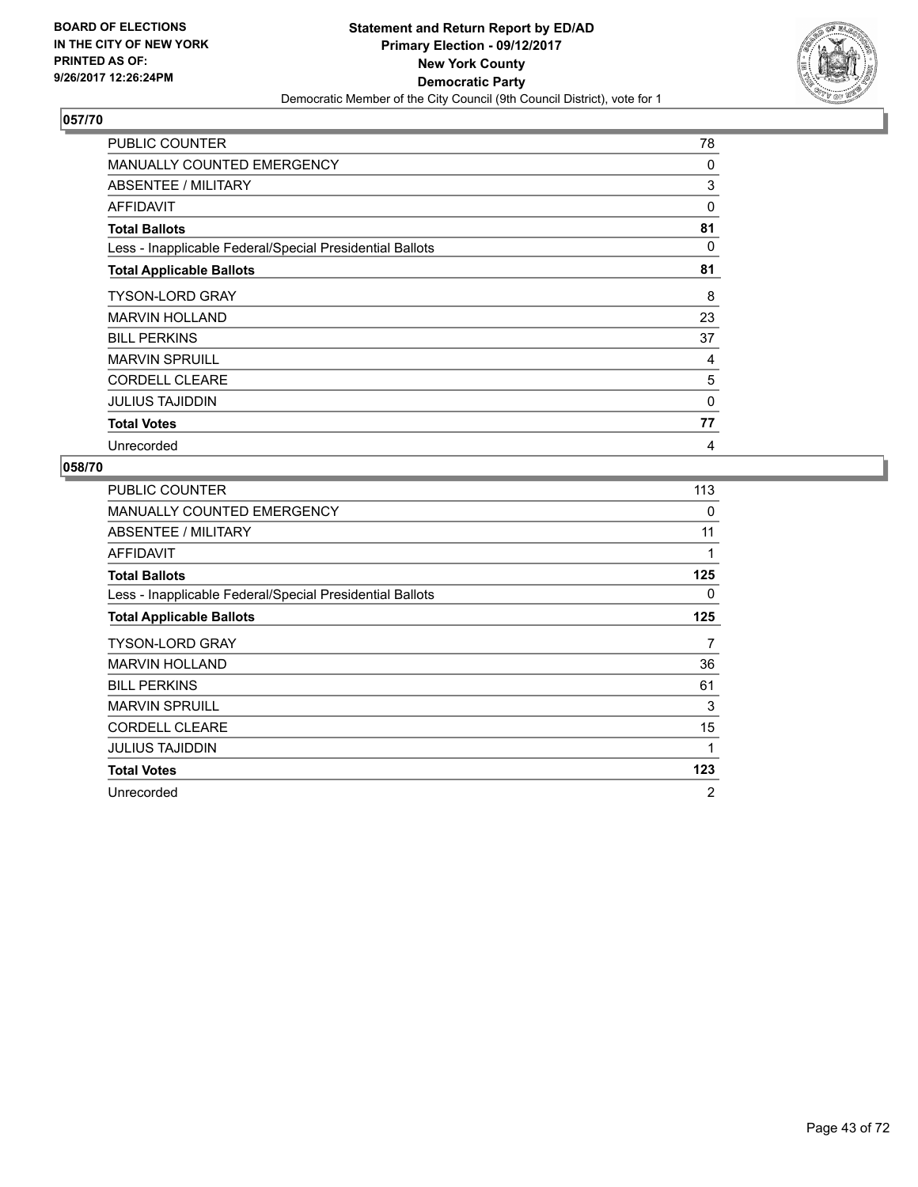BOARD OF ELECTIONS
IN THE CITY OF NEW YORK
PRINTED AS OF:
9/26/2017 12:26:24PM

**Statement and Return Report by ED/AD**
**Primary Election - 09/12/2017**
**New York County**
**Democratic Party**
Democratic Member of the City Council (9th Council District), vote for 1

## 057/70

| | |
|---|---|
| PUBLIC COUNTER | 78 |
| MANUALLY COUNTED EMERGENCY | 0 |
| ABSENTEE / MILITARY | 3 |
| AFFIDAVIT | 0 |
| **Total Ballots** | **81** |
| Less - Inapplicable Federal/Special Presidential Ballots | 0 |
| **Total Applicable Ballots** | **81** |
| TYSON-LORD GRAY | 8 |
| MARVIN HOLLAND | 23 |
| BILL PERKINS | 37 |
| MARVIN SPRUILL | 4 |
| CORDELL CLEARE | 5 |
| JULIUS TAJIDDIN | 0 |
| **Total Votes** | **77** |
| Unrecorded | 4 |

## 058/70

| | |
|---|---|
| PUBLIC COUNTER | 113 |
| MANUALLY COUNTED EMERGENCY | 0 |
| ABSENTEE / MILITARY | 11 |
| AFFIDAVIT | 1 |
| **Total Ballots** | **125** |
| Less - Inapplicable Federal/Special Presidential Ballots | 0 |
| **Total Applicable Ballots** | **125** |
| TYSON-LORD GRAY | 7 |
| MARVIN HOLLAND | 36 |
| BILL PERKINS | 61 |
| MARVIN SPRUILL | 3 |
| CORDELL CLEARE | 15 |
| JULIUS TAJIDDIN | 1 |
| **Total Votes** | **123** |
| Unrecorded | 2 |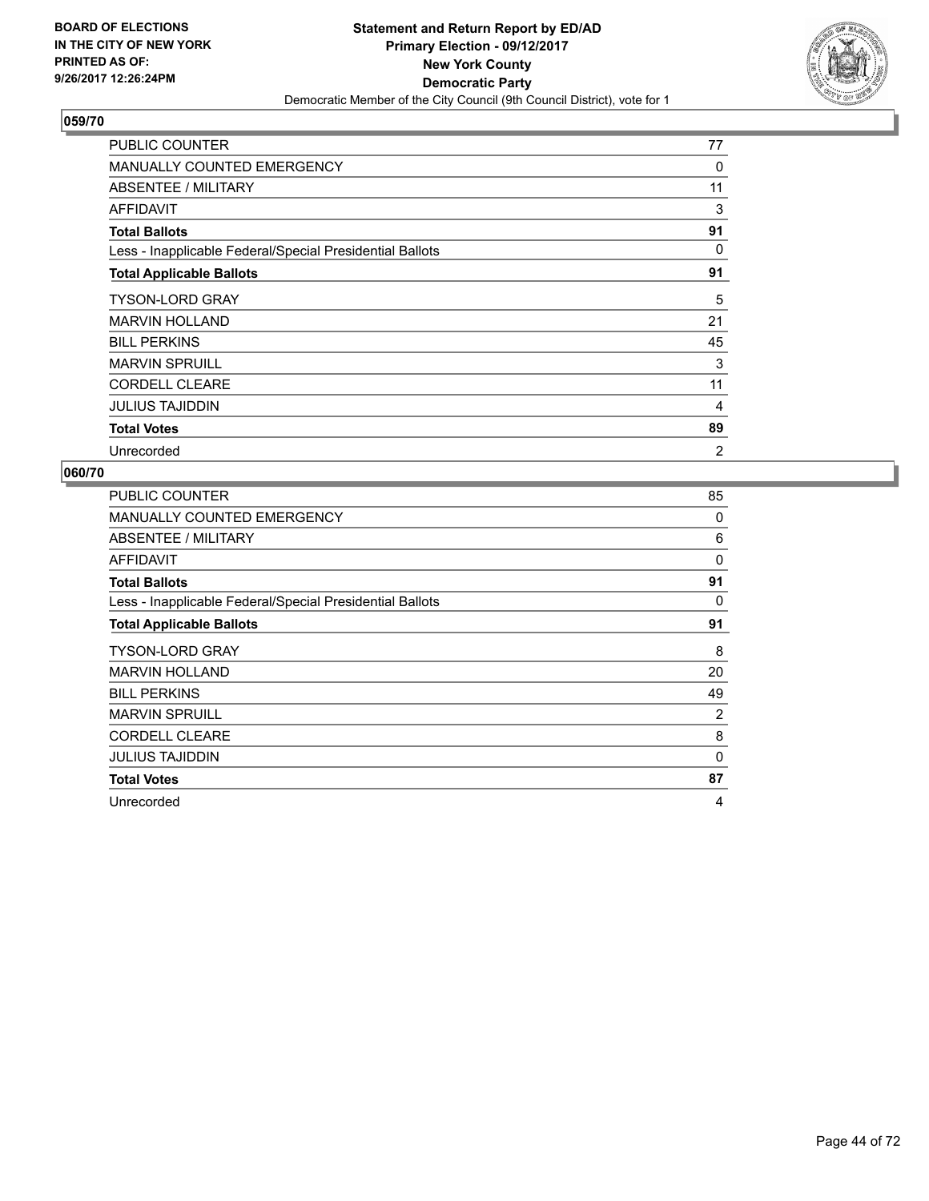**BOARD OF ELECTIONS IN THE CITY OF NEW YORK PRINTED AS OF: 9/26/2017 12:26:24PM**

**Statement and Return Report by ED/AD**
**Primary Election - 09/12/2017**
**New York County**
**Democratic Party**
Democratic Member of the City Council (9th Council District), vote for 1

## 059/70

| | |
|---|---|
| PUBLIC COUNTER | 77 |
| MANUALLY COUNTED EMERGENCY | 0 |
| ABSENTEE / MILITARY | 11 |
| AFFIDAVIT | 3 |
| **Total Ballots** | **91** |
| Less - Inapplicable Federal/Special Presidential Ballots | 0 |
| **Total Applicable Ballots** | **91** |
| TYSON-LORD GRAY | 5 |
| MARVIN HOLLAND | 21 |
| BILL PERKINS | 45 |
| MARVIN SPRUILL | 3 |
| CORDELL CLEARE | 11 |
| JULIUS TAJIDDIN | 4 |
| **Total Votes** | **89** |
| Unrecorded | 2 |

## 060/70

| | |
|---|---|
| PUBLIC COUNTER | 85 |
| MANUALLY COUNTED EMERGENCY | 0 |
| ABSENTEE / MILITARY | 6 |
| AFFIDAVIT | 0 |
| **Total Ballots** | **91** |
| Less - Inapplicable Federal/Special Presidential Ballots | 0 |
| **Total Applicable Ballots** | **91** |
| TYSON-LORD GRAY | 8 |
| MARVIN HOLLAND | 20 |
| BILL PERKINS | 49 |
| MARVIN SPRUILL | 2 |
| CORDELL CLEARE | 8 |
| JULIUS TAJIDDIN | 0 |
| **Total Votes** | **87** |
| Unrecorded | 4 |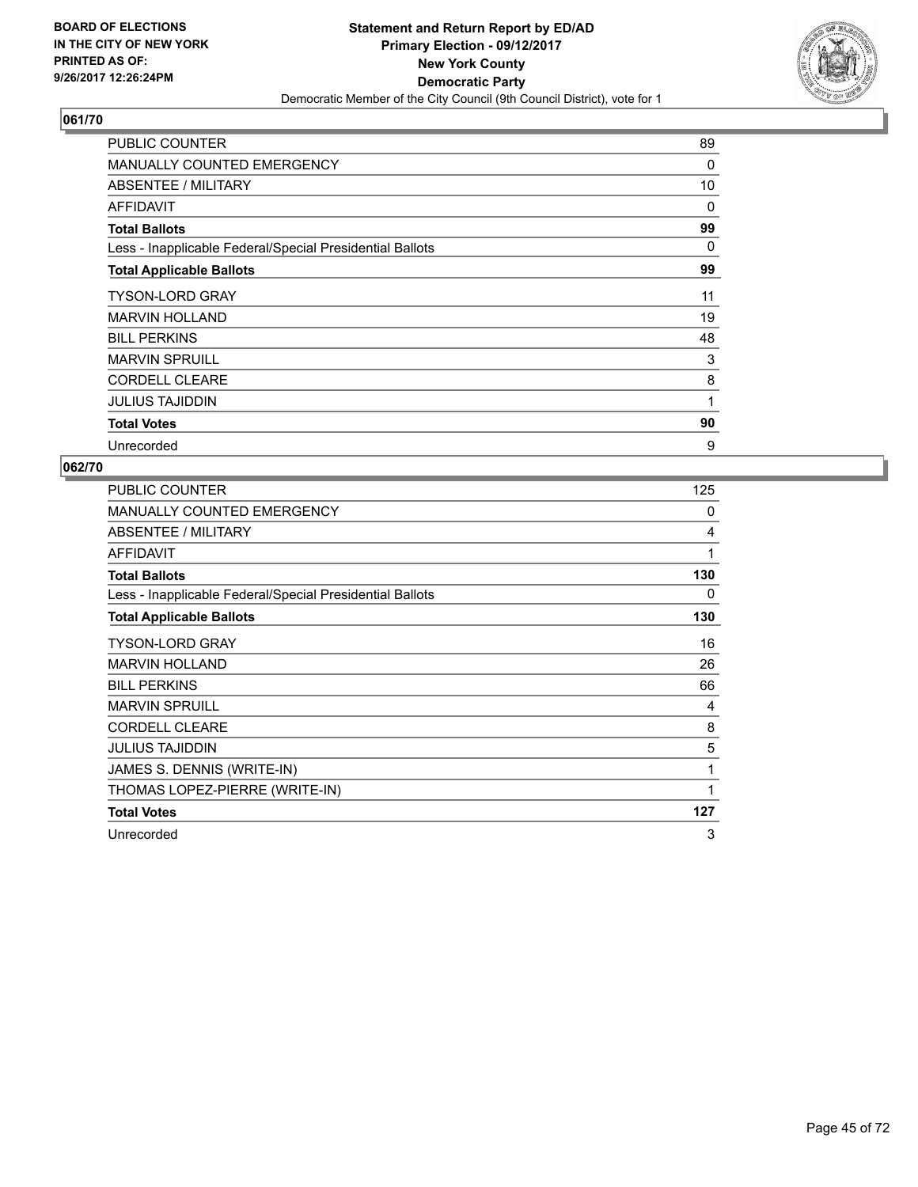**BOARD OF ELECTIONS IN THE CITY OF NEW YORK PRINTED AS OF: 9/26/2017 12:26:24PM**

**Statement and Return Report by ED/AD**
**Primary Election - 09/12/2017**
**New York County**
**Democratic Party**
Democratic Member of the City Council (9th Council District), vote for 1

## 061/70

| | |
|---|---|
| PUBLIC COUNTER | 89 |
| MANUALLY COUNTED EMERGENCY | 0 |
| ABSENTEE / MILITARY | 10 |
| AFFIDAVIT | 0 |
| **Total Ballots** | **99** |
| Less - Inapplicable Federal/Special Presidential Ballots | 0 |
| **Total Applicable Ballots** | **99** |
| TYSON-LORD GRAY | 11 |
| MARVIN HOLLAND | 19 |
| BILL PERKINS | 48 |
| MARVIN SPRUILL | 3 |
| CORDELL CLEARE | 8 |
| JULIUS TAJIDDIN | 1 |
| **Total Votes** | **90** |
| Unrecorded | 9 |

## 062/70

| | |
|---|---|
| PUBLIC COUNTER | 125 |
| MANUALLY COUNTED EMERGENCY | 0 |
| ABSENTEE / MILITARY | 4 |
| AFFIDAVIT | 1 |
| **Total Ballots** | **130** |
| Less - Inapplicable Federal/Special Presidential Ballots | 0 |
| **Total Applicable Ballots** | **130** |
| TYSON-LORD GRAY | 16 |
| MARVIN HOLLAND | 26 |
| BILL PERKINS | 66 |
| MARVIN SPRUILL | 4 |
| CORDELL CLEARE | 8 |
| JULIUS TAJIDDIN | 5 |
| JAMES S. DENNIS (WRITE-IN) | 1 |
| THOMAS LOPEZ-PIERRE (WRITE-IN) | 1 |
| **Total Votes** | **127** |
| Unrecorded | 3 |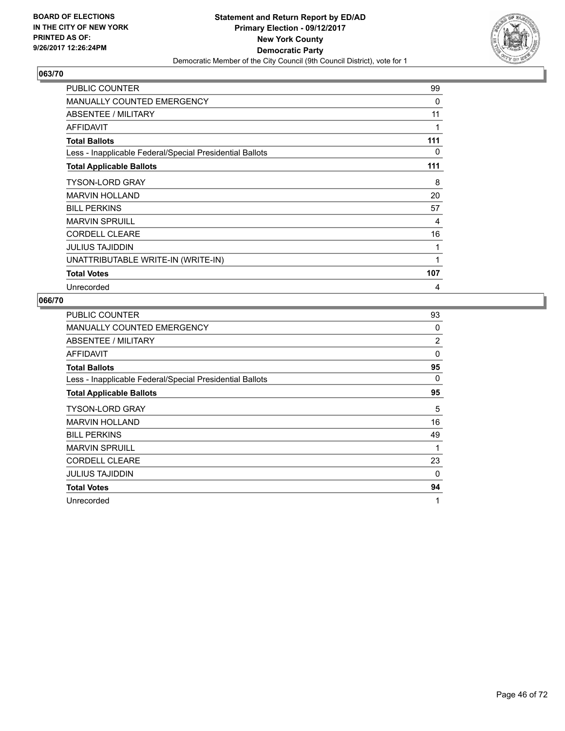**BOARD OF ELECTIONS IN THE CITY OF NEW YORK PRINTED AS OF: 9/26/2017 12:26:24PM**

**Statement and Return Report by ED/AD Primary Election - 09/12/2017 New York County Democratic Party**

Democratic Member of the City Council (9th Council District), vote for 1

## 063/70

| | |
|---|---|
| PUBLIC COUNTER | 99 |
| MANUALLY COUNTED EMERGENCY | 0 |
| ABSENTEE / MILITARY | 11 |
| AFFIDAVIT | 1 |
| **Total Ballots** | **111** |
| Less - Inapplicable Federal/Special Presidential Ballots | 0 |
| **Total Applicable Ballots** | **111** |
| TYSON-LORD GRAY | 8 |
| MARVIN HOLLAND | 20 |
| BILL PERKINS | 57 |
| MARVIN SPRUILL | 4 |
| CORDELL CLEARE | 16 |
| JULIUS TAJIDDIN | 1 |
| UNATTRIBUTABLE WRITE-IN (WRITE-IN) | 1 |
| **Total Votes** | **107** |
| Unrecorded | 4 |

## 066/70

| | |
|---|---|
| PUBLIC COUNTER | 93 |
| MANUALLY COUNTED EMERGENCY | 0 |
| ABSENTEE / MILITARY | 2 |
| AFFIDAVIT | 0 |
| **Total Ballots** | **95** |
| Less - Inapplicable Federal/Special Presidential Ballots | 0 |
| **Total Applicable Ballots** | **95** |
| TYSON-LORD GRAY | 5 |
| MARVIN HOLLAND | 16 |
| BILL PERKINS | 49 |
| MARVIN SPRUILL | 1 |
| CORDELL CLEARE | 23 |
| JULIUS TAJIDDIN | 0 |
| **Total Votes** | **94** |
| Unrecorded | 1 |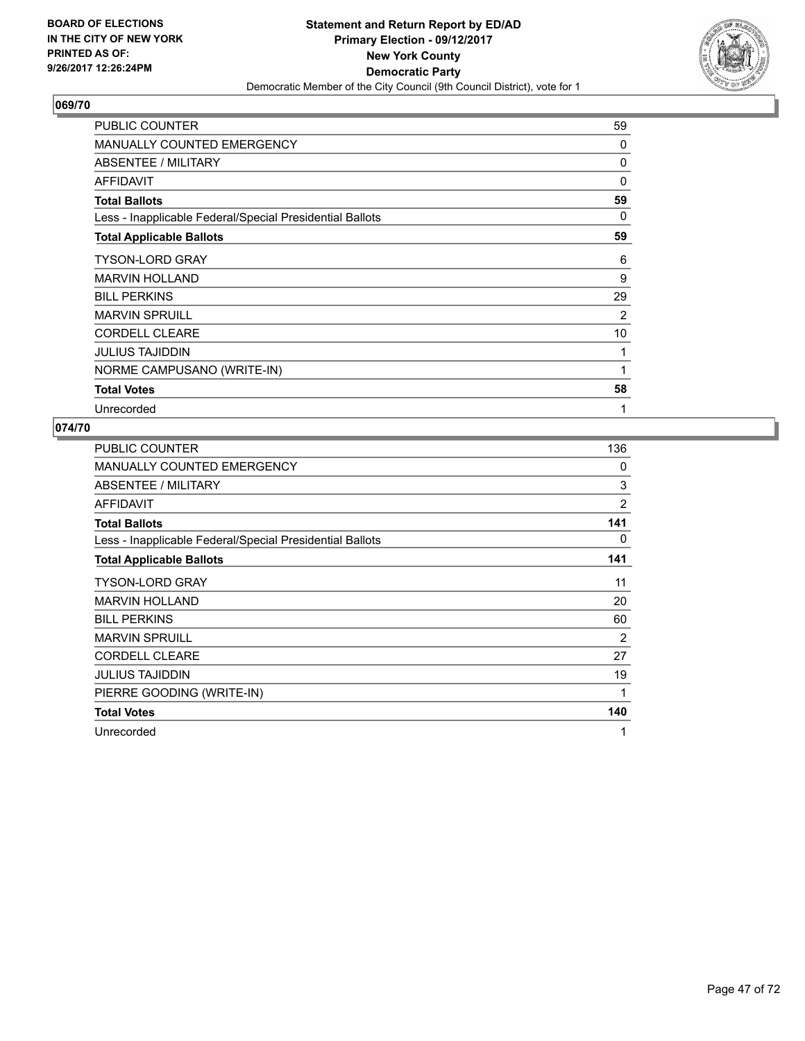BOARD OF ELECTIONS IN THE CITY OF NEW YORK PRINTED AS OF: 9/26/2017 12:26:24PM

**Statement and Return Report by ED/AD**
**Primary Election - 09/12/2017**
**New York County**
**Democratic Party**
Democratic Member of the City Council (9th Council District), vote for 1

## 069/70

| | |
|---|---|
| PUBLIC COUNTER | 59 |
| MANUALLY COUNTED EMERGENCY | 0 |
| ABSENTEE / MILITARY | 0 |
| AFFIDAVIT | 0 |
| **Total Ballots** | **59** |
| Less - Inapplicable Federal/Special Presidential Ballots | 0 |
| **Total Applicable Ballots** | **59** |
| TYSON-LORD GRAY | 6 |
| MARVIN HOLLAND | 9 |
| BILL PERKINS | 29 |
| MARVIN SPRUILL | 2 |
| CORDELL CLEARE | 10 |
| JULIUS TAJIDDIN | 1 |
| NORME CAMPUSANO (WRITE-IN) | 1 |
| **Total Votes** | **58** |
| Unrecorded | 1 |

## 074/70

| | |
|---|---|
| PUBLIC COUNTER | 136 |
| MANUALLY COUNTED EMERGENCY | 0 |
| ABSENTEE / MILITARY | 3 |
| AFFIDAVIT | 2 |
| **Total Ballots** | **141** |
| Less - Inapplicable Federal/Special Presidential Ballots | 0 |
| **Total Applicable Ballots** | **141** |
| TYSON-LORD GRAY | 11 |
| MARVIN HOLLAND | 20 |
| BILL PERKINS | 60 |
| MARVIN SPRUILL | 2 |
| CORDELL CLEARE | 27 |
| JULIUS TAJIDDIN | 19 |
| PIERRE GOODING (WRITE-IN) | 1 |
| **Total Votes** | **140** |
| Unrecorded | 1 |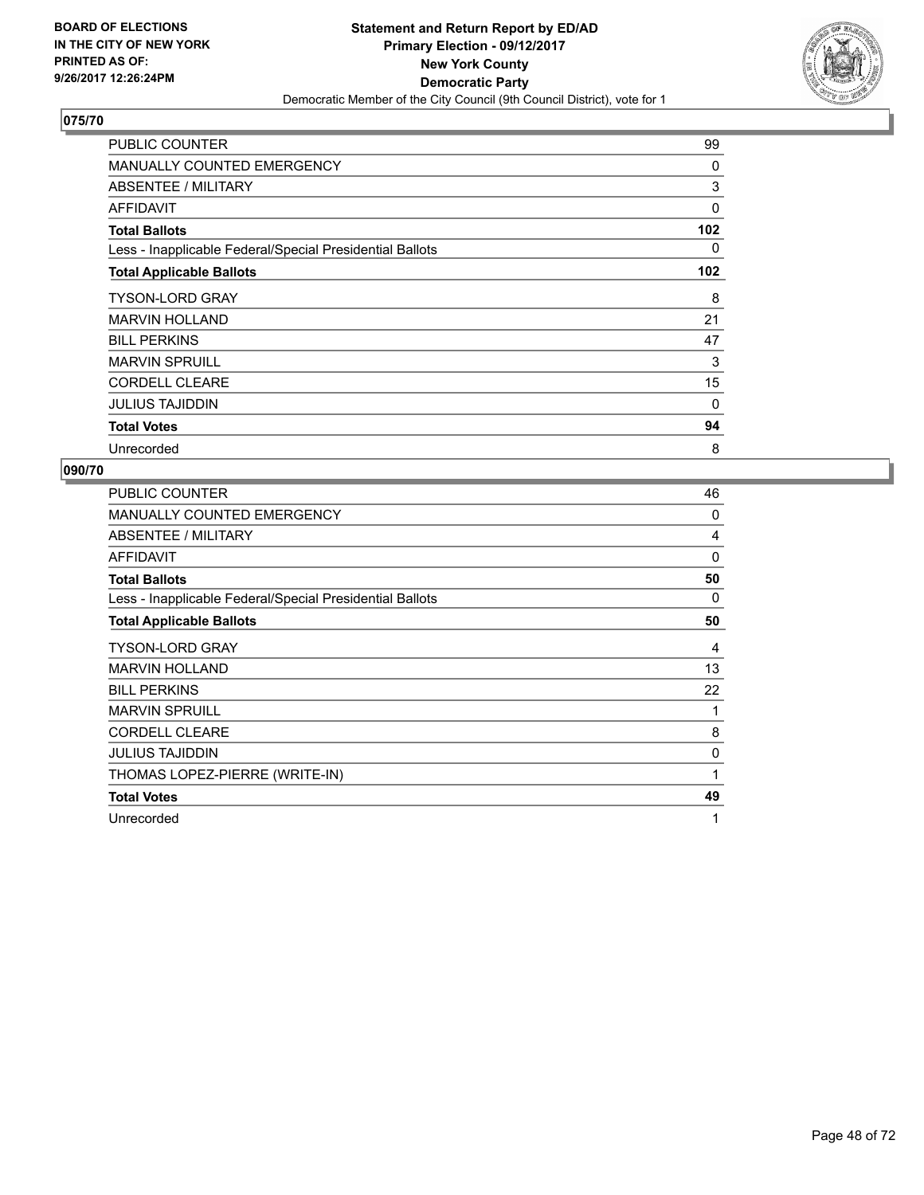BOARD OF ELECTIONS
IN THE CITY OF NEW YORK
PRINTED AS OF:
9/26/2017 12:26:24PM

**Statement and Return Report by ED/AD**
**Primary Election - 09/12/2017**
**New York County**
**Democratic Party**
Democratic Member of the City Council (9th Council District), vote for 1

## 075/70

| | |
|---|---|
| PUBLIC COUNTER | 99 |
| MANUALLY COUNTED EMERGENCY | 0 |
| ABSENTEE / MILITARY | 3 |
| AFFIDAVIT | 0 |
| **Total Ballots** | **102** |
| Less - Inapplicable Federal/Special Presidential Ballots | 0 |
| **Total Applicable Ballots** | **102** |
| TYSON-LORD GRAY | 8 |
| MARVIN HOLLAND | 21 |
| BILL PERKINS | 47 |
| MARVIN SPRUILL | 3 |
| CORDELL CLEARE | 15 |
| JULIUS TAJIDDIN | 0 |
| **Total Votes** | **94** |
| Unrecorded | 8 |

## 090/70

| | |
|---|---|
| PUBLIC COUNTER | 46 |
| MANUALLY COUNTED EMERGENCY | 0 |
| ABSENTEE / MILITARY | 4 |
| AFFIDAVIT | 0 |
| **Total Ballots** | **50** |
| Less - Inapplicable Federal/Special Presidential Ballots | 0 |
| **Total Applicable Ballots** | **50** |
| TYSON-LORD GRAY | 4 |
| MARVIN HOLLAND | 13 |
| BILL PERKINS | 22 |
| MARVIN SPRUILL | 1 |
| CORDELL CLEARE | 8 |
| JULIUS TAJIDDIN | 0 |
| THOMAS LOPEZ-PIERRE (WRITE-IN) | 1 |
| **Total Votes** | **49** |
| Unrecorded | 1 |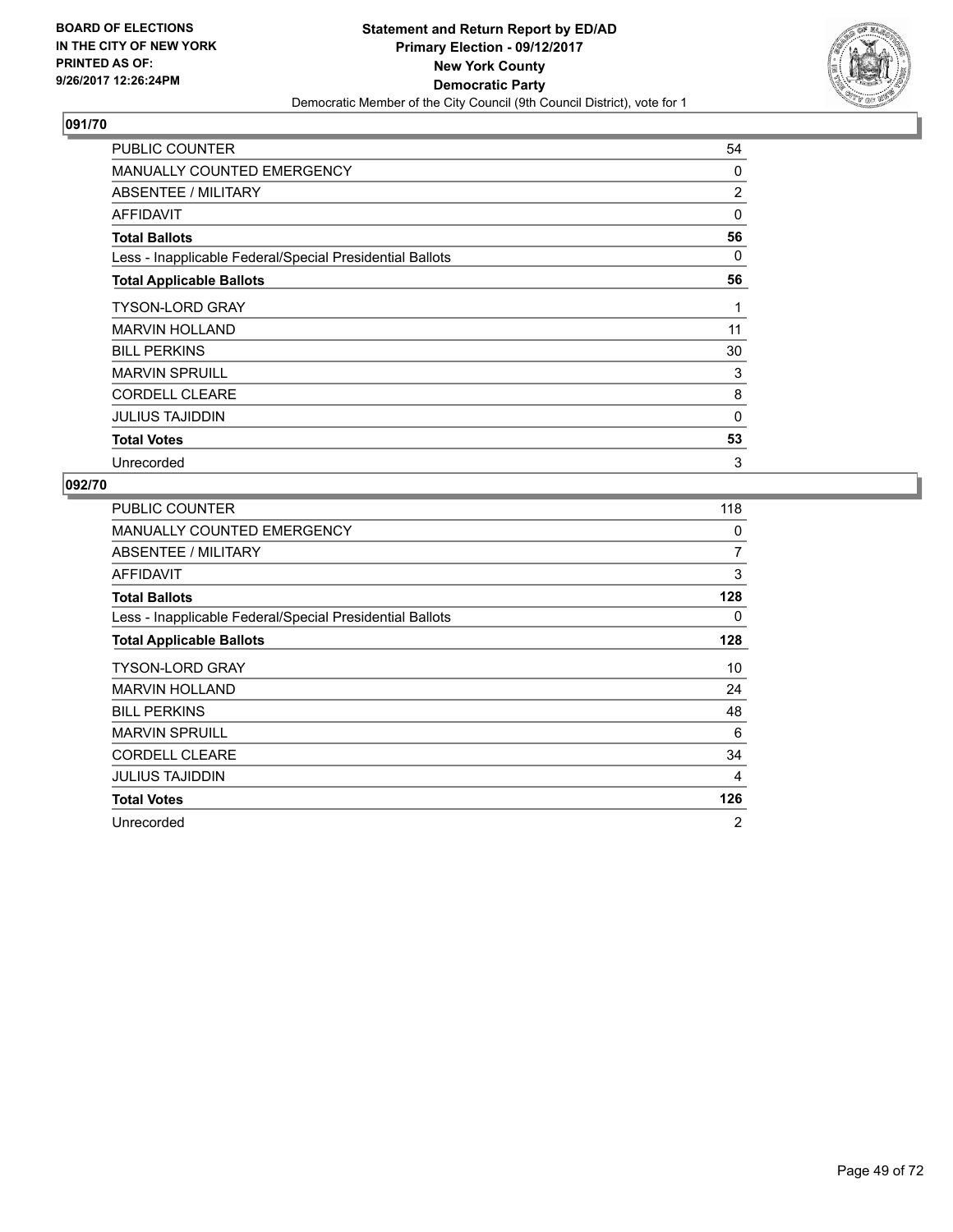BOARD OF ELECTIONS
IN THE CITY OF NEW YORK
PRINTED AS OF:
9/26/2017 12:26:24PM

**Statement and Return Report by ED/AD**
**Primary Election - 09/12/2017**
**New York County**
**Democratic Party**
Democratic Member of the City Council (9th Council District), vote for 1

## 091/70

| | |
|---|---|
| PUBLIC COUNTER | 54 |
| MANUALLY COUNTED EMERGENCY | 0 |
| ABSENTEE / MILITARY | 2 |
| AFFIDAVIT | 0 |
| **Total Ballots** | **56** |
| Less - Inapplicable Federal/Special Presidential Ballots | 0 |
| **Total Applicable Ballots** | **56** |
| TYSON-LORD GRAY | 1 |
| MARVIN HOLLAND | 11 |
| BILL PERKINS | 30 |
| MARVIN SPRUILL | 3 |
| CORDELL CLEARE | 8 |
| JULIUS TAJIDDIN | 0 |
| **Total Votes** | **53** |
| Unrecorded | 3 |

## 092/70

| | |
|---|---|
| PUBLIC COUNTER | 118 |
| MANUALLY COUNTED EMERGENCY | 0 |
| ABSENTEE / MILITARY | 7 |
| AFFIDAVIT | 3 |
| **Total Ballots** | **128** |
| Less - Inapplicable Federal/Special Presidential Ballots | 0 |
| **Total Applicable Ballots** | **128** |
| TYSON-LORD GRAY | 10 |
| MARVIN HOLLAND | 24 |
| BILL PERKINS | 48 |
| MARVIN SPRUILL | 6 |
| CORDELL CLEARE | 34 |
| JULIUS TAJIDDIN | 4 |
| **Total Votes** | **126** |
| Unrecorded | 2 |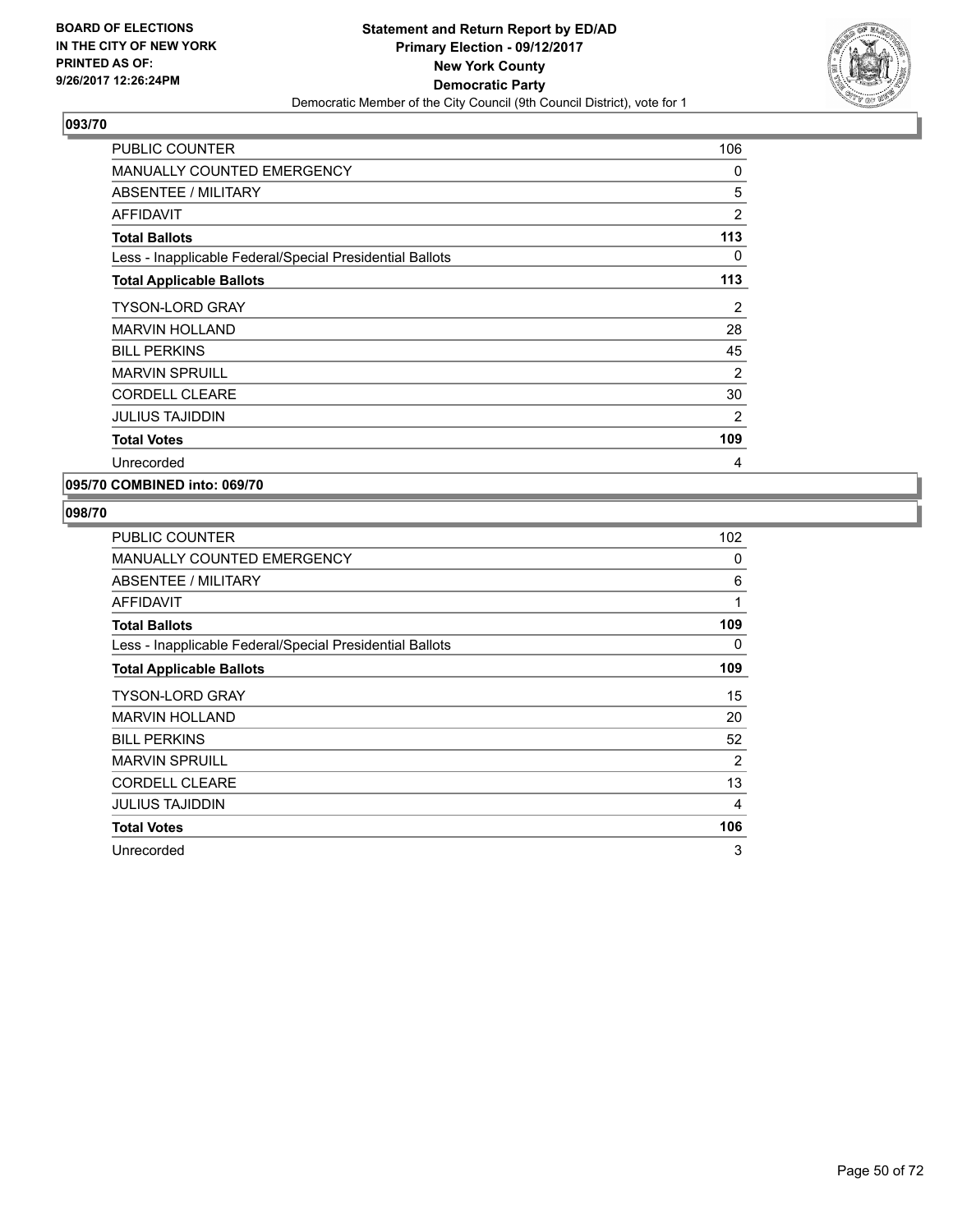**BOARD OF ELECTIONS IN THE CITY OF NEW YORK PRINTED AS OF: 9/26/2017 12:26:24PM**

**Statement and Return Report by ED/AD**
**Primary Election - 09/12/2017**
**New York County**
**Democratic Party**
Democratic Member of the City Council (9th Council District), vote for 1

## 093/70

| | |
|---|---|
| PUBLIC COUNTER | 106 |
| MANUALLY COUNTED EMERGENCY | 0 |
| ABSENTEE / MILITARY | 5 |
| AFFIDAVIT | 2 |
| **Total Ballots** | **113** |
| Less - Inapplicable Federal/Special Presidential Ballots | 0 |
| **Total Applicable Ballots** | **113** |
| TYSON-LORD GRAY | 2 |
| MARVIN HOLLAND | 28 |
| BILL PERKINS | 45 |
| MARVIN SPRUILL | 2 |
| CORDELL CLEARE | 30 |
| JULIUS TAJIDDIN | 2 |
| **Total Votes** | **109** |
| Unrecorded | 4 |

## 095/70 COMBINED into: 069/70

## 098/70

| | |
|---|---|
| PUBLIC COUNTER | 102 |
| MANUALLY COUNTED EMERGENCY | 0 |
| ABSENTEE / MILITARY | 6 |
| AFFIDAVIT | 1 |
| **Total Ballots** | **109** |
| Less - Inapplicable Federal/Special Presidential Ballots | 0 |
| **Total Applicable Ballots** | **109** |
| TYSON-LORD GRAY | 15 |
| MARVIN HOLLAND | 20 |
| BILL PERKINS | 52 |
| MARVIN SPRUILL | 2 |
| CORDELL CLEARE | 13 |
| JULIUS TAJIDDIN | 4 |
| **Total Votes** | **106** |
| Unrecorded | 3 |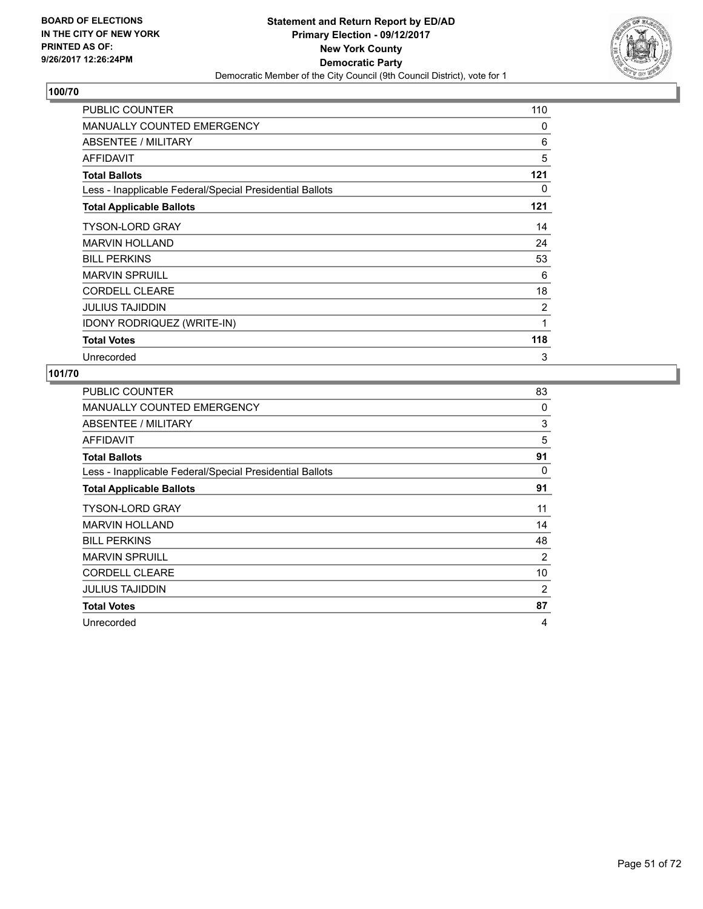BOARD OF ELECTIONS
IN THE CITY OF NEW YORK
PRINTED AS OF:
9/26/2017 12:26:24PM

**Statement and Return Report by ED/AD**
**Primary Election - 09/12/2017**
**New York County**
**Democratic Party**
Democratic Member of the City Council (9th Council District), vote for 1

## 100/70

| | |
|---|---|
| PUBLIC COUNTER | 110 |
| MANUALLY COUNTED EMERGENCY | 0 |
| ABSENTEE / MILITARY | 6 |
| AFFIDAVIT | 5 |
| **Total Ballots** | **121** |
| Less - Inapplicable Federal/Special Presidential Ballots | 0 |
| **Total Applicable Ballots** | **121** |
| TYSON-LORD GRAY | 14 |
| MARVIN HOLLAND | 24 |
| BILL PERKINS | 53 |
| MARVIN SPRUILL | 6 |
| CORDELL CLEARE | 18 |
| JULIUS TAJIDDIN | 2 |
| IDONY RODRIQUEZ (WRITE-IN) | 1 |
| **Total Votes** | **118** |
| Unrecorded | 3 |

## 101/70

| | |
|---|---|
| PUBLIC COUNTER | 83 |
| MANUALLY COUNTED EMERGENCY | 0 |
| ABSENTEE / MILITARY | 3 |
| AFFIDAVIT | 5 |
| **Total Ballots** | **91** |
| Less - Inapplicable Federal/Special Presidential Ballots | 0 |
| **Total Applicable Ballots** | **91** |
| TYSON-LORD GRAY | 11 |
| MARVIN HOLLAND | 14 |
| BILL PERKINS | 48 |
| MARVIN SPRUILL | 2 |
| CORDELL CLEARE | 10 |
| JULIUS TAJIDDIN | 2 |
| **Total Votes** | **87** |
| Unrecorded | 4 |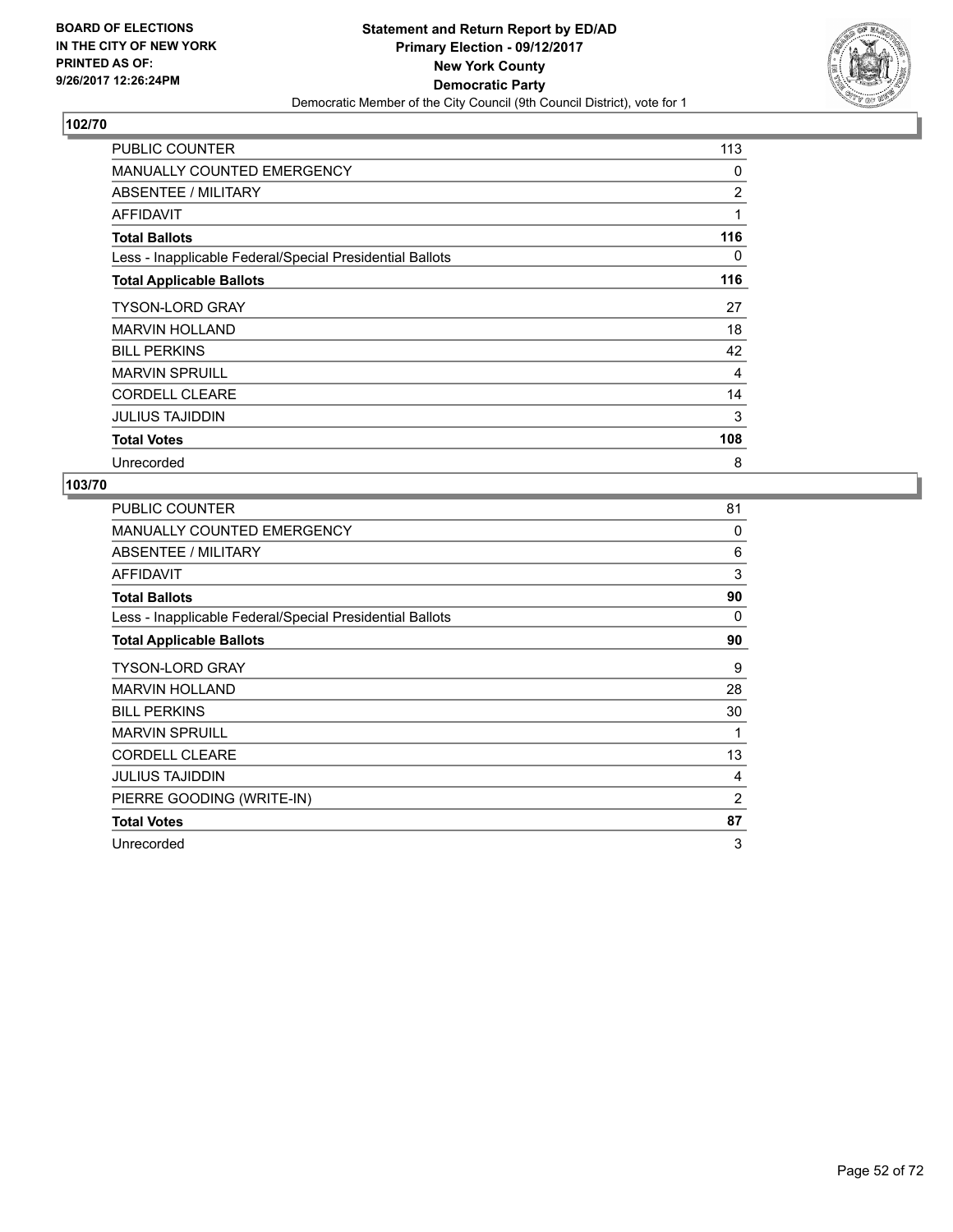**BOARD OF ELECTIONS IN THE CITY OF NEW YORK PRINTED AS OF: 9/26/2017 12:26:24PM**

**Statement and Return Report by ED/AD**
**Primary Election - 09/12/2017**
**New York County**
**Democratic Party**
Democratic Member of the City Council (9th Council District), vote for 1

**102/70**

| | |
|---|---|
| PUBLIC COUNTER | 113 |
| MANUALLY COUNTED EMERGENCY | 0 |
| ABSENTEE / MILITARY | 2 |
| AFFIDAVIT | 1 |
| **Total Ballots** | **116** |
| Less - Inapplicable Federal/Special Presidential Ballots | 0 |
| **Total Applicable Ballots** | **116** |
| TYSON-LORD GRAY | 27 |
| MARVIN HOLLAND | 18 |
| BILL PERKINS | 42 |
| MARVIN SPRUILL | 4 |
| CORDELL CLEARE | 14 |
| JULIUS TAJIDDIN | 3 |
| **Total Votes** | **108** |
| Unrecorded | 8 |

**103/70**

| | |
|---|---|
| PUBLIC COUNTER | 81 |
| MANUALLY COUNTED EMERGENCY | 0 |
| ABSENTEE / MILITARY | 6 |
| AFFIDAVIT | 3 |
| **Total Ballots** | **90** |
| Less - Inapplicable Federal/Special Presidential Ballots | 0 |
| **Total Applicable Ballots** | **90** |
| TYSON-LORD GRAY | 9 |
| MARVIN HOLLAND | 28 |
| BILL PERKINS | 30 |
| MARVIN SPRUILL | 1 |
| CORDELL CLEARE | 13 |
| JULIUS TAJIDDIN | 4 |
| PIERRE GOODING (WRITE-IN) | 2 |
| **Total Votes** | **87** |
| Unrecorded | 3 |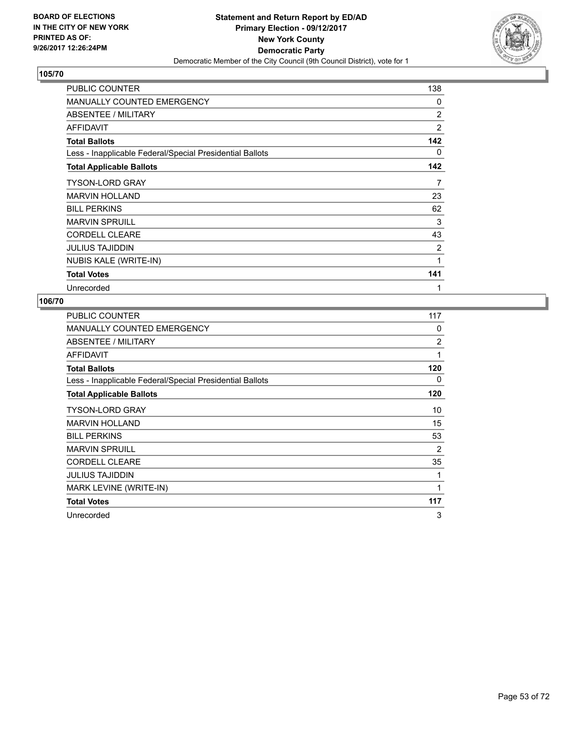BOARD OF ELECTIONS
IN THE CITY OF NEW YORK
PRINTED AS OF:
9/26/2017 12:26:24PM

**Statement and Return Report by ED/AD**
**Primary Election - 09/12/2017**
**New York County**
**Democratic Party**
Democratic Member of the City Council (9th Council District), vote for 1

## 105/70

| | |
|---|---|
| PUBLIC COUNTER | 138 |
| MANUALLY COUNTED EMERGENCY | 0 |
| ABSENTEE / MILITARY | 2 |
| AFFIDAVIT | 2 |
| **Total Ballots** | **142** |
| Less - Inapplicable Federal/Special Presidential Ballots | 0 |
| **Total Applicable Ballots** | **142** |
| TYSON-LORD GRAY | 7 |
| MARVIN HOLLAND | 23 |
| BILL PERKINS | 62 |
| MARVIN SPRUILL | 3 |
| CORDELL CLEARE | 43 |
| JULIUS TAJIDDIN | 2 |
| NUBIS KALE (WRITE-IN) | 1 |
| **Total Votes** | **141** |
| Unrecorded | 1 |

## 106/70

| | |
|---|---|
| PUBLIC COUNTER | 117 |
| MANUALLY COUNTED EMERGENCY | 0 |
| ABSENTEE / MILITARY | 2 |
| AFFIDAVIT | 1 |
| **Total Ballots** | **120** |
| Less - Inapplicable Federal/Special Presidential Ballots | 0 |
| **Total Applicable Ballots** | **120** |
| TYSON-LORD GRAY | 10 |
| MARVIN HOLLAND | 15 |
| BILL PERKINS | 53 |
| MARVIN SPRUILL | 2 |
| CORDELL CLEARE | 35 |
| JULIUS TAJIDDIN | 1 |
| MARK LEVINE (WRITE-IN) | 1 |
| **Total Votes** | **117** |
| Unrecorded | 3 |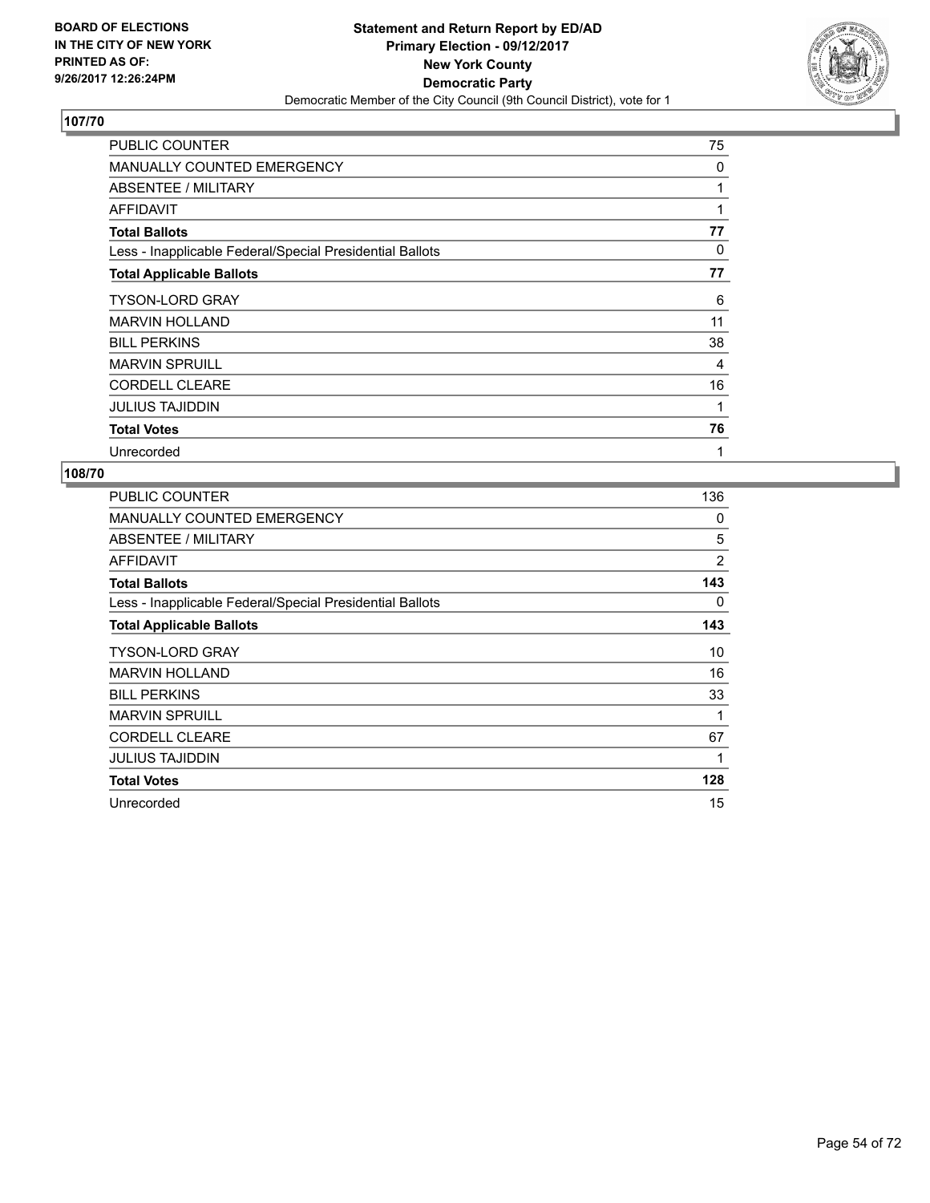BOARD OF ELECTIONS
IN THE CITY OF NEW YORK
PRINTED AS OF:
9/26/2017 12:26:24PM

**Statement and Return Report by ED/AD**
**Primary Election - 09/12/2017**
**New York County**
**Democratic Party**
Democratic Member of the City Council (9th Council District), vote for 1

## 107/70

| | |
|---|---|
| PUBLIC COUNTER | 75 |
| MANUALLY COUNTED EMERGENCY | 0 |
| ABSENTEE / MILITARY | 1 |
| AFFIDAVIT | 1 |
| **Total Ballots** | **77** |
| Less - Inapplicable Federal/Special Presidential Ballots | 0 |
| **Total Applicable Ballots** | **77** |
| TYSON-LORD GRAY | 6 |
| MARVIN HOLLAND | 11 |
| BILL PERKINS | 38 |
| MARVIN SPRUILL | 4 |
| CORDELL CLEARE | 16 |
| JULIUS TAJIDDIN | 1 |
| **Total Votes** | **76** |
| Unrecorded | 1 |

## 108/70

| | |
|---|---|
| PUBLIC COUNTER | 136 |
| MANUALLY COUNTED EMERGENCY | 0 |
| ABSENTEE / MILITARY | 5 |
| AFFIDAVIT | 2 |
| **Total Ballots** | **143** |
| Less - Inapplicable Federal/Special Presidential Ballots | 0 |
| **Total Applicable Ballots** | **143** |
| TYSON-LORD GRAY | 10 |
| MARVIN HOLLAND | 16 |
| BILL PERKINS | 33 |
| MARVIN SPRUILL | 1 |
| CORDELL CLEARE | 67 |
| JULIUS TAJIDDIN | 1 |
| **Total Votes** | **128** |
| Unrecorded | 15 |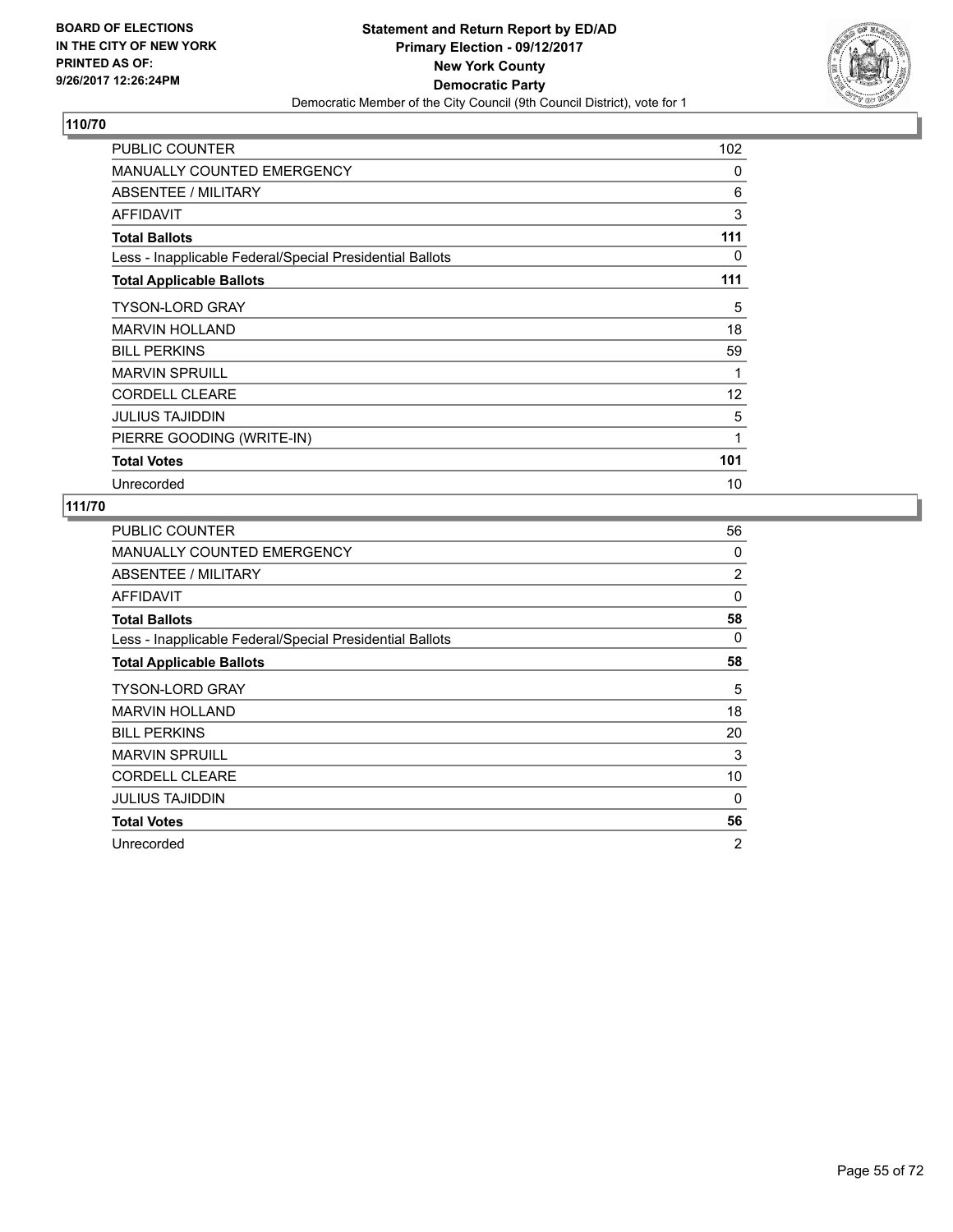BOARD OF ELECTIONS
IN THE CITY OF NEW YORK
PRINTED AS OF:
9/26/2017 12:26:24PM

**Statement and Return Report by ED/AD**
**Primary Election - 09/12/2017**
**New York County**
**Democratic Party**
Democratic Member of the City Council (9th Council District), vote for 1

## 110/70

| | |
|---|---|
| PUBLIC COUNTER | 102 |
| MANUALLY COUNTED EMERGENCY | 0 |
| ABSENTEE / MILITARY | 6 |
| AFFIDAVIT | 3 |
| **Total Ballots** | **111** |
| Less - Inapplicable Federal/Special Presidential Ballots | 0 |
| **Total Applicable Ballots** | **111** |
| TYSON-LORD GRAY | 5 |
| MARVIN HOLLAND | 18 |
| BILL PERKINS | 59 |
| MARVIN SPRUILL | 1 |
| CORDELL CLEARE | 12 |
| JULIUS TAJIDDIN | 5 |
| PIERRE GOODING (WRITE-IN) | 1 |
| **Total Votes** | **101** |
| Unrecorded | 10 |

## 111/70

| | |
|---|---|
| PUBLIC COUNTER | 56 |
| MANUALLY COUNTED EMERGENCY | 0 |
| ABSENTEE / MILITARY | 2 |
| AFFIDAVIT | 0 |
| **Total Ballots** | **58** |
| Less - Inapplicable Federal/Special Presidential Ballots | 0 |
| **Total Applicable Ballots** | **58** |
| TYSON-LORD GRAY | 5 |
| MARVIN HOLLAND | 18 |
| BILL PERKINS | 20 |
| MARVIN SPRUILL | 3 |
| CORDELL CLEARE | 10 |
| JULIUS TAJIDDIN | 0 |
| **Total Votes** | **56** |
| Unrecorded | 2 |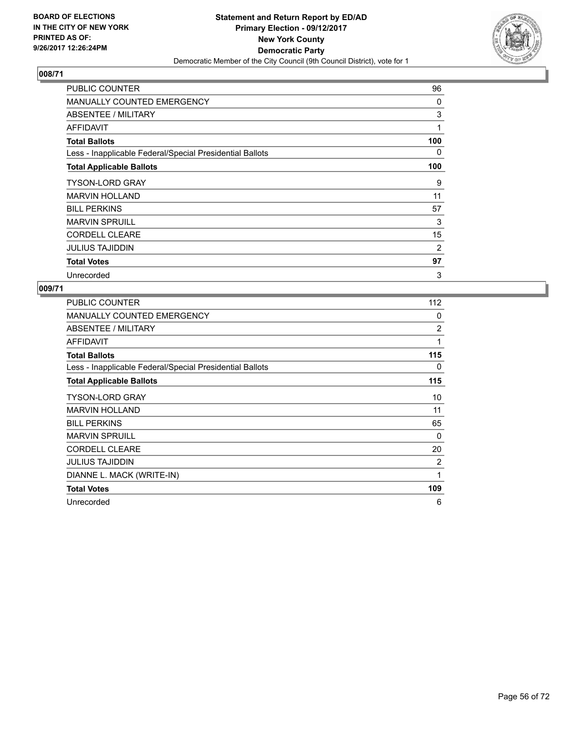BOARD OF ELECTIONS
IN THE CITY OF NEW YORK
PRINTED AS OF:
9/26/2017 12:26:24PM

**Statement and Return Report by ED/AD**
**Primary Election - 09/12/2017**
**New York County**
**Democratic Party**
Democratic Member of the City Council (9th Council District), vote for 1

## 008/71

| | |
|---|---|
| PUBLIC COUNTER | 96 |
| MANUALLY COUNTED EMERGENCY | 0 |
| ABSENTEE / MILITARY | 3 |
| AFFIDAVIT | 1 |
| **Total Ballots** | **100** |
| Less - Inapplicable Federal/Special Presidential Ballots | 0 |
| **Total Applicable Ballots** | **100** |
| TYSON-LORD GRAY | 9 |
| MARVIN HOLLAND | 11 |
| BILL PERKINS | 57 |
| MARVIN SPRUILL | 3 |
| CORDELL CLEARE | 15 |
| JULIUS TAJIDDIN | 2 |
| **Total Votes** | **97** |
| Unrecorded | 3 |

## 009/71

| | |
|---|---|
| PUBLIC COUNTER | 112 |
| MANUALLY COUNTED EMERGENCY | 0 |
| ABSENTEE / MILITARY | 2 |
| AFFIDAVIT | 1 |
| **Total Ballots** | **115** |
| Less - Inapplicable Federal/Special Presidential Ballots | 0 |
| **Total Applicable Ballots** | **115** |
| TYSON-LORD GRAY | 10 |
| MARVIN HOLLAND | 11 |
| BILL PERKINS | 65 |
| MARVIN SPRUILL | 0 |
| CORDELL CLEARE | 20 |
| JULIUS TAJIDDIN | 2 |
| DIANNE L. MACK (WRITE-IN) | 1 |
| **Total Votes** | **109** |
| Unrecorded | 6 |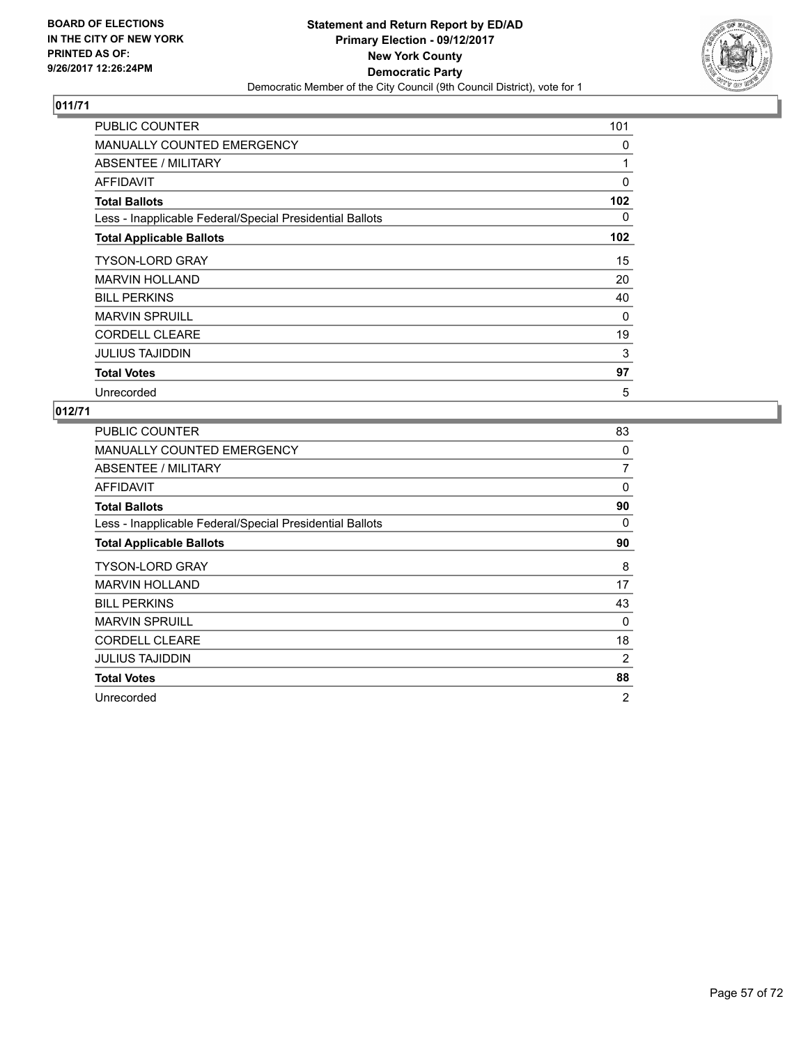BOARD OF ELECTIONS
IN THE CITY OF NEW YORK
PRINTED AS OF:
9/26/2017 12:26:24PM

**Statement and Return Report by ED/AD**
**Primary Election - 09/12/2017**
**New York County**
**Democratic Party**
Democratic Member of the City Council (9th Council District), vote for 1

## 011/71

| | |
|---|---|
| PUBLIC COUNTER | 101 |
| MANUALLY COUNTED EMERGENCY | 0 |
| ABSENTEE / MILITARY | 1 |
| AFFIDAVIT | 0 |
| **Total Ballots** | **102** |
| Less - Inapplicable Federal/Special Presidential Ballots | 0 |
| **Total Applicable Ballots** | **102** |
| TYSON-LORD GRAY | 15 |
| MARVIN HOLLAND | 20 |
| BILL PERKINS | 40 |
| MARVIN SPRUILL | 0 |
| CORDELL CLEARE | 19 |
| JULIUS TAJIDDIN | 3 |
| **Total Votes** | **97** |
| Unrecorded | 5 |

## 012/71

| | |
|---|---|
| PUBLIC COUNTER | 83 |
| MANUALLY COUNTED EMERGENCY | 0 |
| ABSENTEE / MILITARY | 7 |
| AFFIDAVIT | 0 |
| **Total Ballots** | **90** |
| Less - Inapplicable Federal/Special Presidential Ballots | 0 |
| **Total Applicable Ballots** | **90** |
| TYSON-LORD GRAY | 8 |
| MARVIN HOLLAND | 17 |
| BILL PERKINS | 43 |
| MARVIN SPRUILL | 0 |
| CORDELL CLEARE | 18 |
| JULIUS TAJIDDIN | 2 |
| **Total Votes** | **88** |
| Unrecorded | 2 |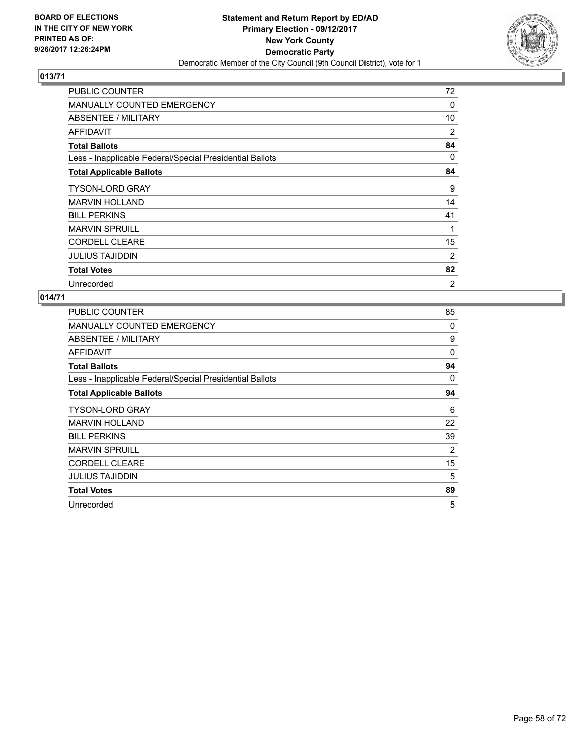BOARD OF ELECTIONS
IN THE CITY OF NEW YORK
PRINTED AS OF:
9/26/2017 12:26:24PM

**Statement and Return Report by ED/AD**
**Primary Election - 09/12/2017**
**New York County**
**Democratic Party**
Democratic Member of the City Council (9th Council District), vote for 1

## 013/71

| | |
|---|---|
| PUBLIC COUNTER | 72 |
| MANUALLY COUNTED EMERGENCY | 0 |
| ABSENTEE / MILITARY | 10 |
| AFFIDAVIT | 2 |
| **Total Ballots** | **84** |
| Less - Inapplicable Federal/Special Presidential Ballots | 0 |
| **Total Applicable Ballots** | **84** |
| TYSON-LORD GRAY | 9 |
| MARVIN HOLLAND | 14 |
| BILL PERKINS | 41 |
| MARVIN SPRUILL | 1 |
| CORDELL CLEARE | 15 |
| JULIUS TAJIDDIN | 2 |
| **Total Votes** | **82** |
| Unrecorded | 2 |

## 014/71

| | |
|---|---|
| PUBLIC COUNTER | 85 |
| MANUALLY COUNTED EMERGENCY | 0 |
| ABSENTEE / MILITARY | 9 |
| AFFIDAVIT | 0 |
| **Total Ballots** | **94** |
| Less - Inapplicable Federal/Special Presidential Ballots | 0 |
| **Total Applicable Ballots** | **94** |
| TYSON-LORD GRAY | 6 |
| MARVIN HOLLAND | 22 |
| BILL PERKINS | 39 |
| MARVIN SPRUILL | 2 |
| CORDELL CLEARE | 15 |
| JULIUS TAJIDDIN | 5 |
| **Total Votes** | **89** |
| Unrecorded | 5 |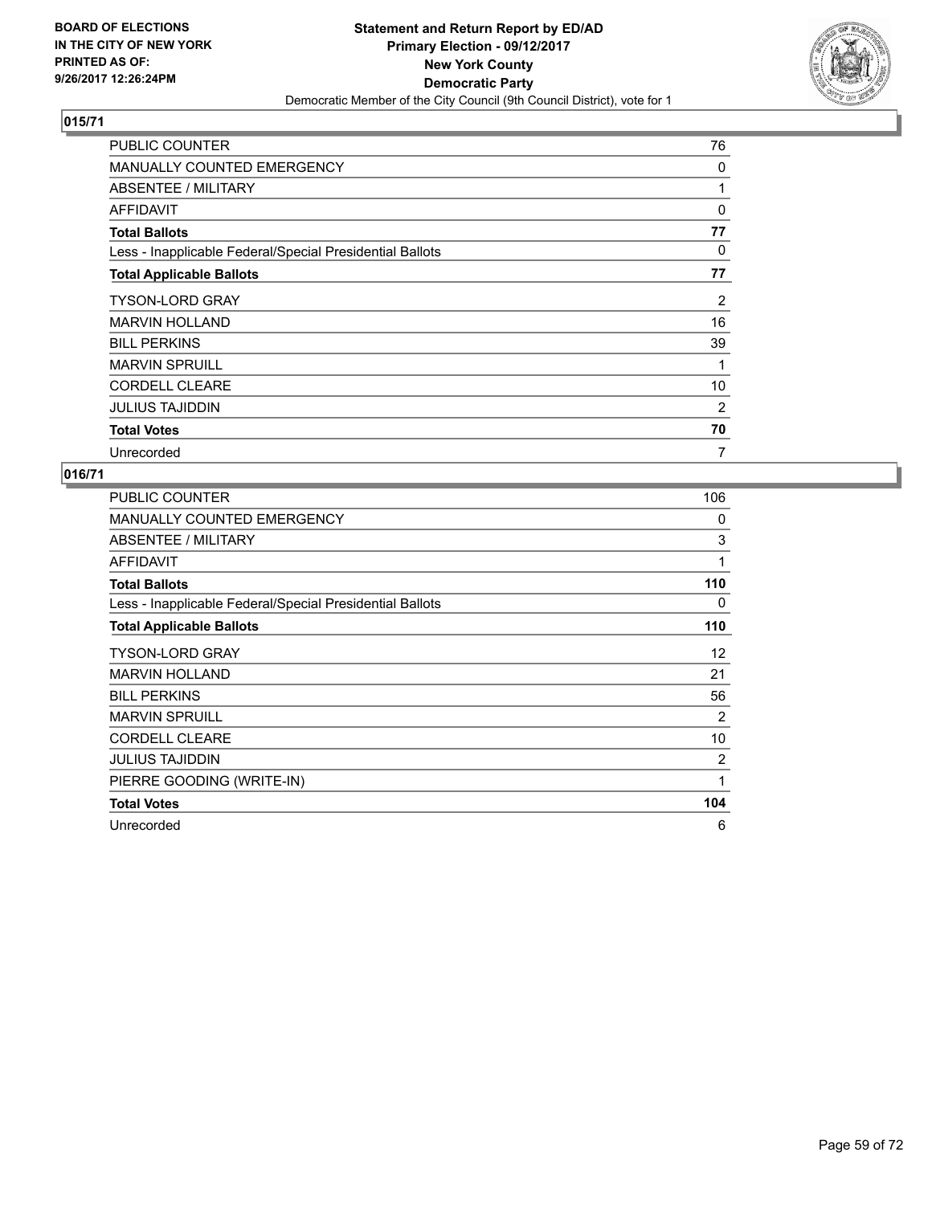BOARD OF ELECTIONS
IN THE CITY OF NEW YORK
PRINTED AS OF:
9/26/2017 12:26:24PM

**Statement and Return Report by ED/AD**
**Primary Election - 09/12/2017**
**New York County**
**Democratic Party**
Democratic Member of the City Council (9th Council District), vote for 1

## 015/71

| | |
|---|---|
| PUBLIC COUNTER | 76 |
| MANUALLY COUNTED EMERGENCY | 0 |
| ABSENTEE / MILITARY | 1 |
| AFFIDAVIT | 0 |
| **Total Ballots** | **77** |
| Less - Inapplicable Federal/Special Presidential Ballots | 0 |
| **Total Applicable Ballots** | **77** |
| TYSON-LORD GRAY | 2 |
| MARVIN HOLLAND | 16 |
| BILL PERKINS | 39 |
| MARVIN SPRUILL | 1 |
| CORDELL CLEARE | 10 |
| JULIUS TAJIDDIN | 2 |
| **Total Votes** | **70** |
| Unrecorded | 7 |

## 016/71

| | |
|---|---|
| PUBLIC COUNTER | 106 |
| MANUALLY COUNTED EMERGENCY | 0 |
| ABSENTEE / MILITARY | 3 |
| AFFIDAVIT | 1 |
| **Total Ballots** | **110** |
| Less - Inapplicable Federal/Special Presidential Ballots | 0 |
| **Total Applicable Ballots** | **110** |
| TYSON-LORD GRAY | 12 |
| MARVIN HOLLAND | 21 |
| BILL PERKINS | 56 |
| MARVIN SPRUILL | 2 |
| CORDELL CLEARE | 10 |
| JULIUS TAJIDDIN | 2 |
| PIERRE GOODING (WRITE-IN) | 1 |
| **Total Votes** | **104** |
| Unrecorded | 6 |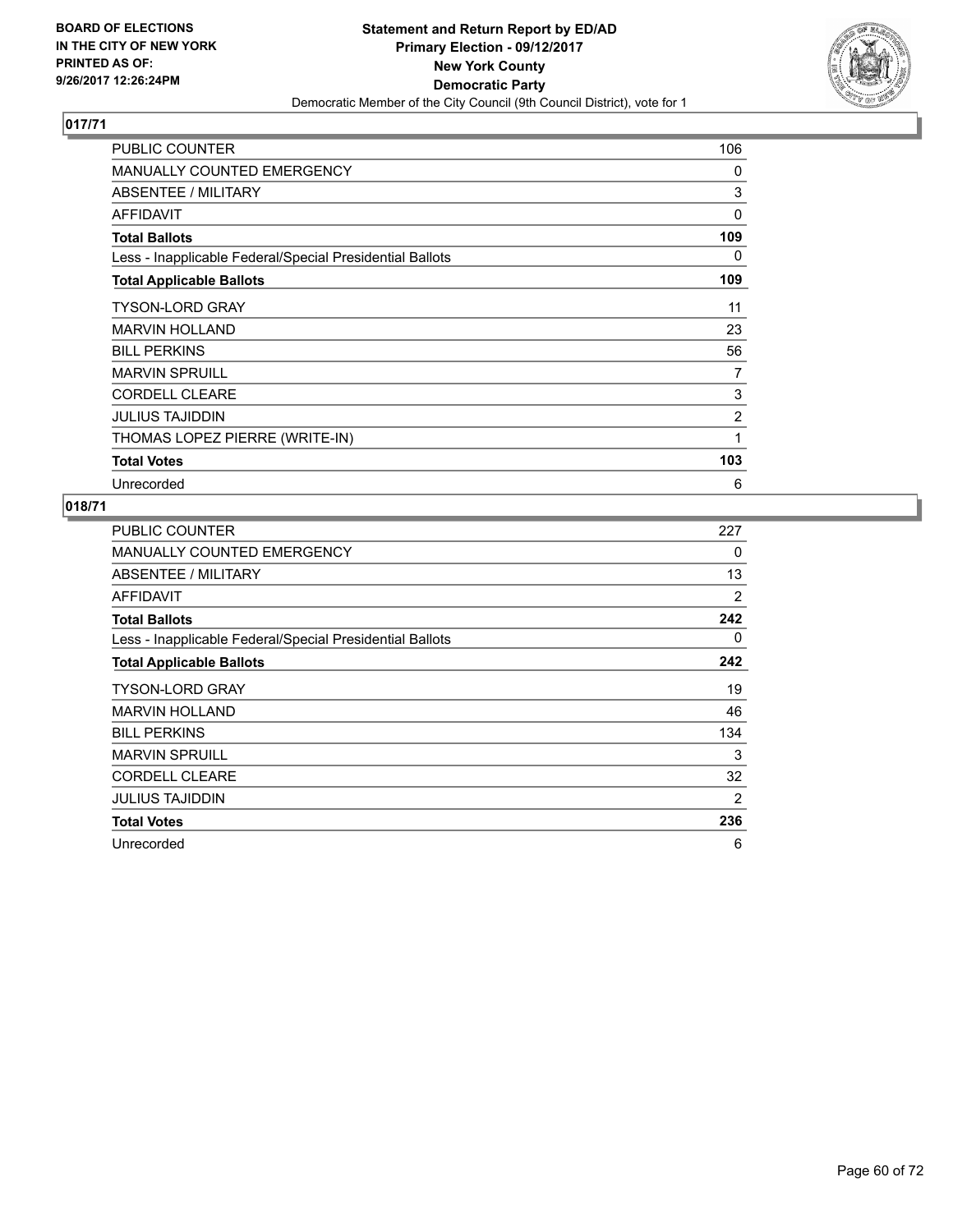**BOARD OF ELECTIONS IN THE CITY OF NEW YORK PRINTED AS OF: 9/26/2017 12:26:24PM**

**Statement and Return Report by ED/AD**
**Primary Election - 09/12/2017**
**New York County**
**Democratic Party**
Democratic Member of the City Council (9th Council District), vote for 1

## 017/71

| | |
|---|---|
| PUBLIC COUNTER | 106 |
| MANUALLY COUNTED EMERGENCY | 0 |
| ABSENTEE / MILITARY | 3 |
| AFFIDAVIT | 0 |
| **Total Ballots** | **109** |
| Less - Inapplicable Federal/Special Presidential Ballots | 0 |
| **Total Applicable Ballots** | **109** |
| TYSON-LORD GRAY | 11 |
| MARVIN HOLLAND | 23 |
| BILL PERKINS | 56 |
| MARVIN SPRUILL | 7 |
| CORDELL CLEARE | 3 |
| JULIUS TAJIDDIN | 2 |
| THOMAS LOPEZ PIERRE (WRITE-IN) | 1 |
| **Total Votes** | **103** |
| Unrecorded | 6 |

## 018/71

| | |
|---|---|
| PUBLIC COUNTER | 227 |
| MANUALLY COUNTED EMERGENCY | 0 |
| ABSENTEE / MILITARY | 13 |
| AFFIDAVIT | 2 |
| **Total Ballots** | **242** |
| Less - Inapplicable Federal/Special Presidential Ballots | 0 |
| **Total Applicable Ballots** | **242** |
| TYSON-LORD GRAY | 19 |
| MARVIN HOLLAND | 46 |
| BILL PERKINS | 134 |
| MARVIN SPRUILL | 3 |
| CORDELL CLEARE | 32 |
| JULIUS TAJIDDIN | 2 |
| **Total Votes** | **236** |
| Unrecorded | 6 |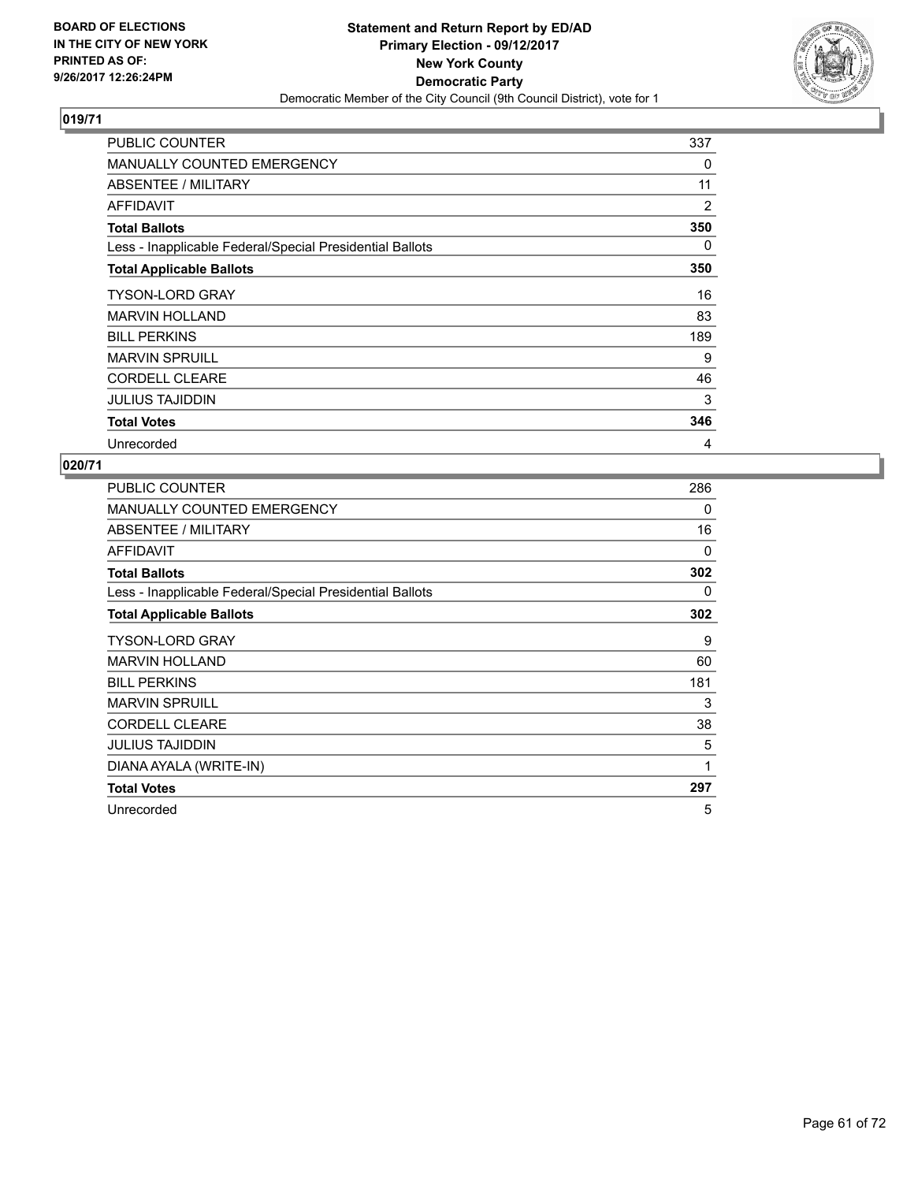**BOARD OF ELECTIONS IN THE CITY OF NEW YORK PRINTED AS OF: 9/26/2017 12:26:24PM**

**Statement and Return Report by ED/AD Primary Election - 09/12/2017 New York County Democratic Party**

Democratic Member of the City Council (9th Council District), vote for 1

## 019/71

| | |
|---|---|
| PUBLIC COUNTER | 337 |
| MANUALLY COUNTED EMERGENCY | 0 |
| ABSENTEE / MILITARY | 11 |
| AFFIDAVIT | 2 |
| **Total Ballots** | **350** |
| Less - Inapplicable Federal/Special Presidential Ballots | 0 |
| **Total Applicable Ballots** | **350** |
| TYSON-LORD GRAY | 16 |
| MARVIN HOLLAND | 83 |
| BILL PERKINS | 189 |
| MARVIN SPRUILL | 9 |
| CORDELL CLEARE | 46 |
| JULIUS TAJIDDIN | 3 |
| **Total Votes** | **346** |
| Unrecorded | 4 |

## 020/71

| | |
|---|---|
| PUBLIC COUNTER | 286 |
| MANUALLY COUNTED EMERGENCY | 0 |
| ABSENTEE / MILITARY | 16 |
| AFFIDAVIT | 0 |
| **Total Ballots** | **302** |
| Less - Inapplicable Federal/Special Presidential Ballots | 0 |
| **Total Applicable Ballots** | **302** |
| TYSON-LORD GRAY | 9 |
| MARVIN HOLLAND | 60 |
| BILL PERKINS | 181 |
| MARVIN SPRUILL | 3 |
| CORDELL CLEARE | 38 |
| JULIUS TAJIDDIN | 5 |
| DIANA AYALA (WRITE-IN) | 1 |
| **Total Votes** | **297** |
| Unrecorded | 5 |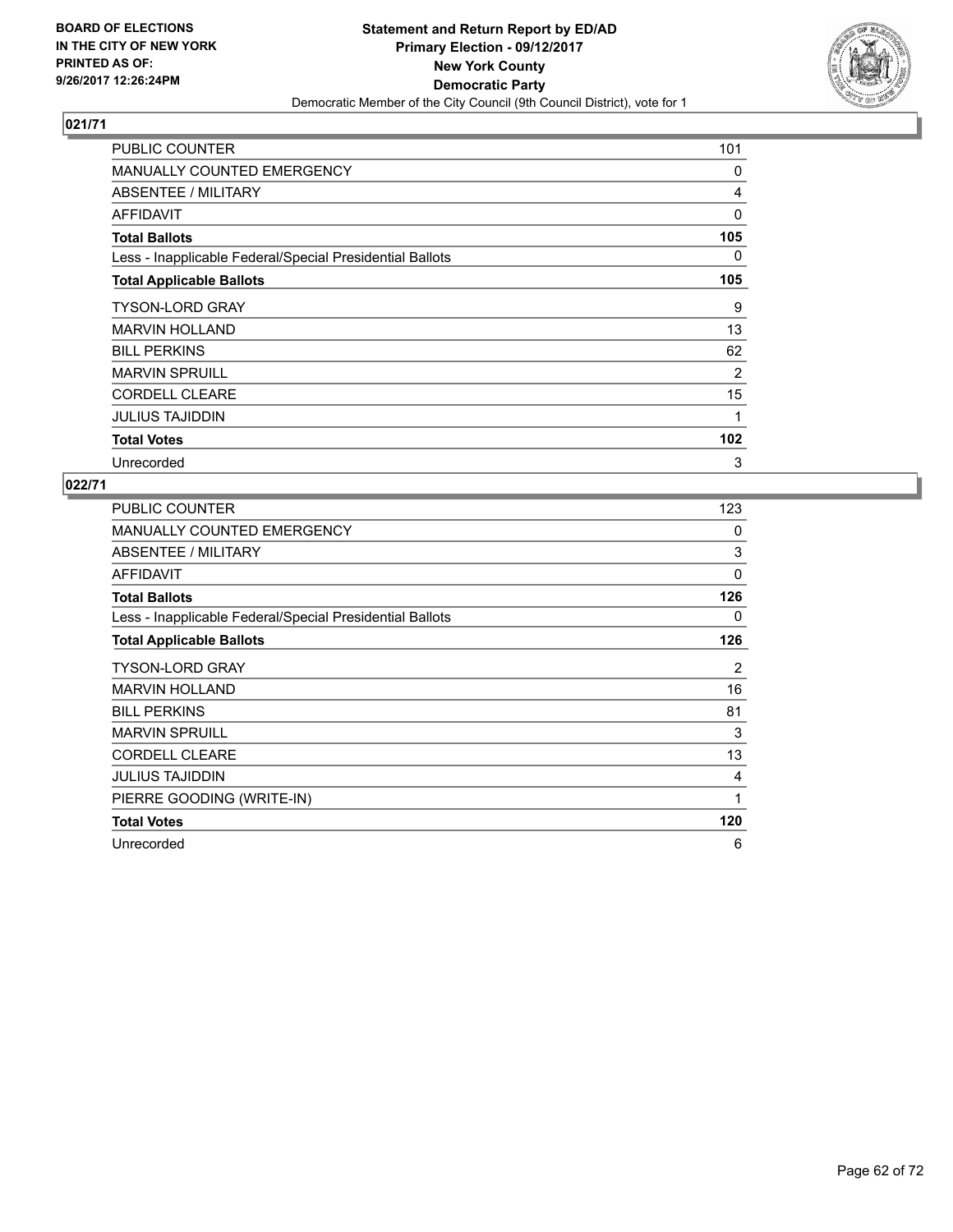**BOARD OF ELECTIONS IN THE CITY OF NEW YORK PRINTED AS OF: 9/26/2017 12:26:24PM**

**Statement and Return Report by ED/AD**
**Primary Election - 09/12/2017**
**New York County**
**Democratic Party**
Democratic Member of the City Council (9th Council District), vote for 1

### 021/71

| | |
|---|---|
| PUBLIC COUNTER | 101 |
| MANUALLY COUNTED EMERGENCY | 0 |
| ABSENTEE / MILITARY | 4 |
| AFFIDAVIT | 0 |
| **Total Ballots** | **105** |
| Less - Inapplicable Federal/Special Presidential Ballots | 0 |
| **Total Applicable Ballots** | **105** |
| TYSON-LORD GRAY | 9 |
| MARVIN HOLLAND | 13 |
| BILL PERKINS | 62 |
| MARVIN SPRUILL | 2 |
| CORDELL CLEARE | 15 |
| JULIUS TAJIDDIN | 1 |
| **Total Votes** | **102** |
| Unrecorded | 3 |

### 022/71

| | |
|---|---|
| PUBLIC COUNTER | 123 |
| MANUALLY COUNTED EMERGENCY | 0 |
| ABSENTEE / MILITARY | 3 |
| AFFIDAVIT | 0 |
| **Total Ballots** | **126** |
| Less - Inapplicable Federal/Special Presidential Ballots | 0 |
| **Total Applicable Ballots** | **126** |
| TYSON-LORD GRAY | 2 |
| MARVIN HOLLAND | 16 |
| BILL PERKINS | 81 |
| MARVIN SPRUILL | 3 |
| CORDELL CLEARE | 13 |
| JULIUS TAJIDDIN | 4 |
| PIERRE GOODING (WRITE-IN) | 1 |
| **Total Votes** | **120** |
| Unrecorded | 6 |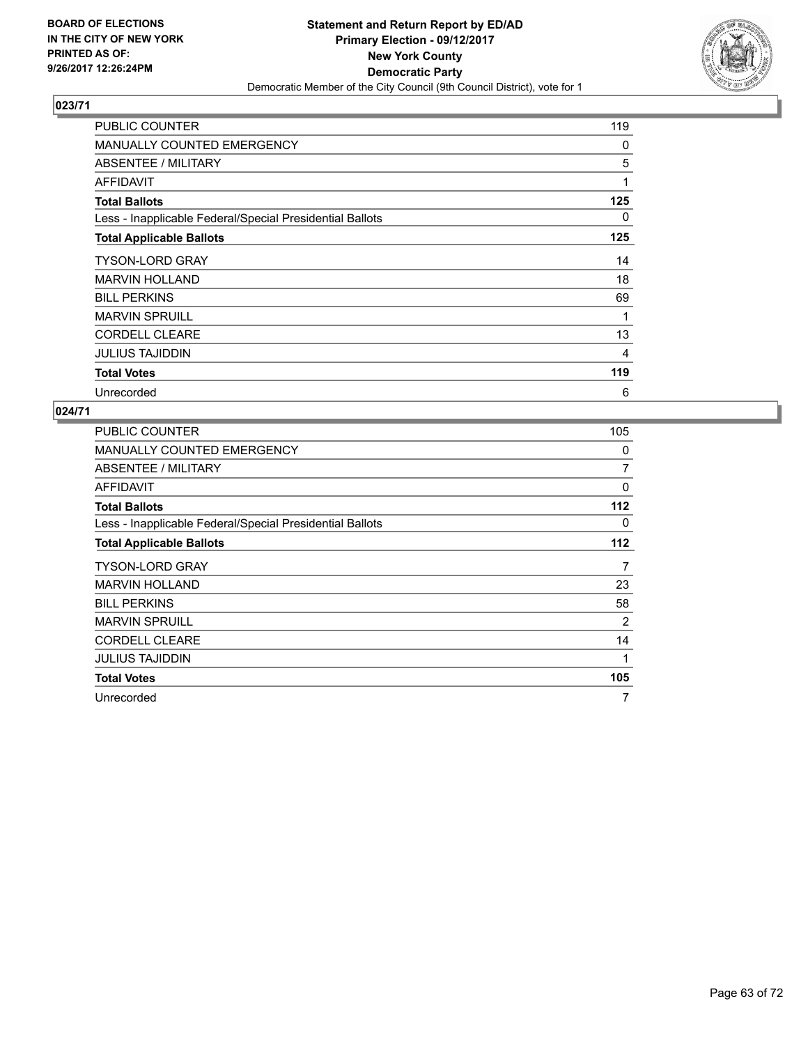BOARD OF ELECTIONS
IN THE CITY OF NEW YORK
PRINTED AS OF:
9/26/2017 12:26:24PM

**Statement and Return Report by ED/AD**
**Primary Election - 09/12/2017**
**New York County**
**Democratic Party**
Democratic Member of the City Council (9th Council District), vote for 1

## 023/71

| | |
|---|---|
| PUBLIC COUNTER | 119 |
| MANUALLY COUNTED EMERGENCY | 0 |
| ABSENTEE / MILITARY | 5 |
| AFFIDAVIT | 1 |
| **Total Ballots** | **125** |
| Less - Inapplicable Federal/Special Presidential Ballots | 0 |
| **Total Applicable Ballots** | **125** |
| TYSON-LORD GRAY | 14 |
| MARVIN HOLLAND | 18 |
| BILL PERKINS | 69 |
| MARVIN SPRUILL | 1 |
| CORDELL CLEARE | 13 |
| JULIUS TAJIDDIN | 4 |
| **Total Votes** | **119** |
| Unrecorded | 6 |

## 024/71

| | |
|---|---|
| PUBLIC COUNTER | 105 |
| MANUALLY COUNTED EMERGENCY | 0 |
| ABSENTEE / MILITARY | 7 |
| AFFIDAVIT | 0 |
| **Total Ballots** | **112** |
| Less - Inapplicable Federal/Special Presidential Ballots | 0 |
| **Total Applicable Ballots** | **112** |
| TYSON-LORD GRAY | 7 |
| MARVIN HOLLAND | 23 |
| BILL PERKINS | 58 |
| MARVIN SPRUILL | 2 |
| CORDELL CLEARE | 14 |
| JULIUS TAJIDDIN | 1 |
| **Total Votes** | **105** |
| Unrecorded | 7 |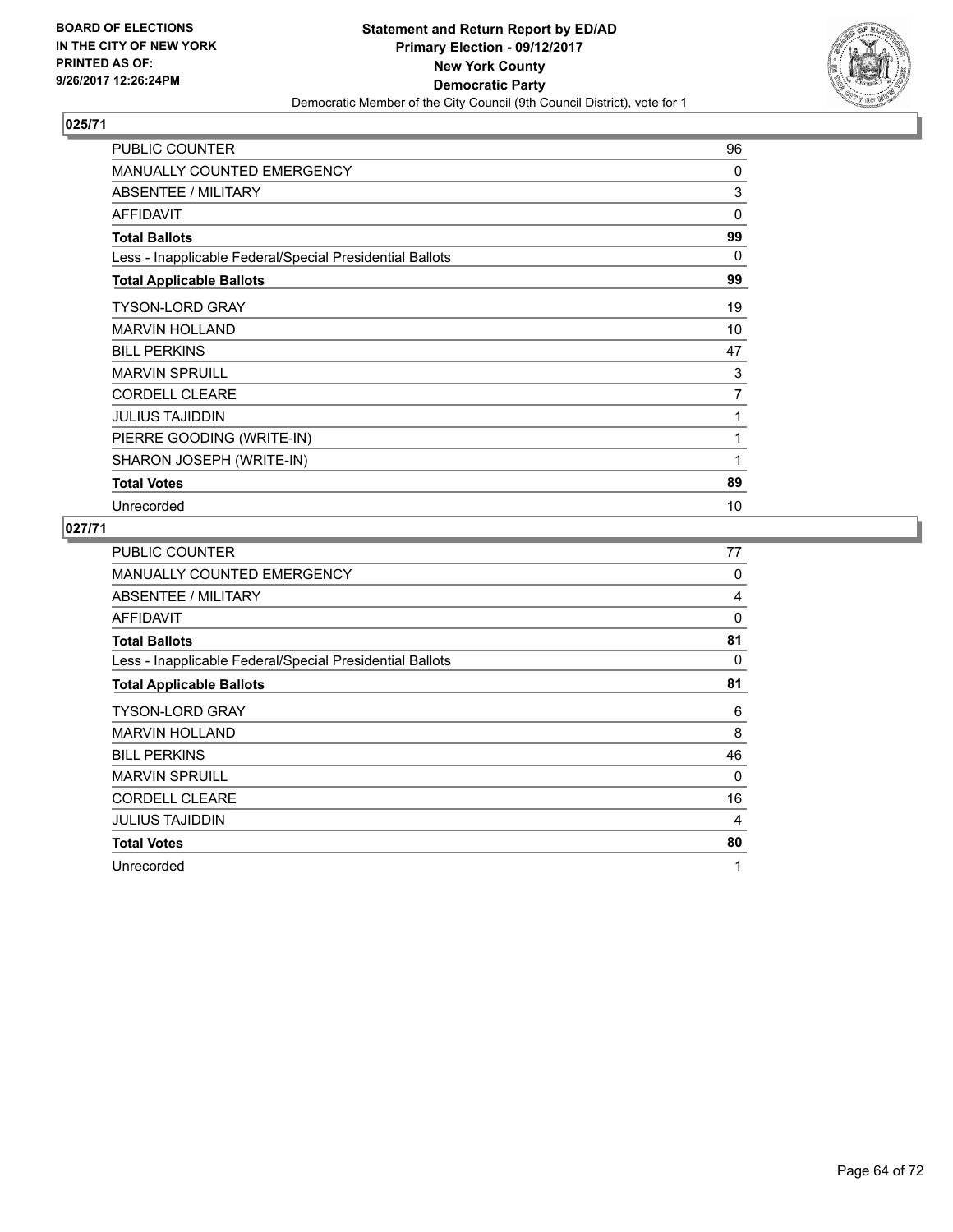BOARD OF ELECTIONS
IN THE CITY OF NEW YORK
PRINTED AS OF:
9/26/2017 12:26:24PM

**Statement and Return Report by ED/AD**
**Primary Election - 09/12/2017**
**New York County**
**Democratic Party**
Democratic Member of the City Council (9th Council District), vote for 1

### 025/71

| | |
|---|---|
| PUBLIC COUNTER | 96 |
| MANUALLY COUNTED EMERGENCY | 0 |
| ABSENTEE / MILITARY | 3 |
| AFFIDAVIT | 0 |
| **Total Ballots** | **99** |
| Less - Inapplicable Federal/Special Presidential Ballots | 0 |
| **Total Applicable Ballots** | **99** |
| TYSON-LORD GRAY | 19 |
| MARVIN HOLLAND | 10 |
| BILL PERKINS | 47 |
| MARVIN SPRUILL | 3 |
| CORDELL CLEARE | 7 |
| JULIUS TAJIDDIN | 1 |
| PIERRE GOODING (WRITE-IN) | 1 |
| SHARON JOSEPH (WRITE-IN) | 1 |
| **Total Votes** | **89** |
| Unrecorded | 10 |

### 027/71

| | |
|---|---|
| PUBLIC COUNTER | 77 |
| MANUALLY COUNTED EMERGENCY | 0 |
| ABSENTEE / MILITARY | 4 |
| AFFIDAVIT | 0 |
| **Total Ballots** | **81** |
| Less - Inapplicable Federal/Special Presidential Ballots | 0 |
| **Total Applicable Ballots** | **81** |
| TYSON-LORD GRAY | 6 |
| MARVIN HOLLAND | 8 |
| BILL PERKINS | 46 |
| MARVIN SPRUILL | 0 |
| CORDELL CLEARE | 16 |
| JULIUS TAJIDDIN | 4 |
| **Total Votes** | **80** |
| Unrecorded | 1 |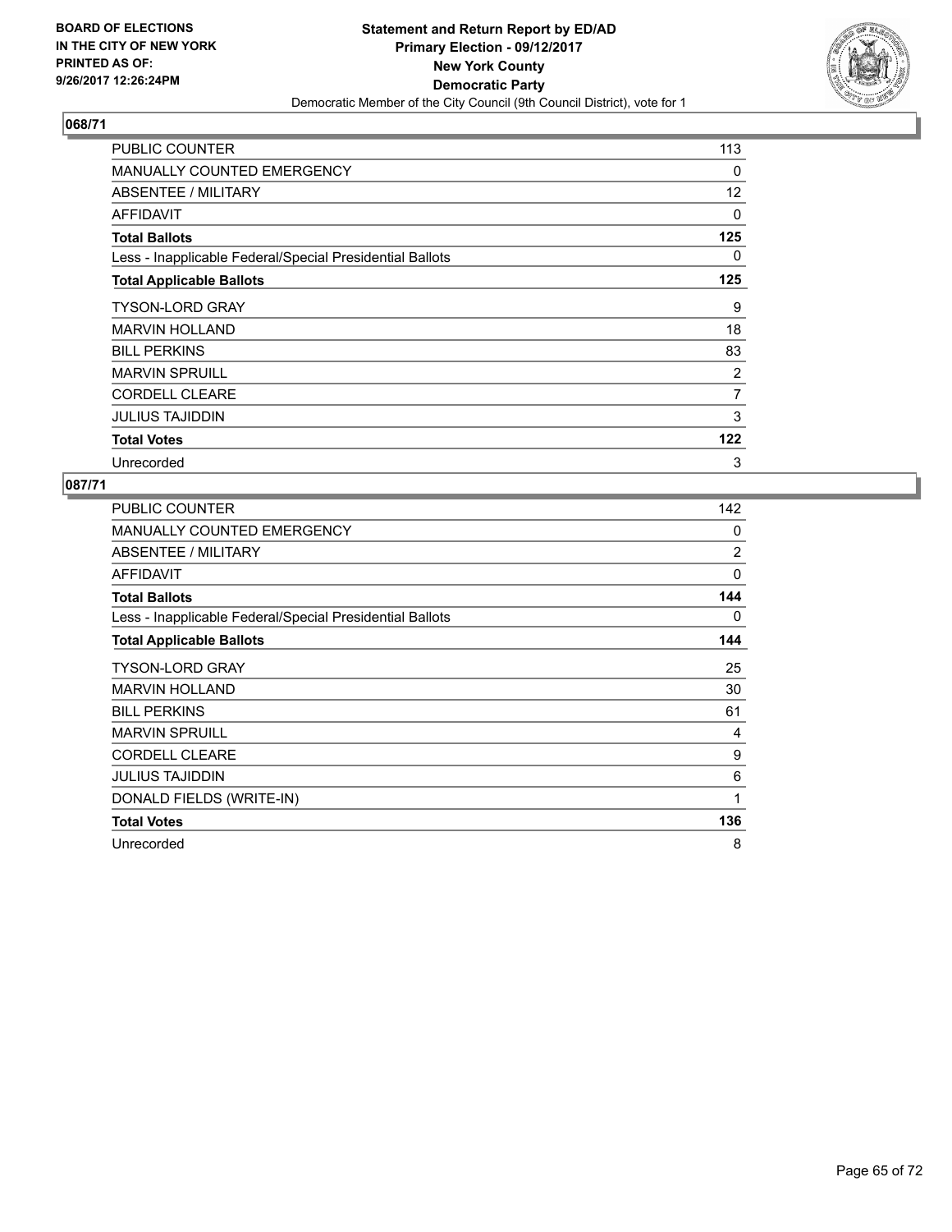**BOARD OF ELECTIONS IN THE CITY OF NEW YORK PRINTED AS OF: 9/26/2017 12:26:24PM**

**Statement and Return Report by ED/AD**
**Primary Election - 09/12/2017**
**New York County**
**Democratic Party**
Democratic Member of the City Council (9th Council District), vote for 1

## 068/71

| | |
|---|---|
| PUBLIC COUNTER | 113 |
| MANUALLY COUNTED EMERGENCY | 0 |
| ABSENTEE / MILITARY | 12 |
| AFFIDAVIT | 0 |
| **Total Ballots** | **125** |
| Less - Inapplicable Federal/Special Presidential Ballots | 0 |
| **Total Applicable Ballots** | **125** |
| TYSON-LORD GRAY | 9 |
| MARVIN HOLLAND | 18 |
| BILL PERKINS | 83 |
| MARVIN SPRUILL | 2 |
| CORDELL CLEARE | 7 |
| JULIUS TAJIDDIN | 3 |
| **Total Votes** | **122** |
| Unrecorded | 3 |

## 087/71

| | |
|---|---|
| PUBLIC COUNTER | 142 |
| MANUALLY COUNTED EMERGENCY | 0 |
| ABSENTEE / MILITARY | 2 |
| AFFIDAVIT | 0 |
| **Total Ballots** | **144** |
| Less - Inapplicable Federal/Special Presidential Ballots | 0 |
| **Total Applicable Ballots** | **144** |
| TYSON-LORD GRAY | 25 |
| MARVIN HOLLAND | 30 |
| BILL PERKINS | 61 |
| MARVIN SPRUILL | 4 |
| CORDELL CLEARE | 9 |
| JULIUS TAJIDDIN | 6 |
| DONALD FIELDS (WRITE-IN) | 1 |
| **Total Votes** | **136** |
| Unrecorded | 8 |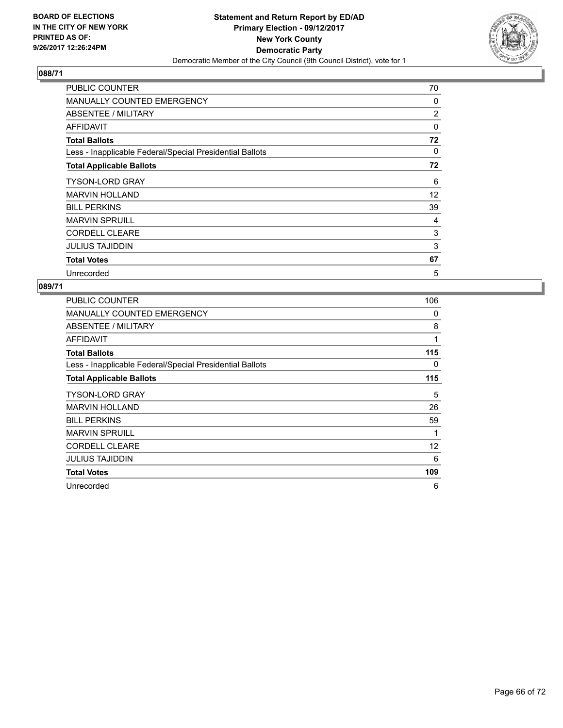BOARD OF ELECTIONS
IN THE CITY OF NEW YORK
PRINTED AS OF:
9/26/2017 12:26:24PM

**Statement and Return Report by ED/AD**
**Primary Election - 09/12/2017**
**New York County**
**Democratic Party**
Democratic Member of the City Council (9th Council District), vote for 1

## 088/71

| | |
|---|---|
| PUBLIC COUNTER | 70 |
| MANUALLY COUNTED EMERGENCY | 0 |
| ABSENTEE / MILITARY | 2 |
| AFFIDAVIT | 0 |
| **Total Ballots** | **72** |
| Less - Inapplicable Federal/Special Presidential Ballots | 0 |
| **Total Applicable Ballots** | **72** |
| TYSON-LORD GRAY | 6 |
| MARVIN HOLLAND | 12 |
| BILL PERKINS | 39 |
| MARVIN SPRUILL | 4 |
| CORDELL CLEARE | 3 |
| JULIUS TAJIDDIN | 3 |
| **Total Votes** | **67** |
| Unrecorded | 5 |

## 089/71

| | |
|---|---|
| PUBLIC COUNTER | 106 |
| MANUALLY COUNTED EMERGENCY | 0 |
| ABSENTEE / MILITARY | 8 |
| AFFIDAVIT | 1 |
| **Total Ballots** | **115** |
| Less - Inapplicable Federal/Special Presidential Ballots | 0 |
| **Total Applicable Ballots** | **115** |
| TYSON-LORD GRAY | 5 |
| MARVIN HOLLAND | 26 |
| BILL PERKINS | 59 |
| MARVIN SPRUILL | 1 |
| CORDELL CLEARE | 12 |
| JULIUS TAJIDDIN | 6 |
| **Total Votes** | **109** |
| Unrecorded | 6 |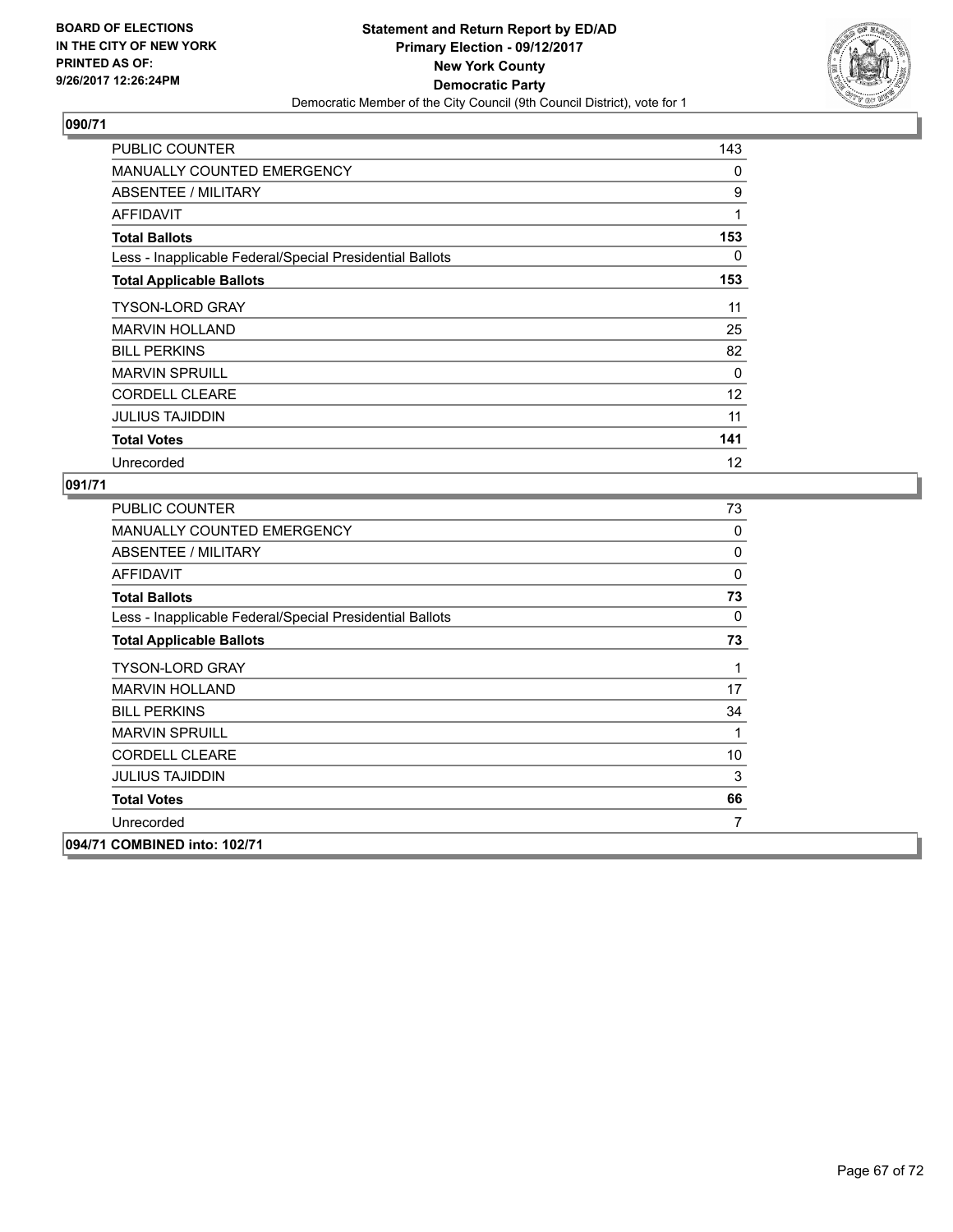**BOARD OF ELECTIONS IN THE CITY OF NEW YORK PRINTED AS OF: 9/26/2017 12:26:24PM**

**Statement and Return Report by ED/AD**
**Primary Election - 09/12/2017**
**New York County**
**Democratic Party**
Democratic Member of the City Council (9th Council District), vote for 1

## 090/71

| | |
|---|---|
| PUBLIC COUNTER | 143 |
| MANUALLY COUNTED EMERGENCY | 0 |
| ABSENTEE / MILITARY | 9 |
| AFFIDAVIT | 1 |
| **Total Ballots** | **153** |
| Less - Inapplicable Federal/Special Presidential Ballots | 0 |
| **Total Applicable Ballots** | **153** |
| TYSON-LORD GRAY | 11 |
| MARVIN HOLLAND | 25 |
| BILL PERKINS | 82 |
| MARVIN SPRUILL | 0 |
| CORDELL CLEARE | 12 |
| JULIUS TAJIDDIN | 11 |
| **Total Votes** | **141** |
| Unrecorded | 12 |

## 091/71

| | |
|---|---|
| PUBLIC COUNTER | 73 |
| MANUALLY COUNTED EMERGENCY | 0 |
| ABSENTEE / MILITARY | 0 |
| AFFIDAVIT | 0 |
| **Total Ballots** | **73** |
| Less - Inapplicable Federal/Special Presidential Ballots | 0 |
| **Total Applicable Ballots** | **73** |
| TYSON-LORD GRAY | 1 |
| MARVIN HOLLAND | 17 |
| BILL PERKINS | 34 |
| MARVIN SPRUILL | 1 |
| CORDELL CLEARE | 10 |
| JULIUS TAJIDDIN | 3 |
| **Total Votes** | **66** |
| Unrecorded | 7 |

## 094/71 COMBINED into: 102/71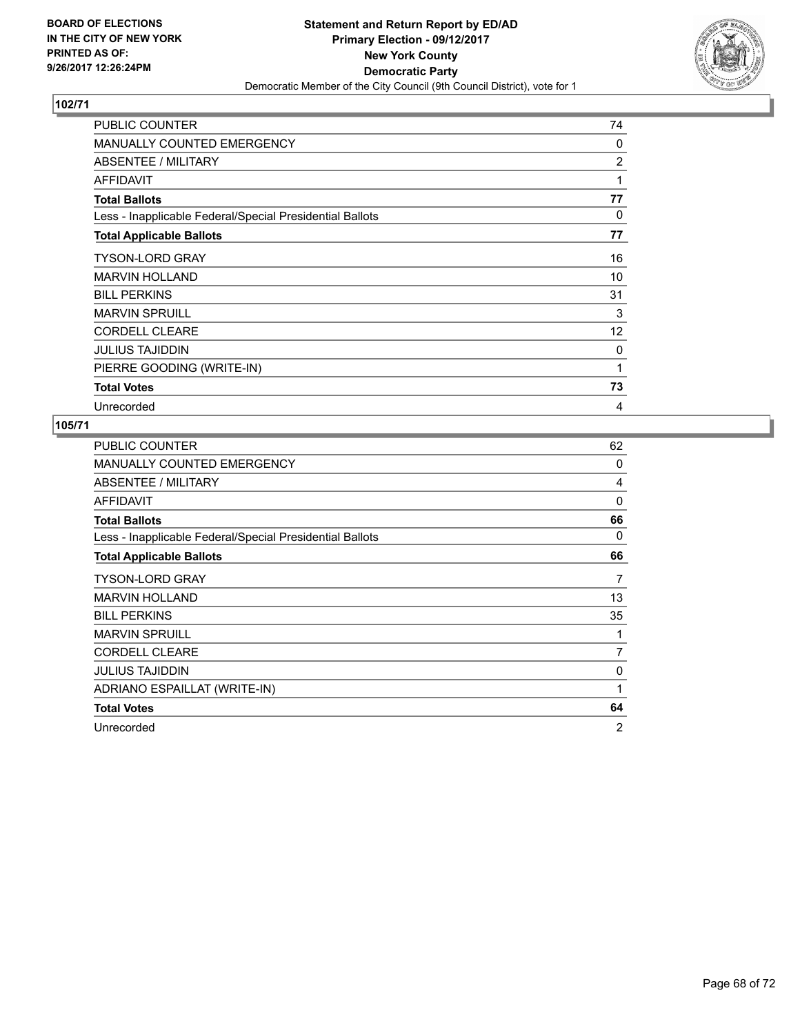BOARD OF ELECTIONS
IN THE CITY OF NEW YORK
PRINTED AS OF:
9/26/2017 12:26:24PM

**Statement and Return Report by ED/AD**
**Primary Election - 09/12/2017**
**New York County**
**Democratic Party**
Democratic Member of the City Council (9th Council District), vote for 1

## 102/71

| | |
|---|---|
| PUBLIC COUNTER | 74 |
| MANUALLY COUNTED EMERGENCY | 0 |
| ABSENTEE / MILITARY | 2 |
| AFFIDAVIT | 1 |
| **Total Ballots** | **77** |
| Less - Inapplicable Federal/Special Presidential Ballots | 0 |
| **Total Applicable Ballots** | **77** |
| TYSON-LORD GRAY | 16 |
| MARVIN HOLLAND | 10 |
| BILL PERKINS | 31 |
| MARVIN SPRUILL | 3 |
| CORDELL CLEARE | 12 |
| JULIUS TAJIDDIN | 0 |
| PIERRE GOODING (WRITE-IN) | 1 |
| **Total Votes** | **73** |
| Unrecorded | 4 |

## 105/71

| | |
|---|---|
| PUBLIC COUNTER | 62 |
| MANUALLY COUNTED EMERGENCY | 0 |
| ABSENTEE / MILITARY | 4 |
| AFFIDAVIT | 0 |
| **Total Ballots** | **66** |
| Less - Inapplicable Federal/Special Presidential Ballots | 0 |
| **Total Applicable Ballots** | **66** |
| TYSON-LORD GRAY | 7 |
| MARVIN HOLLAND | 13 |
| BILL PERKINS | 35 |
| MARVIN SPRUILL | 1 |
| CORDELL CLEARE | 7 |
| JULIUS TAJIDDIN | 0 |
| ADRIANO ESPAILLAT (WRITE-IN) | 1 |
| **Total Votes** | **64** |
| Unrecorded | 2 |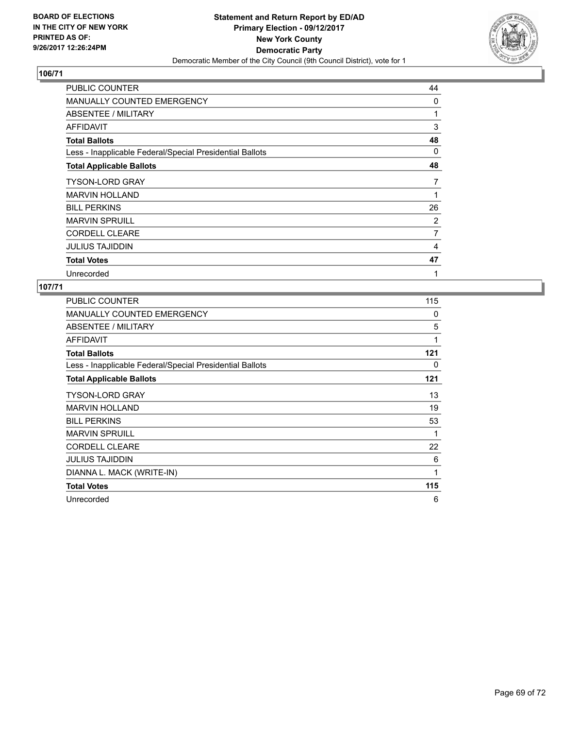BOARD OF ELECTIONS
IN THE CITY OF NEW YORK
PRINTED AS OF:
9/26/2017 12:26:24PM

**Statement and Return Report by ED/AD**
**Primary Election - 09/12/2017**
**New York County**
**Democratic Party**
Democratic Member of the City Council (9th Council District), vote for 1

## 106/71

| | |
|---|---|
| PUBLIC COUNTER | 44 |
| MANUALLY COUNTED EMERGENCY | 0 |
| ABSENTEE / MILITARY | 1 |
| AFFIDAVIT | 3 |
| **Total Ballots** | **48** |
| Less - Inapplicable Federal/Special Presidential Ballots | 0 |
| **Total Applicable Ballots** | **48** |
| TYSON-LORD GRAY | 7 |
| MARVIN HOLLAND | 1 |
| BILL PERKINS | 26 |
| MARVIN SPRUILL | 2 |
| CORDELL CLEARE | 7 |
| JULIUS TAJIDDIN | 4 |
| **Total Votes** | **47** |
| Unrecorded | 1 |

## 107/71

| | |
|---|---|
| PUBLIC COUNTER | 115 |
| MANUALLY COUNTED EMERGENCY | 0 |
| ABSENTEE / MILITARY | 5 |
| AFFIDAVIT | 1 |
| **Total Ballots** | **121** |
| Less - Inapplicable Federal/Special Presidential Ballots | 0 |
| **Total Applicable Ballots** | **121** |
| TYSON-LORD GRAY | 13 |
| MARVIN HOLLAND | 19 |
| BILL PERKINS | 53 |
| MARVIN SPRUILL | 1 |
| CORDELL CLEARE | 22 |
| JULIUS TAJIDDIN | 6 |
| DIANNA L. MACK (WRITE-IN) | 1 |
| **Total Votes** | **115** |
| Unrecorded | 6 |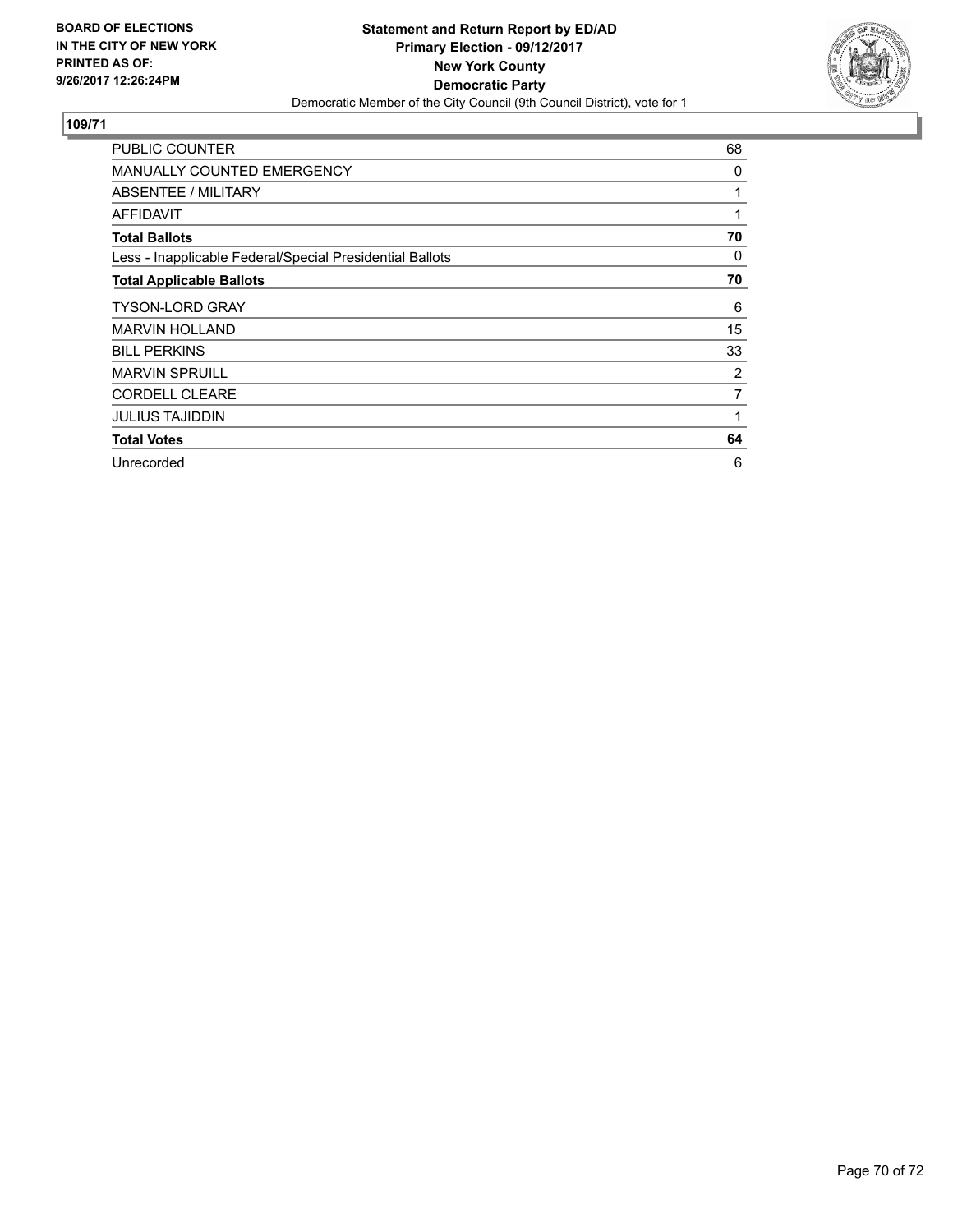BOARD OF ELECTIONS
IN THE CITY OF NEW YORK
PRINTED AS OF:
9/26/2017 12:26:24PM

**Statement and Return Report by ED/AD**
**Primary Election - 09/12/2017**
**New York County**
**Democratic Party**
Democratic Member of the City Council (9th Council District), vote for 1

**109/71**

| | |
|---|---|
| PUBLIC COUNTER | 68 |
| MANUALLY COUNTED EMERGENCY | 0 |
| ABSENTEE / MILITARY | 1 |
| AFFIDAVIT | 1 |
| **Total Ballots** | **70** |
| Less - Inapplicable Federal/Special Presidential Ballots | 0 |
| **Total Applicable Ballots** | **70** |
| TYSON-LORD GRAY | 6 |
| MARVIN HOLLAND | 15 |
| BILL PERKINS | 33 |
| MARVIN SPRUILL | 2 |
| CORDELL CLEARE | 7 |
| JULIUS TAJIDDIN | 1 |
| **Total Votes** | **64** |
| Unrecorded | 6 |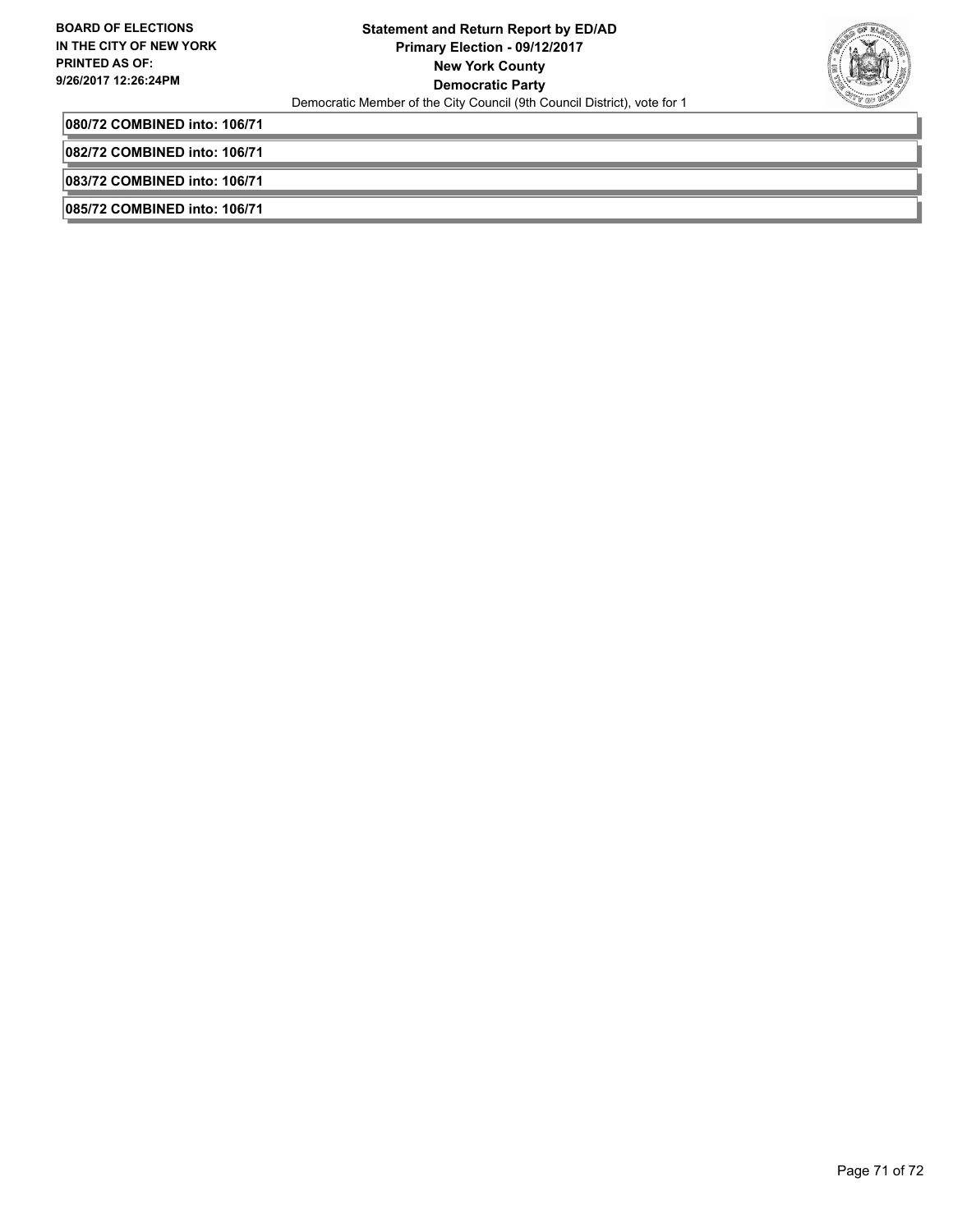**080/72 COMBINED into: 106/71**

**082/72 COMBINED into: 106/71**

**083/72 COMBINED into: 106/71**

**085/72 COMBINED into: 106/71**